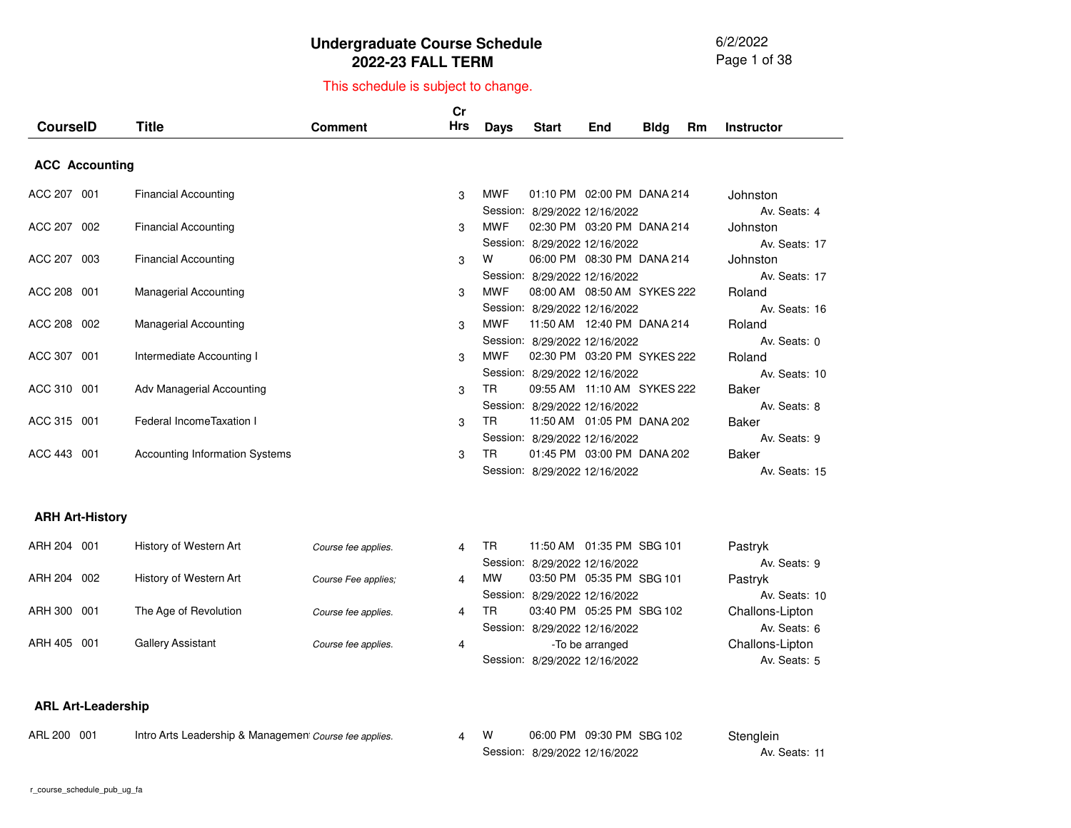# Undergraduate Course Schedule
## 2022-23 FALL TERM

6/2/2022

This schedule is subject to change.

| CourseID | Title | Comment | Cr Hrs | Days | Start | End | Bldg | Rm | Instructor |
|---|---|---|---|---|---|---|---|---|---|
| **ACC Accounting** | | | | | | | | | |
| ACC 207 001 | Financial Accounting | | 3 | MWF | 01:10 PM | 02:00 PM | DANA | 214 | Johnston |
| | | | | Session: | 8/29/2022 | 12/16/2022 | | | Av. Seats: 4 |
| ACC 207 002 | Financial Accounting | | 3 | MWF | 02:30 PM | 03:20 PM | DANA | 214 | Johnston |
| | | | | Session: | 8/29/2022 | 12/16/2022 | | | Av. Seats: 17 |
| ACC 207 003 | Financial Accounting | | 3 | W | 06:00 PM | 08:30 PM | DANA | 214 | Johnston |
| | | | | Session: | 8/29/2022 | 12/16/2022 | | | Av. Seats: 17 |
| ACC 208 001 | Managerial Accounting | | 3 | MWF | 08:00 AM | 08:50 AM | SYKES | 222 | Roland |
| | | | | Session: | 8/29/2022 | 12/16/2022 | | | Av. Seats: 16 |
| ACC 208 002 | Managerial Accounting | | 3 | MWF | 11:50 AM | 12:40 PM | DANA | 214 | Roland |
| | | | | Session: | 8/29/2022 | 12/16/2022 | | | Av. Seats: 0 |
| ACC 307 001 | Intermediate Accounting I | | 3 | MWF | 02:30 PM | 03:20 PM | SYKES | 222 | Roland |
| | | | | Session: | 8/29/2022 | 12/16/2022 | | | Av. Seats: 10 |
| ACC 310 001 | Adv Managerial Accounting | | 3 | TR | 09:55 AM | 11:10 AM | SYKES | 222 | Baker |
| | | | | Session: | 8/29/2022 | 12/16/2022 | | | Av. Seats: 8 |
| ACC 315 001 | Federal IncomeTaxation I | | 3 | TR | 11:50 AM | 01:05 PM | DANA | 202 | Baker |
| | | | | Session: | 8/29/2022 | 12/16/2022 | | | Av. Seats: 9 |
| ACC 443 001 | Accounting Information Systems | | 3 | TR | 01:45 PM | 03:00 PM | DANA | 202 | Baker |
| | | | | Session: | 8/29/2022 | 12/16/2022 | | | Av. Seats: 15 |
| **ARH Art-History** | | | | | | | | | |
| ARH 204 001 | History of Western Art | *Course fee applies.* | 4 | TR | 11:50 AM | 01:35 PM | SBG | 101 | Pastryk |
| | | | | Session: | 8/29/2022 | 12/16/2022 | | | Av. Seats: 9 |
| ARH 204 002 | History of Western Art | *Course Fee applies;* | 4 | MW | 03:50 PM | 05:35 PM | SBG | 101 | Pastryk |
| | | | | Session: | 8/29/2022 | 12/16/2022 | | | Av. Seats: 10 |
| ARH 300 001 | The Age of Revolution | *Course fee applies.* | 4 | TR | 03:40 PM | 05:25 PM | SBG | 102 | Challons-Lipton |
| | | | | Session: | 8/29/2022 | 12/16/2022 | | | Av. Seats: 6 |
| ARH 405 001 | Gallery Assistant | *Course fee applies.* | 4 | | -To be arranged | | | | Challons-Lipton |
| | | | | Session: | 8/29/2022 | 12/16/2022 | | | Av. Seats: 5 |
| **ARL Art-Leadership** | | | | | | | | | |
| ARL 200 001 | Intro Arts Leadership & Managemen | *Course fee applies.* | 4 | W | 06:00 PM | 09:30 PM | SBG | 102 | Stenglein |
| | | | | Session: | 8/29/2022 | 12/16/2022 | | | Av. Seats: 11 |

r_course_schedule_pub_ug_fa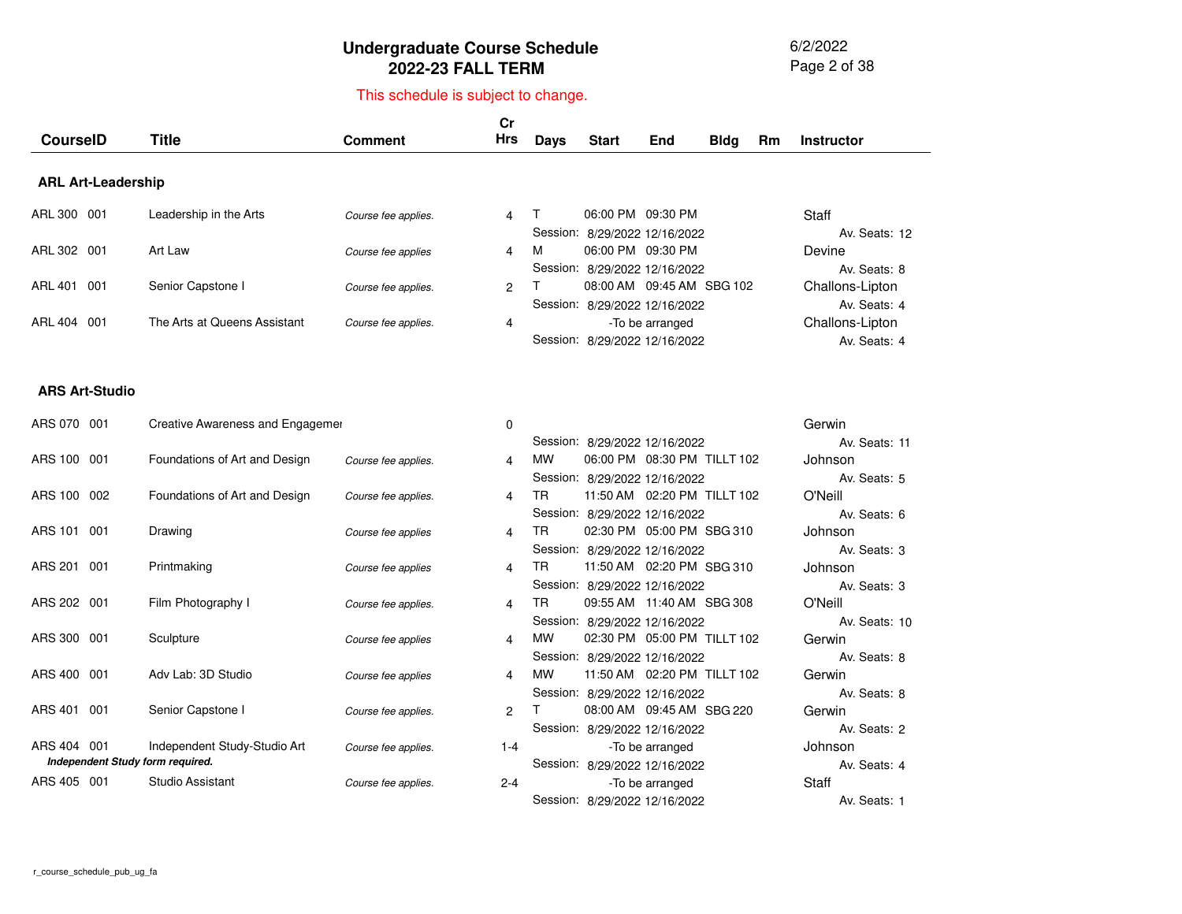# Undergraduate Course Schedule
## 2022-23 FALL TERM

6/2/2022

This schedule is subject to change.

### ARL Art-Leadership

| CourseID | Title | Comment | Cr Hrs | Days | Start | End | Bldg | Rm | Instructor |
|---|---|---|---|---|---|---|---|---|---|
| ARL 300 001 | Leadership in the Arts | *Course fee applies.* | 4 | T | 06:00 PM | 09:30 PM | | | Staff |
| | | | | Session: | 8/29/2022 | 12/16/2022 | | | Av. Seats: 12 |
| ARL 302 001 | Art Law | *Course fee applies* | 4 | M | 06:00 PM | 09:30 PM | | | Devine |
| | | | | Session: | 8/29/2022 | 12/16/2022 | | | Av. Seats: 8 |
| ARL 401 001 | Senior Capstone I | *Course fee applies.* | 2 | T | 08:00 AM | 09:45 AM | SBG | 102 | Challons-Lipton |
| | | | | Session: | 8/29/2022 | 12/16/2022 | | | Av. Seats: 4 |
| ARL 404 001 | The Arts at Queens Assistant | *Course fee applies.* | 4 | | -To be arranged | | | | Challons-Lipton |
| | | | | Session: | 8/29/2022 | 12/16/2022 | | | Av. Seats: 4 |

### ARS Art-Studio

| CourseID | Title | Comment | Cr Hrs | Days | Start | End | Bldg | Rm | Instructor |
|---|---|---|---|---|---|---|---|---|---|
| ARS 070 001 | Creative Awareness and Engagemer | | 0 | | | | | | Gerwin |
| | | | | Session: | 8/29/2022 | 12/16/2022 | | | Av. Seats: 11 |
| ARS 100 001 | Foundations of Art and Design | *Course fee applies.* | 4 | MW | 06:00 PM | 08:30 PM | TILLT | 102 | Johnson |
| | | | | Session: | 8/29/2022 | 12/16/2022 | | | Av. Seats: 5 |
| ARS 100 002 | Foundations of Art and Design | *Course fee applies.* | 4 | TR | 11:50 AM | 02:20 PM | TILLT | 102 | O'Neill |
| | | | | Session: | 8/29/2022 | 12/16/2022 | | | Av. Seats: 6 |
| ARS 101 001 | Drawing | *Course fee applies* | 4 | TR | 02:30 PM | 05:00 PM | SBG | 310 | Johnson |
| | | | | Session: | 8/29/2022 | 12/16/2022 | | | Av. Seats: 3 |
| ARS 201 001 | Printmaking | *Course fee applies* | 4 | TR | 11:50 AM | 02:20 PM | SBG | 310 | Johnson |
| | | | | Session: | 8/29/2022 | 12/16/2022 | | | Av. Seats: 3 |
| ARS 202 001 | Film Photography I | *Course fee applies.* | 4 | TR | 09:55 AM | 11:40 AM | SBG | 308 | O'Neill |
| | | | | Session: | 8/29/2022 | 12/16/2022 | | | Av. Seats: 10 |
| ARS 300 001 | Sculpture | *Course fee applies* | 4 | MW | 02:30 PM | 05:00 PM | TILLT | 102 | Gerwin |
| | | | | Session: | 8/29/2022 | 12/16/2022 | | | Av. Seats: 8 |
| ARS 400 001 | Adv Lab: 3D Studio | *Course fee applies* | 4 | MW | 11:50 AM | 02:20 PM | TILLT | 102 | Gerwin |
| | | | | Session: | 8/29/2022 | 12/16/2022 | | | Av. Seats: 8 |
| ARS 401 001 | Senior Capstone I | *Course fee applies.* | 2 | T | 08:00 AM | 09:45 AM | SBG | 220 | Gerwin |
| | | | | Session: | 8/29/2022 | 12/16/2022 | | | Av. Seats: 2 |
| ARS 404 001 | Independent Study-Studio Art | *Course fee applies.* | 1-4 | | -To be arranged | | | | Johnson |
| ***Independent Study form required.*** | | | | Session: | 8/29/2022 | 12/16/2022 | | | Av. Seats: 4 |
| ARS 405 001 | Studio Assistant | *Course fee applies.* | 2-4 | | -To be arranged | | | | Staff |
| | | | | Session: | 8/29/2022 | 12/16/2022 | | | Av. Seats: 1 |

r_course_schedule_pub_ug_fa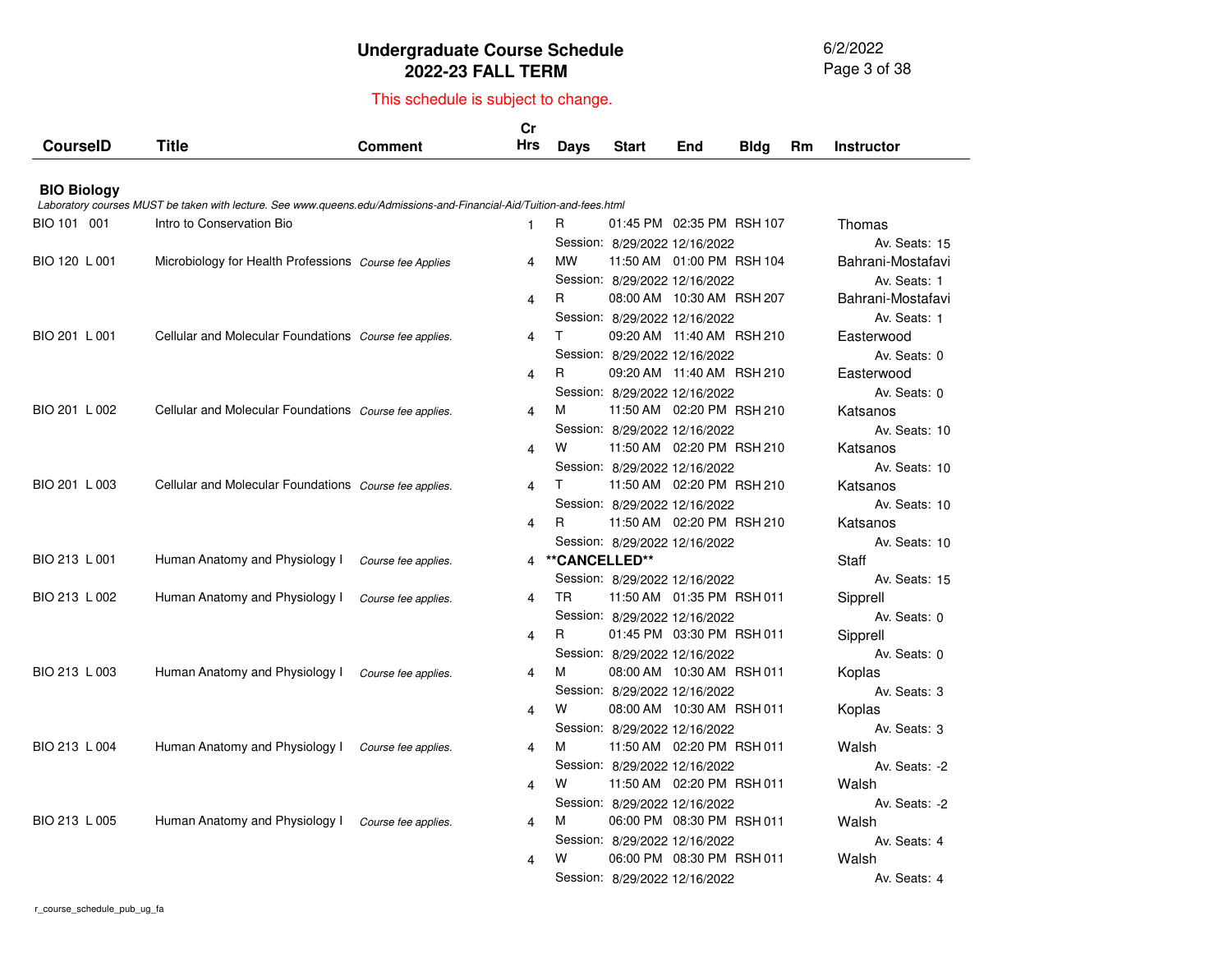# Undergraduate Course Schedule
## 2022-23 FALL TERM

This schedule is subject to change.

| CourseID | Title | Comment | Cr Hrs | Days | Start | End | Bldg | Rm | Instructor |
|---|---|---|---|---|---|---|---|---|---|

### BIO Biology

*Laboratory courses MUST be taken with lecture. See www.queens.edu/Admissions-and-Financial-Aid/Tuition-and-fees.html*

| CourseID | Title | Comment | Cr Hrs | Days | Start | End | Bldg | Rm | Instructor |
|---|---|---|---|---|---|---|---|---|---|
| BIO 101 001 | Intro to Conservation Bio | | 1 | R | 01:45 PM | 02:35 PM | RSH | 107 | Thomas |
| | | | | Session: | 8/29/2022 | 12/16/2022 | | | Av. Seats: 15 |
| BIO 120 L 001 | Microbiology for Health Professions | *Course fee Applies* | 4 | MW | 11:50 AM | 01:00 PM | RSH | 104 | Bahrani-Mostafavi |
| | | | | Session: | 8/29/2022 | 12/16/2022 | | | Av. Seats: 1 |
| | | | 4 | R | 08:00 AM | 10:30 AM | RSH | 207 | Bahrani-Mostafavi |
| | | | | Session: | 8/29/2022 | 12/16/2022 | | | Av. Seats: 1 |
| BIO 201 L 001 | Cellular and Molecular Foundations | *Course fee applies.* | 4 | T | 09:20 AM | 11:40 AM | RSH | 210 | Easterwood |
| | | | | Session: | 8/29/2022 | 12/16/2022 | | | Av. Seats: 0 |
| | | | 4 | R | 09:20 AM | 11:40 AM | RSH | 210 | Easterwood |
| | | | | Session: | 8/29/2022 | 12/16/2022 | | | Av. Seats: 0 |
| BIO 201 L 002 | Cellular and Molecular Foundations | *Course fee applies.* | 4 | M | 11:50 AM | 02:20 PM | RSH | 210 | Katsanos |
| | | | | Session: | 8/29/2022 | 12/16/2022 | | | Av. Seats: 10 |
| | | | 4 | W | 11:50 AM | 02:20 PM | RSH | 210 | Katsanos |
| | | | | Session: | 8/29/2022 | 12/16/2022 | | | Av. Seats: 10 |
| BIO 201 L 003 | Cellular and Molecular Foundations | *Course fee applies.* | 4 | T | 11:50 AM | 02:20 PM | RSH | 210 | Katsanos |
| | | | | Session: | 8/29/2022 | 12/16/2022 | | | Av. Seats: 10 |
| | | | 4 | R | 11:50 AM | 02:20 PM | RSH | 210 | Katsanos |
| | | | | Session: | 8/29/2022 | 12/16/2022 | | | Av. Seats: 10 |
| BIO 213 L 001 | Human Anatomy and Physiology I | *Course fee applies.* | 4 | **\*\*CANCELLED\*\*** | | | | | Staff |
| | | | | Session: | 8/29/2022 | 12/16/2022 | | | Av. Seats: 15 |
| BIO 213 L 002 | Human Anatomy and Physiology I | *Course fee applies.* | 4 | TR | 11:50 AM | 01:35 PM | RSH | 011 | Sipprell |
| | | | | Session: | 8/29/2022 | 12/16/2022 | | | Av. Seats: 0 |
| | | | 4 | R | 01:45 PM | 03:30 PM | RSH | 011 | Sipprell |
| | | | | Session: | 8/29/2022 | 12/16/2022 | | | Av. Seats: 0 |
| BIO 213 L 003 | Human Anatomy and Physiology I | *Course fee applies.* | 4 | M | 08:00 AM | 10:30 AM | RSH | 011 | Koplas |
| | | | | Session: | 8/29/2022 | 12/16/2022 | | | Av. Seats: 3 |
| | | | 4 | W | 08:00 AM | 10:30 AM | RSH | 011 | Koplas |
| | | | | Session: | 8/29/2022 | 12/16/2022 | | | Av. Seats: 3 |
| BIO 213 L 004 | Human Anatomy and Physiology I | *Course fee applies.* | 4 | M | 11:50 AM | 02:20 PM | RSH | 011 | Walsh |
| | | | | Session: | 8/29/2022 | 12/16/2022 | | | Av. Seats: -2 |
| | | | 4 | W | 11:50 AM | 02:20 PM | RSH | 011 | Walsh |
| | | | | Session: | 8/29/2022 | 12/16/2022 | | | Av. Seats: -2 |
| BIO 213 L 005 | Human Anatomy and Physiology I | *Course fee applies.* | 4 | M | 06:00 PM | 08:30 PM | RSH | 011 | Walsh |
| | | | | Session: | 8/29/2022 | 12/16/2022 | | | Av. Seats: 4 |
| | | | 4 | W | 06:00 PM | 08:30 PM | RSH | 011 | Walsh |
| | | | | Session: | 8/29/2022 | 12/16/2022 | | | Av. Seats: 4 |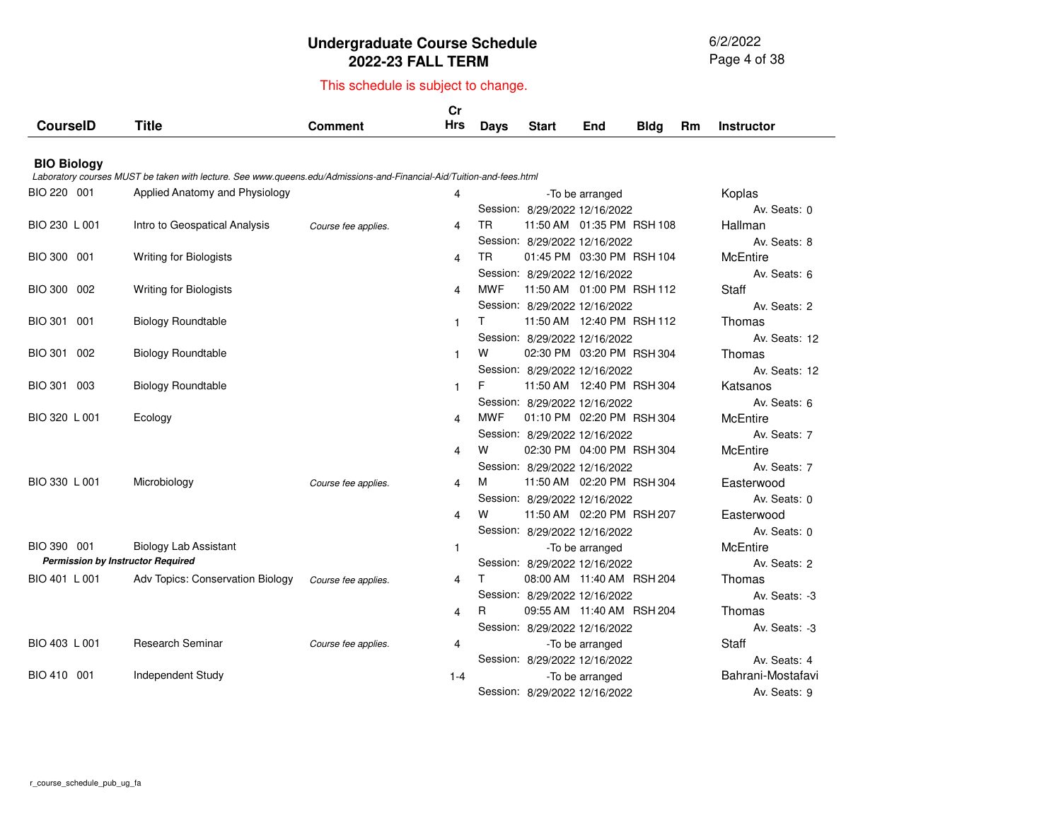# Undergraduate Course Schedule
## 2022-23 FALL TERM

This schedule is subject to change.

### BIO Biology

*Laboratory courses MUST be taken with lecture. See www.queens.edu/Admissions-and-Financial-Aid/Tuition-and-fees.html*

| CourseID | Title | Comment | Cr Hrs | Days | Start | End | Bldg | Rm | Instructor |
|---|---|---|---|---|---|---|---|---|---|
| BIO 220 001 | Applied Anatomy and Physiology | | 4 | | -To be arranged | | | | Koplas |
| | | | | Session: | 8/29/2022 | 12/16/2022 | | | Av. Seats: 0 |
| BIO 230 L 001 | Intro to Geospatical Analysis | *Course fee applies.* | 4 | TR | 11:50 AM | 01:35 PM | RSH | 108 | Hallman |
| | | | | Session: | 8/29/2022 | 12/16/2022 | | | Av. Seats: 8 |
| BIO 300 001 | Writing for Biologists | | 4 | TR | 01:45 PM | 03:30 PM | RSH | 104 | McEntire |
| | | | | Session: | 8/29/2022 | 12/16/2022 | | | Av. Seats: 6 |
| BIO 300 002 | Writing for Biologists | | 4 | MWF | 11:50 AM | 01:00 PM | RSH | 112 | Staff |
| | | | | Session: | 8/29/2022 | 12/16/2022 | | | Av. Seats: 2 |
| BIO 301 001 | Biology Roundtable | | 1 | T | 11:50 AM | 12:40 PM | RSH | 112 | Thomas |
| | | | | Session: | 8/29/2022 | 12/16/2022 | | | Av. Seats: 12 |
| BIO 301 002 | Biology Roundtable | | 1 | W | 02:30 PM | 03:20 PM | RSH | 304 | Thomas |
| | | | | Session: | 8/29/2022 | 12/16/2022 | | | Av. Seats: 12 |
| BIO 301 003 | Biology Roundtable | | 1 | F | 11:50 AM | 12:40 PM | RSH | 304 | Katsanos |
| | | | | Session: | 8/29/2022 | 12/16/2022 | | | Av. Seats: 6 |
| BIO 320 L 001 | Ecology | | 4 | MWF | 01:10 PM | 02:20 PM | RSH | 304 | McEntire |
| | | | | Session: | 8/29/2022 | 12/16/2022 | | | Av. Seats: 7 |
| | | | 4 | W | 02:30 PM | 04:00 PM | RSH | 304 | McEntire |
| | | | | Session: | 8/29/2022 | 12/16/2022 | | | Av. Seats: 7 |
| BIO 330 L 001 | Microbiology | *Course fee applies.* | 4 | M | 11:50 AM | 02:20 PM | RSH | 304 | Easterwood |
| | | | | Session: | 8/29/2022 | 12/16/2022 | | | Av. Seats: 0 |
| | | | 4 | W | 11:50 AM | 02:20 PM | RSH | 207 | Easterwood |
| | | | | Session: | 8/29/2022 | 12/16/2022 | | | Av. Seats: 0 |
| BIO 390 001 | Biology Lab Assistant | | 1 | | -To be arranged | | | | McEntire |
| ***Permission by Instructor Required*** | | | | Session: | 8/29/2022 | 12/16/2022 | | | Av. Seats: 2 |
| BIO 401 L 001 | Adv Topics: Conservation Biology | *Course fee applies.* | 4 | T | 08:00 AM | 11:40 AM | RSH | 204 | Thomas |
| | | | | Session: | 8/29/2022 | 12/16/2022 | | | Av. Seats: -3 |
| | | | 4 | R | 09:55 AM | 11:40 AM | RSH | 204 | Thomas |
| | | | | Session: | 8/29/2022 | 12/16/2022 | | | Av. Seats: -3 |
| BIO 403 L 001 | Research Seminar | *Course fee applies.* | 4 | | -To be arranged | | | | Staff |
| | | | | Session: | 8/29/2022 | 12/16/2022 | | | Av. Seats: 4 |
| BIO 410 001 | Independent Study | | 1-4 | | -To be arranged | | | | Bahrani-Mostafavi |
| | | | | Session: | 8/29/2022 | 12/16/2022 | | | Av. Seats: 9 |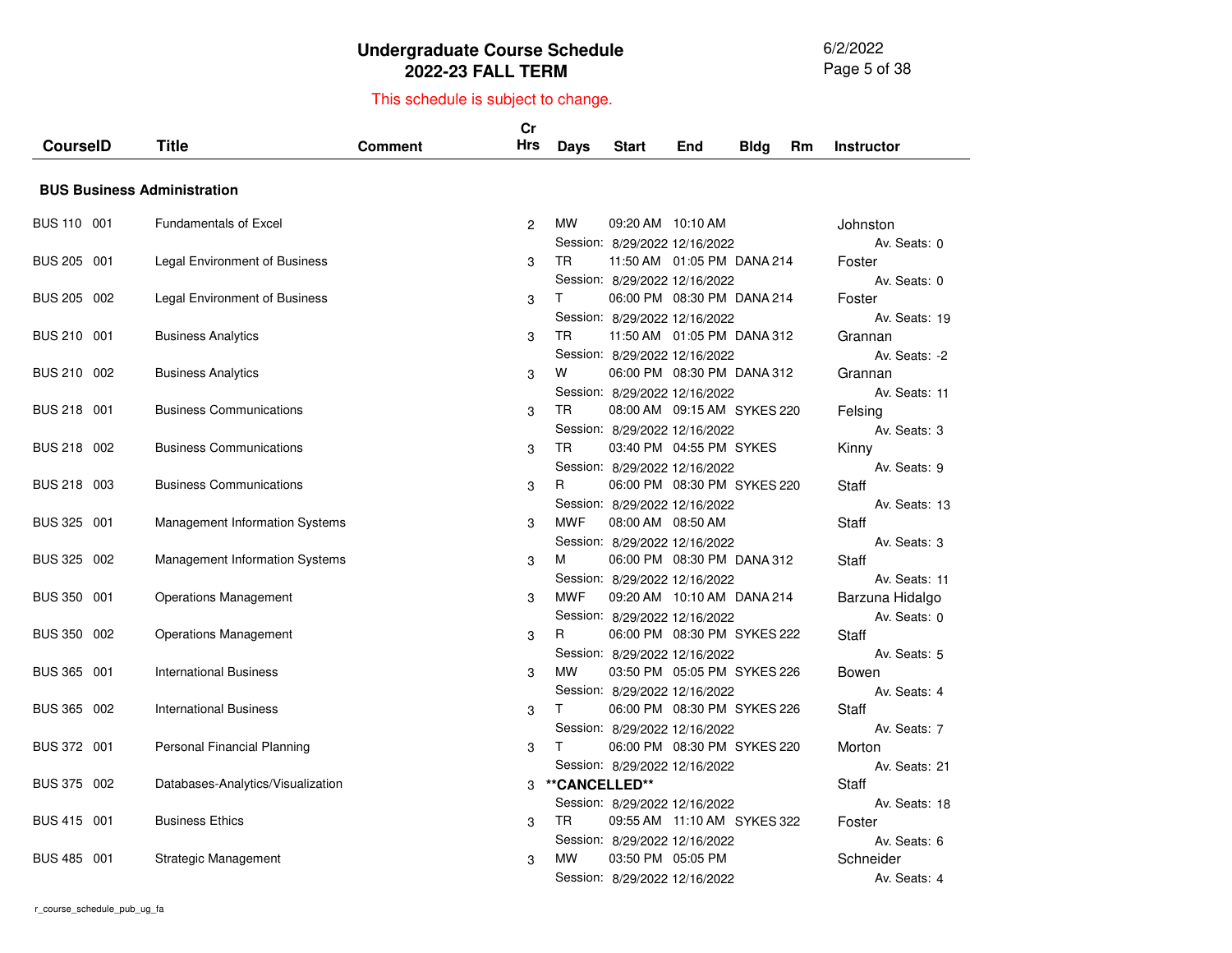# Undergraduate Course Schedule
## 2022-23 FALL TERM

This schedule is subject to change.

| CourseID | Title | Comment | Cr Hrs | Days | Start | End | Bldg | Rm | Instructor |
|---|---|---|---|---|---|---|---|---|---|
| **BUS Business Administration** | | | | | | | | | |
| BUS 110 001 | Fundamentals of Excel | | 2 | MW | 09:20 AM | 10:10 AM | | | Johnston |
| | | | | Session: | 8/29/2022 | 12/16/2022 | | | Av. Seats: 0 |
| BUS 205 001 | Legal Environment of Business | | 3 | TR | 11:50 AM | 01:05 PM | DANA | 214 | Foster |
| | | | | Session: | 8/29/2022 | 12/16/2022 | | | Av. Seats: 0 |
| BUS 205 002 | Legal Environment of Business | | 3 | T | 06:00 PM | 08:30 PM | DANA | 214 | Foster |
| | | | | Session: | 8/29/2022 | 12/16/2022 | | | Av. Seats: 19 |
| BUS 210 001 | Business Analytics | | 3 | TR | 11:50 AM | 01:05 PM | DANA | 312 | Grannan |
| | | | | Session: | 8/29/2022 | 12/16/2022 | | | Av. Seats: -2 |
| BUS 210 002 | Business Analytics | | 3 | W | 06:00 PM | 08:30 PM | DANA | 312 | Grannan |
| | | | | Session: | 8/29/2022 | 12/16/2022 | | | Av. Seats: 11 |
| BUS 218 001 | Business Communications | | 3 | TR | 08:00 AM | 09:15 AM | SYKES | 220 | Felsing |
| | | | | Session: | 8/29/2022 | 12/16/2022 | | | Av. Seats: 3 |
| BUS 218 002 | Business Communications | | 3 | TR | 03:40 PM | 04:55 PM | SYKES | | Kinny |
| | | | | Session: | 8/29/2022 | 12/16/2022 | | | Av. Seats: 9 |
| BUS 218 003 | Business Communications | | 3 | R | 06:00 PM | 08:30 PM | SYKES | 220 | Staff |
| | | | | Session: | 8/29/2022 | 12/16/2022 | | | Av. Seats: 13 |
| BUS 325 001 | Management Information Systems | | 3 | MWF | 08:00 AM | 08:50 AM | | | Staff |
| | | | | Session: | 8/29/2022 | 12/16/2022 | | | Av. Seats: 3 |
| BUS 325 002 | Management Information Systems | | 3 | M | 06:00 PM | 08:30 PM | DANA | 312 | Staff |
| | | | | Session: | 8/29/2022 | 12/16/2022 | | | Av. Seats: 11 |
| BUS 350 001 | Operations Management | | 3 | MWF | 09:20 AM | 10:10 AM | DANA | 214 | Barzuna Hidalgo |
| | | | | Session: | 8/29/2022 | 12/16/2022 | | | Av. Seats: 0 |
| BUS 350 002 | Operations Management | | 3 | R | 06:00 PM | 08:30 PM | SYKES | 222 | Staff |
| | | | | Session: | 8/29/2022 | 12/16/2022 | | | Av. Seats: 5 |
| BUS 365 001 | International Business | | 3 | MW | 03:50 PM | 05:05 PM | SYKES | 226 | Bowen |
| | | | | Session: | 8/29/2022 | 12/16/2022 | | | Av. Seats: 4 |
| BUS 365 002 | International Business | | 3 | T | 06:00 PM | 08:30 PM | SYKES | 226 | Staff |
| | | | | Session: | 8/29/2022 | 12/16/2022 | | | Av. Seats: 7 |
| BUS 372 001 | Personal Financial Planning | | 3 | T | 06:00 PM | 08:30 PM | SYKES | 220 | Morton |
| | | | | Session: | 8/29/2022 | 12/16/2022 | | | Av. Seats: 21 |
| BUS 375 002 | Databases-Analytics/Visualization | | 3 | **\*\*CANCELLED\*\*** | | | | | Staff |
| | | | | Session: | 8/29/2022 | 12/16/2022 | | | Av. Seats: 18 |
| BUS 415 001 | Business Ethics | | 3 | TR | 09:55 AM | 11:10 AM | SYKES | 322 | Foster |
| | | | | Session: | 8/29/2022 | 12/16/2022 | | | Av. Seats: 6 |
| BUS 485 001 | Strategic Management | | 3 | MW | 03:50 PM | 05:05 PM | | | Schneider |
| | | | | Session: | 8/29/2022 | 12/16/2022 | | | Av. Seats: 4 |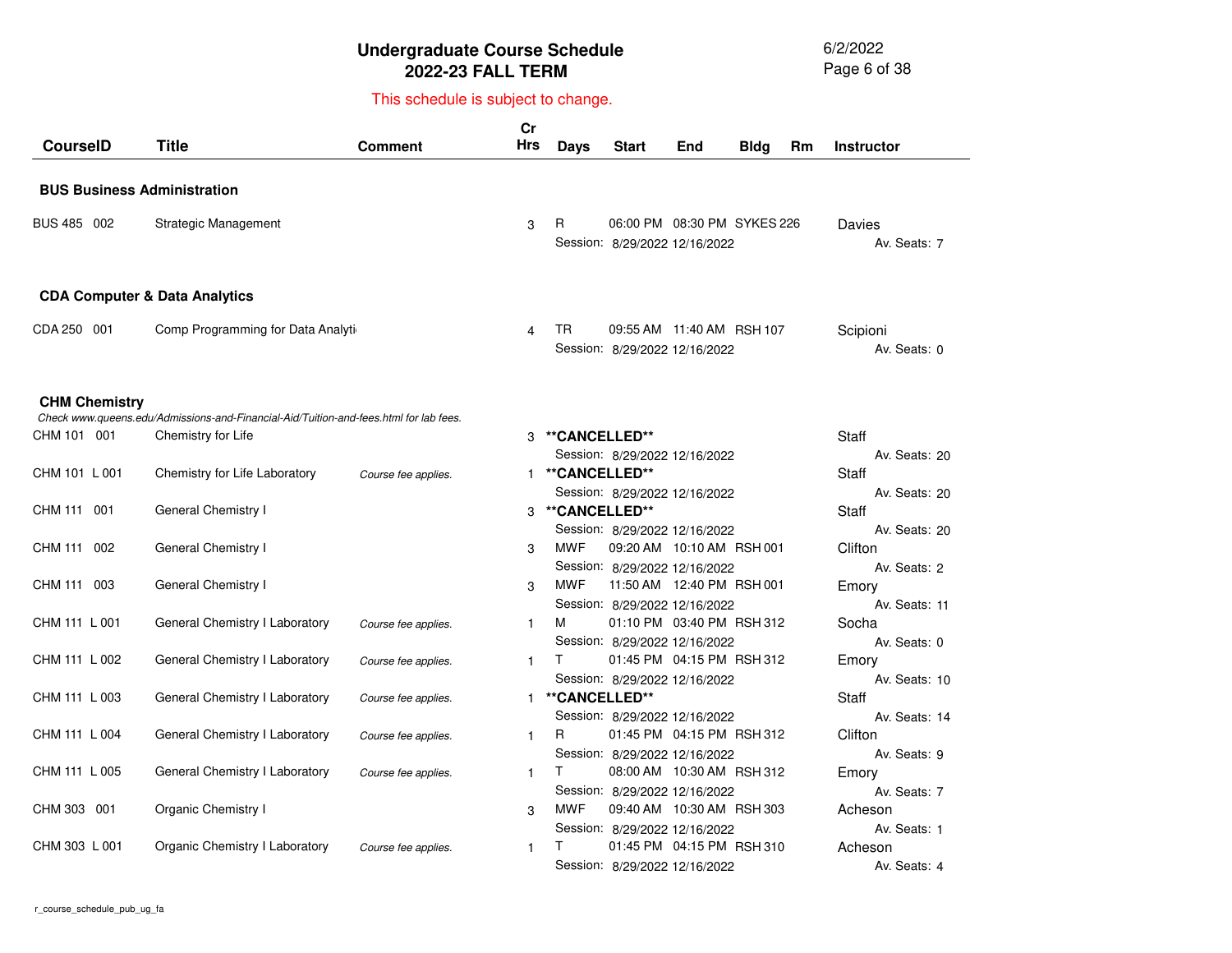# Undergraduate Course Schedule
## 2022-23 FALL TERM

This schedule is subject to change.

| CourseID | Title | Comment | Cr Hrs | Days | Start | End | Bldg | Rm | Instructor |
|---|---|---|---|---|---|---|---|---|---|

### BUS Business Administration

| CourseID | Title | Comment | Cr Hrs | Days | Start | End | Bldg | Rm | Instructor |
|---|---|---|---|---|---|---|---|---|---|
| BUS 485 002 | Strategic Management | | 3 | R | 06:00 PM | 08:30 PM | SYKES | 226 | Davies |
| | | | | Session: 8/29/2022 12/16/2022 | | | | | Av. Seats: 7 |

### CDA Computer & Data Analytics

| CourseID | Title | Comment | Cr Hrs | Days | Start | End | Bldg | Rm | Instructor |
|---|---|---|---|---|---|---|---|---|---|
| CDA 250 001 | Comp Programming for Data Analyti | | 4 | TR | 09:55 AM | 11:40 AM | RSH | 107 | Scipioni |
| | | | | Session: 8/29/2022 12/16/2022 | | | | | Av. Seats: 0 |

### CHM Chemistry

*Check www.queens.edu/Admissions-and-Financial-Aid/Tuition-and-fees.html for lab fees.*

| CourseID | Title | Comment | Cr Hrs | Days | Start | End | Bldg | Rm | Instructor |
|---|---|---|---|---|---|---|---|---|---|
| CHM 101 001 | Chemistry for Life | | 3 | **\*\*CANCELLED\*\*** | | | | | Staff |
| | | | | Session: 8/29/2022 12/16/2022 | | | | | Av. Seats: 20 |
| CHM 101 L 001 | Chemistry for Life Laboratory | *Course fee applies.* | 1 | **\*\*CANCELLED\*\*** | | | | | Staff |
| | | | | Session: 8/29/2022 12/16/2022 | | | | | Av. Seats: 20 |
| CHM 111 001 | General Chemistry I | | 3 | **\*\*CANCELLED\*\*** | | | | | Staff |
| | | | | Session: 8/29/2022 12/16/2022 | | | | | Av. Seats: 20 |
| CHM 111 002 | General Chemistry I | | 3 | MWF | 09:20 AM | 10:10 AM | RSH | 001 | Clifton |
| | | | | Session: 8/29/2022 12/16/2022 | | | | | Av. Seats: 2 |
| CHM 111 003 | General Chemistry I | | 3 | MWF | 11:50 AM | 12:40 PM | RSH | 001 | Emory |
| | | | | Session: 8/29/2022 12/16/2022 | | | | | Av. Seats: 11 |
| CHM 111 L 001 | General Chemistry I Laboratory | *Course fee applies.* | 1 | M | 01:10 PM | 03:40 PM | RSH | 312 | Socha |
| | | | | Session: 8/29/2022 12/16/2022 | | | | | Av. Seats: 0 |
| CHM 111 L 002 | General Chemistry I Laboratory | *Course fee applies.* | 1 | T | 01:45 PM | 04:15 PM | RSH | 312 | Emory |
| | | | | Session: 8/29/2022 12/16/2022 | | | | | Av. Seats: 10 |
| CHM 111 L 003 | General Chemistry I Laboratory | *Course fee applies.* | 1 | **\*\*CANCELLED\*\*** | | | | | Staff |
| | | | | Session: 8/29/2022 12/16/2022 | | | | | Av. Seats: 14 |
| CHM 111 L 004 | General Chemistry I Laboratory | *Course fee applies.* | 1 | R | 01:45 PM | 04:15 PM | RSH | 312 | Clifton |
| | | | | Session: 8/29/2022 12/16/2022 | | | | | Av. Seats: 9 |
| CHM 111 L 005 | General Chemistry I Laboratory | *Course fee applies.* | 1 | T | 08:00 AM | 10:30 AM | RSH | 312 | Emory |
| | | | | Session: 8/29/2022 12/16/2022 | | | | | Av. Seats: 7 |
| CHM 303 001 | Organic Chemistry I | | 3 | MWF | 09:40 AM | 10:30 AM | RSH | 303 | Acheson |
| | | | | Session: 8/29/2022 12/16/2022 | | | | | Av. Seats: 1 |
| CHM 303 L 001 | Organic Chemistry I Laboratory | *Course fee applies.* | 1 | T | 01:45 PM | 04:15 PM | RSH | 310 | Acheson |
| | | | | Session: 8/29/2022 12/16/2022 | | | | | Av. Seats: 4 |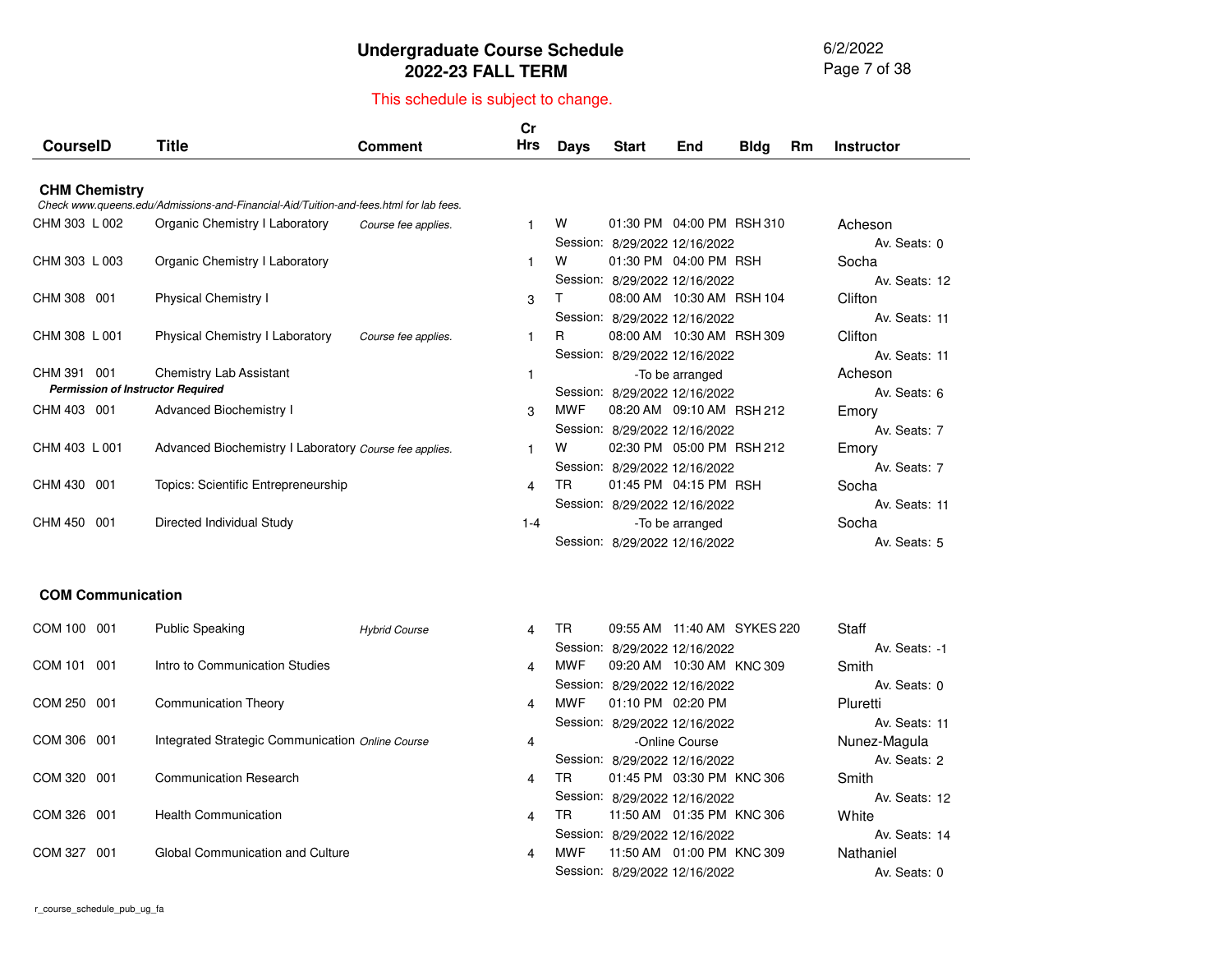# Undergraduate Course Schedule
## 2022-23 FALL TERM

This schedule is subject to change.

| CourseID | Title | Comment | Cr Hrs | Days | Start | End | Bldg | Rm | Instructor |
|---|---|---|---|---|---|---|---|---|---|
| **CHM Chemistry** | | | | | | | | | |
| *Check www.queens.edu/Admissions-and-Financial-Aid/Tuition-and-fees.html for lab fees.* | | | | | | | | | |
| CHM 303 L 002 | Organic Chemistry I Laboratory | *Course fee applies.* | 1 | W | 01:30 PM | 04:00 PM | RSH | 310 | Acheson |
| | | | | Session: | 8/29/2022 | 12/16/2022 | | | Av. Seats: 0 |
| CHM 303 L 003 | Organic Chemistry I Laboratory | | 1 | W | 01:30 PM | 04:00 PM | RSH | | Socha |
| | | | | Session: | 8/29/2022 | 12/16/2022 | | | Av. Seats: 12 |
| CHM 308 001 | Physical Chemistry I | | 3 | T | 08:00 AM | 10:30 AM | RSH | 104 | Clifton |
| | | | | Session: | 8/29/2022 | 12/16/2022 | | | Av. Seats: 11 |
| CHM 308 L 001 | Physical Chemistry I Laboratory | *Course fee applies.* | 1 | R | 08:00 AM | 10:30 AM | RSH | 309 | Clifton |
| | | | | Session: | 8/29/2022 | 12/16/2022 | | | Av. Seats: 11 |
| CHM 391 001 | Chemistry Lab Assistant | | 1 | | -To be arranged | | | | Acheson |
| ***Permission of Instructor Required*** | | | | Session: | 8/29/2022 | 12/16/2022 | | | Av. Seats: 6 |
| CHM 403 001 | Advanced Biochemistry I | | 3 | MWF | 08:20 AM | 09:10 AM | RSH | 212 | Emory |
| | | | | Session: | 8/29/2022 | 12/16/2022 | | | Av. Seats: 7 |
| CHM 403 L 001 | Advanced Biochemistry I Laboratory | *Course fee applies.* | 1 | W | 02:30 PM | 05:00 PM | RSH | 212 | Emory |
| | | | | Session: | 8/29/2022 | 12/16/2022 | | | Av. Seats: 7 |
| CHM 430 001 | Topics: Scientific Entrepreneurship | | 4 | TR | 01:45 PM | 04:15 PM | RSH | | Socha |
| | | | | Session: | 8/29/2022 | 12/16/2022 | | | Av. Seats: 11 |
| CHM 450 001 | Directed Individual Study | | 1-4 | | -To be arranged | | | | Socha |
| | | | | Session: | 8/29/2022 | 12/16/2022 | | | Av. Seats: 5 |
| **COM Communication** | | | | | | | | | |
| COM 100 001 | Public Speaking | *Hybrid Course* | 4 | TR | 09:55 AM | 11:40 AM | SYKES | 220 | Staff |
| | | | | Session: | 8/29/2022 | 12/16/2022 | | | Av. Seats: -1 |
| COM 101 001 | Intro to Communication Studies | | 4 | MWF | 09:20 AM | 10:30 AM | KNC | 309 | Smith |
| | | | | Session: | 8/29/2022 | 12/16/2022 | | | Av. Seats: 0 |
| COM 250 001 | Communication Theory | | 4 | MWF | 01:10 PM | 02:20 PM | | | Pluretti |
| | | | | Session: | 8/29/2022 | 12/16/2022 | | | Av. Seats: 11 |
| COM 306 001 | Integrated Strategic Communication | *Online Course* | 4 | | -Online Course | | | | Nunez-Magula |
| | | | | Session: | 8/29/2022 | 12/16/2022 | | | Av. Seats: 2 |
| COM 320 001 | Communication Research | | 4 | TR | 01:45 PM | 03:30 PM | KNC | 306 | Smith |
| | | | | Session: | 8/29/2022 | 12/16/2022 | | | Av. Seats: 12 |
| COM 326 001 | Health Communication | | 4 | TR | 11:50 AM | 01:35 PM | KNC | 306 | White |
| | | | | Session: | 8/29/2022 | 12/16/2022 | | | Av. Seats: 14 |
| COM 327 001 | Global Communication and Culture | | 4 | MWF | 11:50 AM | 01:00 PM | KNC | 309 | Nathaniel |
| | | | | Session: | 8/29/2022 | 12/16/2022 | | | Av. Seats: 0 |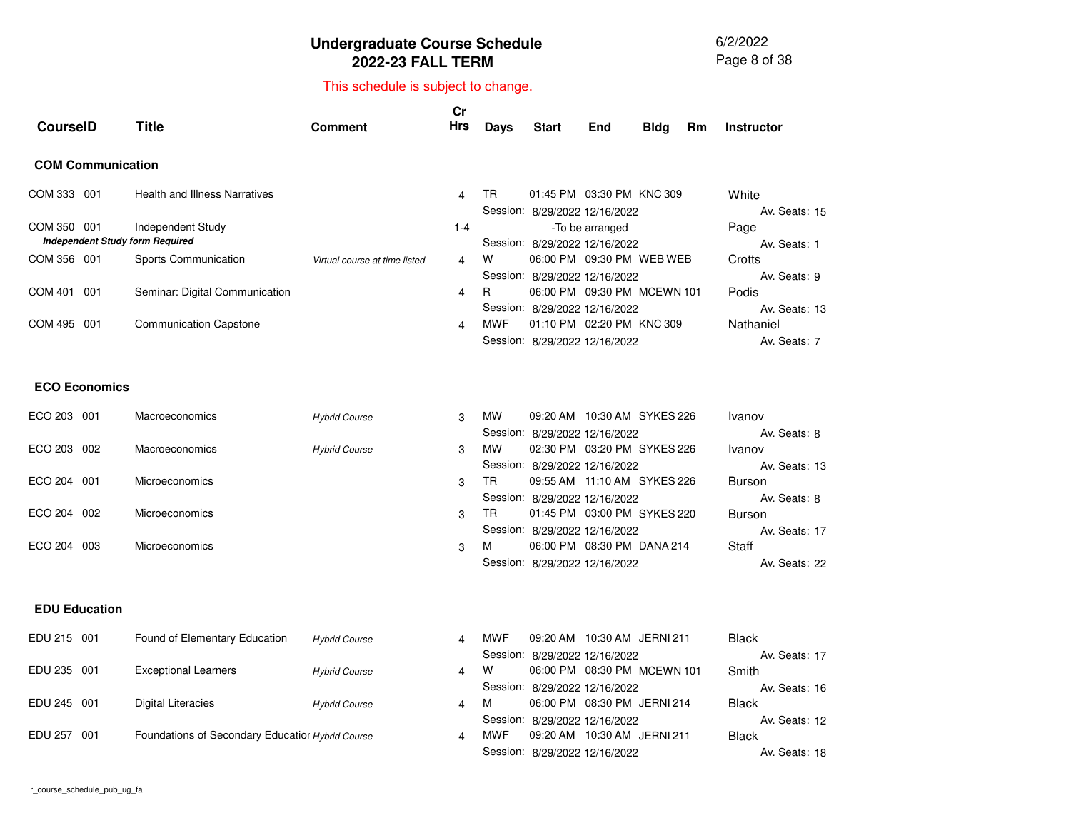# Undergraduate Course Schedule
## 2022-23 FALL TERM

This schedule is subject to change.

### COM Communication

| CourseID | Title | Comment | Cr Hrs | Days | Start | End | Bldg | Rm | Instructor |
|---|---|---|---|---|---|---|---|---|---|
| COM 333 001 | Health and Illness Narratives | | 4 | TR | 01:45 PM | 03:30 PM | KNC | 309 | White |
| | | | | Session: | 8/29/2022 | 12/16/2022 | | | Av. Seats: 15 |
| COM 350 001 | Independent Study | | 1-4 | | -To be arranged | | | | Page |
| ***Independent Study form Required*** | | | | Session: | 8/29/2022 | 12/16/2022 | | | Av. Seats: 1 |
| COM 356 001 | Sports Communication | *Virtual course at time listed* | 4 | W | 06:00 PM | 09:30 PM | WEB | WEB | Crotts |
| | | | | Session: | 8/29/2022 | 12/16/2022 | | | Av. Seats: 9 |
| COM 401 001 | Seminar: Digital Communication | | 4 | R | 06:00 PM | 09:30 PM | MCEWN | 101 | Podis |
| | | | | Session: | 8/29/2022 | 12/16/2022 | | | Av. Seats: 13 |
| COM 495 001 | Communication Capstone | | 4 | MWF | 01:10 PM | 02:20 PM | KNC | 309 | Nathaniel |
| | | | | Session: | 8/29/2022 | 12/16/2022 | | | Av. Seats: 7 |

### ECO Economics

| CourseID | Title | Comment | Cr Hrs | Days | Start | End | Bldg | Rm | Instructor |
|---|---|---|---|---|---|---|---|---|---|
| ECO 203 001 | Macroeconomics | *Hybrid Course* | 3 | MW | 09:20 AM | 10:30 AM | SYKES | 226 | Ivanov |
| | | | | Session: | 8/29/2022 | 12/16/2022 | | | Av. Seats: 8 |
| ECO 203 002 | Macroeconomics | *Hybrid Course* | 3 | MW | 02:30 PM | 03:20 PM | SYKES | 226 | Ivanov |
| | | | | Session: | 8/29/2022 | 12/16/2022 | | | Av. Seats: 13 |
| ECO 204 001 | Microeconomics | | 3 | TR | 09:55 AM | 11:10 AM | SYKES | 226 | Burson |
| | | | | Session: | 8/29/2022 | 12/16/2022 | | | Av. Seats: 8 |
| ECO 204 002 | Microeconomics | | 3 | TR | 01:45 PM | 03:00 PM | SYKES | 220 | Burson |
| | | | | Session: | 8/29/2022 | 12/16/2022 | | | Av. Seats: 17 |
| ECO 204 003 | Microeconomics | | 3 | M | 06:00 PM | 08:30 PM | DANA | 214 | Staff |
| | | | | Session: | 8/29/2022 | 12/16/2022 | | | Av. Seats: 22 |

### EDU Education

| CourseID | Title | Comment | Cr Hrs | Days | Start | End | Bldg | Rm | Instructor |
|---|---|---|---|---|---|---|---|---|---|
| EDU 215 001 | Found of Elementary Education | *Hybrid Course* | 4 | MWF | 09:20 AM | 10:30 AM | JERNI | 211 | Black |
| | | | | Session: | 8/29/2022 | 12/16/2022 | | | Av. Seats: 17 |
| EDU 235 001 | Exceptional Learners | *Hybrid Course* | 4 | W | 06:00 PM | 08:30 PM | MCEWN | 101 | Smith |
| | | | | Session: | 8/29/2022 | 12/16/2022 | | | Av. Seats: 16 |
| EDU 245 001 | Digital Literacies | *Hybrid Course* | 4 | M | 06:00 PM | 08:30 PM | JERNI | 214 | Black |
| | | | | Session: | 8/29/2022 | 12/16/2022 | | | Av. Seats: 12 |
| EDU 257 001 | Foundations of Secondary Educatior | *Hybrid Course* | 4 | MWF | 09:20 AM | 10:30 AM | JERNI | 211 | Black |
| | | | | Session: | 8/29/2022 | 12/16/2022 | | | Av. Seats: 18 |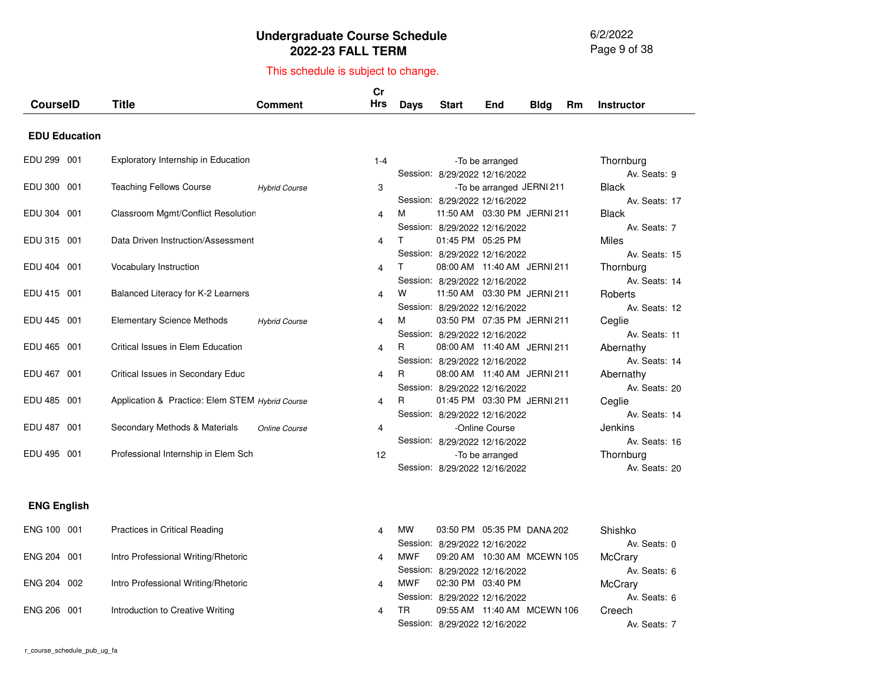# Undergraduate Course Schedule
## 2022-23 FALL TERM

This schedule is subject to change.

### EDU Education

| CourseID | Title | Comment | Cr Hrs | Days | Start | End | Bldg | Rm | Instructor |
|---|---|---|---|---|---|---|---|---|---|
| EDU 299 001 | Exploratory Internship in Education | | 1-4 | -To be arranged | | | | | Thornburg |
| | | | | Session: 8/29/2022 12/16/2022 | | | | | Av. Seats: 9 |
| EDU 300 001 | Teaching Fellows Course | *Hybrid Course* | 3 | -To be arranged | | | JERNI | 211 | Black |
| | | | | Session: 8/29/2022 12/16/2022 | | | | | Av. Seats: 17 |
| EDU 304 001 | Classroom Mgmt/Conflict Resolution | | 4 | M | 11:50 AM | 03:30 PM | JERNI | 211 | Black |
| | | | | Session: 8/29/2022 12/16/2022 | | | | | Av. Seats: 7 |
| EDU 315 001 | Data Driven Instruction/Assessment | | 4 | T | 01:45 PM | 05:25 PM | | | Miles |
| | | | | Session: 8/29/2022 12/16/2022 | | | | | Av. Seats: 15 |
| EDU 404 001 | Vocabulary Instruction | | 4 | T | 08:00 AM | 11:40 AM | JERNI | 211 | Thornburg |
| | | | | Session: 8/29/2022 12/16/2022 | | | | | Av. Seats: 14 |
| EDU 415 001 | Balanced Literacy for K-2 Learners | | 4 | W | 11:50 AM | 03:30 PM | JERNI | 211 | Roberts |
| | | | | Session: 8/29/2022 12/16/2022 | | | | | Av. Seats: 12 |
| EDU 445 001 | Elementary Science Methods | *Hybrid Course* | 4 | M | 03:50 PM | 07:35 PM | JERNI | 211 | Ceglie |
| | | | | Session: 8/29/2022 12/16/2022 | | | | | Av. Seats: 11 |
| EDU 465 001 | Critical Issues in Elem Education | | 4 | R | 08:00 AM | 11:40 AM | JERNI | 211 | Abernathy |
| | | | | Session: 8/29/2022 12/16/2022 | | | | | Av. Seats: 14 |
| EDU 467 001 | Critical Issues in Secondary Educ | | 4 | R | 08:00 AM | 11:40 AM | JERNI | 211 | Abernathy |
| | | | | Session: 8/29/2022 12/16/2022 | | | | | Av. Seats: 20 |
| EDU 485 001 | Application & Practice: Elem STEM | *Hybrid Course* | 4 | R | 01:45 PM | 03:30 PM | JERNI | 211 | Ceglie |
| | | | | Session: 8/29/2022 12/16/2022 | | | | | Av. Seats: 14 |
| EDU 487 001 | Secondary Methods & Materials | *Online Course* | 4 | -Online Course | | | | | Jenkins |
| | | | | Session: 8/29/2022 12/16/2022 | | | | | Av. Seats: 16 |
| EDU 495 001 | Professional Internship in Elem Sch | | 12 | -To be arranged | | | | | Thornburg |
| | | | | Session: 8/29/2022 12/16/2022 | | | | | Av. Seats: 20 |

### ENG English

| CourseID | Title | Comment | Cr Hrs | Days | Start | End | Bldg | Rm | Instructor |
|---|---|---|---|---|---|---|---|---|---|
| ENG 100 001 | Practices in Critical Reading | | 4 | MW | 03:50 PM | 05:35 PM | DANA | 202 | Shishko |
| | | | | Session: 8/29/2022 12/16/2022 | | | | | Av. Seats: 0 |
| ENG 204 001 | Intro Professional Writing/Rhetoric | | 4 | MWF | 09:20 AM | 10:30 AM | MCEWN | 105 | McCrary |
| | | | | Session: 8/29/2022 12/16/2022 | | | | | Av. Seats: 6 |
| ENG 204 002 | Intro Professional Writing/Rhetoric | | 4 | MWF | 02:30 PM | 03:40 PM | | | McCrary |
| | | | | Session: 8/29/2022 12/16/2022 | | | | | Av. Seats: 6 |
| ENG 206 001 | Introduction to Creative Writing | | 4 | TR | 09:55 AM | 11:40 AM | MCEWN | 106 | Creech |
| | | | | Session: 8/29/2022 12/16/2022 | | | | | Av. Seats: 7 |

r_course_schedule_pub_ug_fa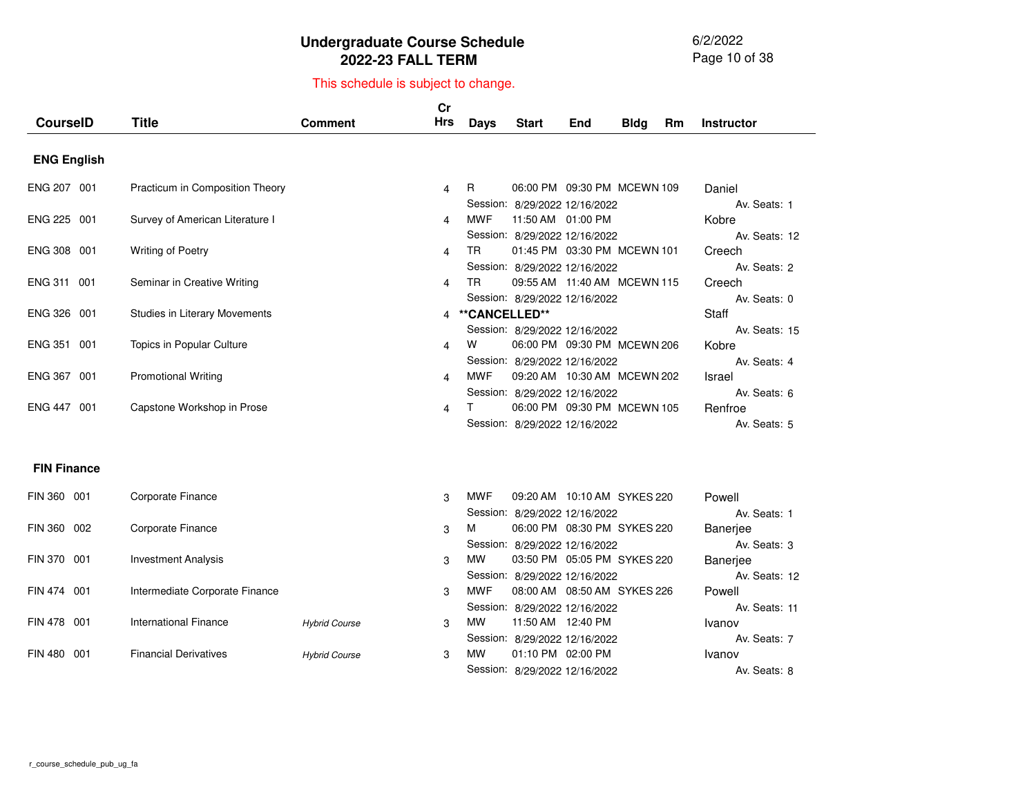# Undergraduate Course Schedule
## 2022-23 FALL TERM

This schedule is subject to change.

### ENG English

| CourseID | Title | Comment | Cr Hrs | Days | Start | End | Bldg | Rm | Instructor |
|---|---|---|---|---|---|---|---|---|---|
| ENG 207 001 | Practicum in Composition Theory | | 4 | R | 06:00 PM | 09:30 PM | MCEWN | 109 | Daniel |
| | | | | Session: | 8/29/2022 | 12/16/2022 | | | Av. Seats: 1 |
| ENG 225 001 | Survey of American Literature I | | 4 | MWF | 11:50 AM | 01:00 PM | | | Kobre |
| | | | | Session: | 8/29/2022 | 12/16/2022 | | | Av. Seats: 12 |
| ENG 308 001 | Writing of Poetry | | 4 | TR | 01:45 PM | 03:30 PM | MCEWN | 101 | Creech |
| | | | | Session: | 8/29/2022 | 12/16/2022 | | | Av. Seats: 2 |
| ENG 311 001 | Seminar in Creative Writing | | 4 | TR | 09:55 AM | 11:40 AM | MCEWN | 115 | Creech |
| | | | | Session: | 8/29/2022 | 12/16/2022 | | | Av. Seats: 0 |
| ENG 326 001 | Studies in Literary Movements | | 4 | **CANCELLED** | | | | | Staff |
| | | | | Session: | 8/29/2022 | 12/16/2022 | | | Av. Seats: 15 |
| ENG 351 001 | Topics in Popular Culture | | 4 | W | 06:00 PM | 09:30 PM | MCEWN | 206 | Kobre |
| | | | | Session: | 8/29/2022 | 12/16/2022 | | | Av. Seats: 4 |
| ENG 367 001 | Promotional Writing | | 4 | MWF | 09:20 AM | 10:30 AM | MCEWN | 202 | Israel |
| | | | | Session: | 8/29/2022 | 12/16/2022 | | | Av. Seats: 6 |
| ENG 447 001 | Capstone Workshop in Prose | | 4 | T | 06:00 PM | 09:30 PM | MCEWN | 105 | Renfroe |
| | | | | Session: | 8/29/2022 | 12/16/2022 | | | Av. Seats: 5 |

### FIN Finance

| CourseID | Title | Comment | Cr Hrs | Days | Start | End | Bldg | Rm | Instructor |
|---|---|---|---|---|---|---|---|---|---|
| FIN 360 001 | Corporate Finance | | 3 | MWF | 09:20 AM | 10:10 AM | SYKES | 220 | Powell |
| | | | | Session: | 8/29/2022 | 12/16/2022 | | | Av. Seats: 1 |
| FIN 360 002 | Corporate Finance | | 3 | M | 06:00 PM | 08:30 PM | SYKES | 220 | Banerjee |
| | | | | Session: | 8/29/2022 | 12/16/2022 | | | Av. Seats: 3 |
| FIN 370 001 | Investment Analysis | | 3 | MW | 03:50 PM | 05:05 PM | SYKES | 220 | Banerjee |
| | | | | Session: | 8/29/2022 | 12/16/2022 | | | Av. Seats: 12 |
| FIN 474 001 | Intermediate Corporate Finance | | 3 | MWF | 08:00 AM | 08:50 AM | SYKES | 226 | Powell |
| | | | | Session: | 8/29/2022 | 12/16/2022 | | | Av. Seats: 11 |
| FIN 478 001 | International Finance | *Hybrid Course* | 3 | MW | 11:50 AM | 12:40 PM | | | Ivanov |
| | | | | Session: | 8/29/2022 | 12/16/2022 | | | Av. Seats: 7 |
| FIN 480 001 | Financial Derivatives | *Hybrid Course* | 3 | MW | 01:10 PM | 02:00 PM | | | Ivanov |
| | | | | Session: | 8/29/2022 | 12/16/2022 | | | Av. Seats: 8 |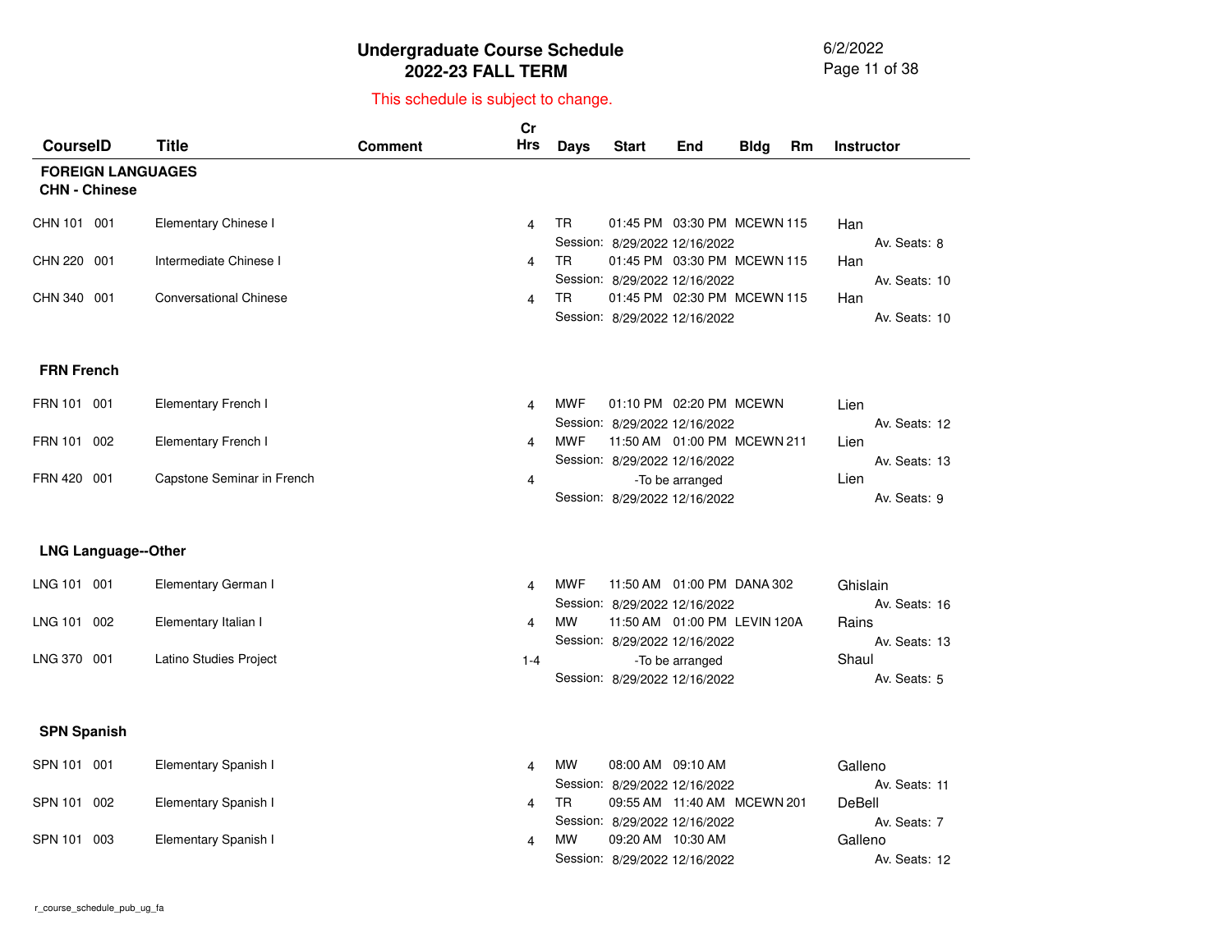# Undergraduate Course Schedule
## 2022-23 FALL TERM

This schedule is subject to change.

## FOREIGN LANGUAGES

### CHN - Chinese

| CourseID | Title | Comment | Cr Hrs | Days | Start | End | Bldg | Rm | Instructor |
|---|---|---|---|---|---|---|---|---|---|
| CHN 101 001 | Elementary Chinese I | | 4 | TR | 01:45 PM | 03:30 PM | MCEWN | 115 | Han |
| | | | | Session: 8/29/2022 12/16/2022 | | | | | Av. Seats: 8 |
| CHN 220 001 | Intermediate Chinese I | | 4 | TR | 01:45 PM | 03:30 PM | MCEWN | 115 | Han |
| | | | | Session: 8/29/2022 12/16/2022 | | | | | Av. Seats: 10 |
| CHN 340 001 | Conversational Chinese | | 4 | TR | 01:45 PM | 02:30 PM | MCEWN | 115 | Han |
| | | | | Session: 8/29/2022 12/16/2022 | | | | | Av. Seats: 10 |

### FRN French

| CourseID | Title | Comment | Cr Hrs | Days | Start | End | Bldg | Rm | Instructor |
|---|---|---|---|---|---|---|---|---|---|
| FRN 101 001 | Elementary French I | | 4 | MWF | 01:10 PM | 02:20 PM | MCEWN | | Lien |
| | | | | Session: 8/29/2022 12/16/2022 | | | | | Av. Seats: 12 |
| FRN 101 002 | Elementary French I | | 4 | MWF | 11:50 AM | 01:00 PM | MCEWN | 211 | Lien |
| | | | | Session: 8/29/2022 12/16/2022 | | | | | Av. Seats: 13 |
| FRN 420 001 | Capstone Seminar in French | | 4 | | -To be arranged | | | | Lien |
| | | | | Session: 8/29/2022 12/16/2022 | | | | | Av. Seats: 9 |

### LNG Language--Other

| CourseID | Title | Comment | Cr Hrs | Days | Start | End | Bldg | Rm | Instructor |
|---|---|---|---|---|---|---|---|---|---|
| LNG 101 001 | Elementary German I | | 4 | MWF | 11:50 AM | 01:00 PM | DANA | 302 | Ghislain |
| | | | | Session: 8/29/2022 12/16/2022 | | | | | Av. Seats: 16 |
| LNG 101 002 | Elementary Italian I | | 4 | MW | 11:50 AM | 01:00 PM | LEVIN | 120A | Rains |
| | | | | Session: 8/29/2022 12/16/2022 | | | | | Av. Seats: 13 |
| LNG 370 001 | Latino Studies Project | | 1-4 | | -To be arranged | | | | Shaul |
| | | | | Session: 8/29/2022 12/16/2022 | | | | | Av. Seats: 5 |

### SPN Spanish

| CourseID | Title | Comment | Cr Hrs | Days | Start | End | Bldg | Rm | Instructor |
|---|---|---|---|---|---|---|---|---|---|
| SPN 101 001 | Elementary Spanish I | | 4 | MW | 08:00 AM | 09:10 AM | | | Galleno |
| | | | | Session: 8/29/2022 12/16/2022 | | | | | Av. Seats: 11 |
| SPN 101 002 | Elementary Spanish I | | 4 | TR | 09:55 AM | 11:40 AM | MCEWN | 201 | DeBell |
| | | | | Session: 8/29/2022 12/16/2022 | | | | | Av. Seats: 7 |
| SPN 101 003 | Elementary Spanish I | | 4 | MW | 09:20 AM | 10:30 AM | | | Galleno |
| | | | | Session: 8/29/2022 12/16/2022 | | | | | Av. Seats: 12 |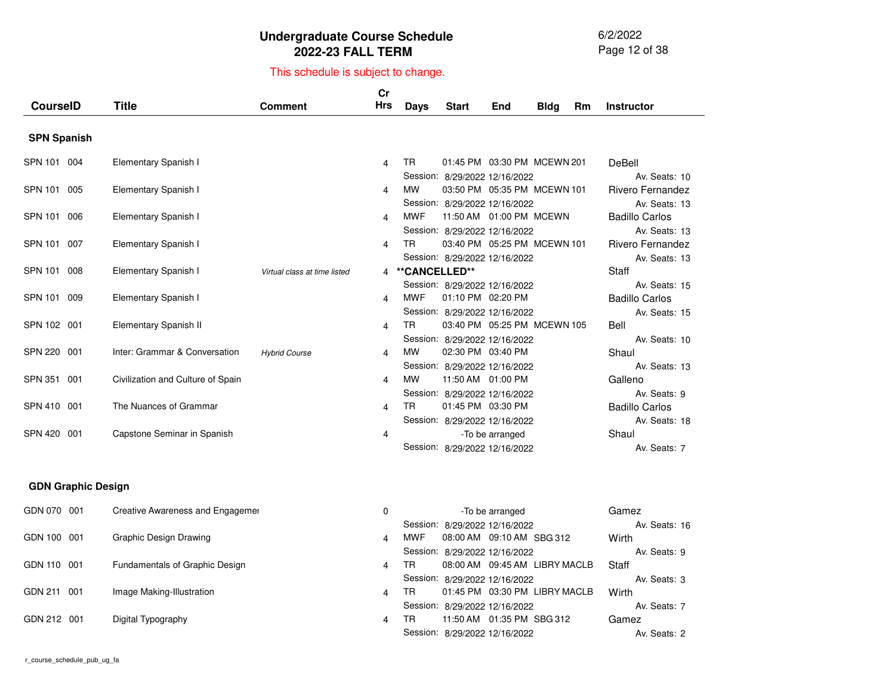# Undergraduate Course Schedule
## 2022-23 FALL TERM

6/2/2022

This schedule is subject to change.

| CourseID | Title | Comment | Cr Hrs | Days | Start | End | Bldg | Rm | Instructor |
|---|---|---|---|---|---|---|---|---|---|
| **SPN Spanish** | | | | | | | | | |
| SPN 101 004 | Elementary Spanish I | | 4 | TR | 01:45 PM | 03:30 PM | MCEWN | 201 | DeBell |
| | | | | Session: | 8/29/2022 | 12/16/2022 | | | Av. Seats: 10 |
| SPN 101 005 | Elementary Spanish I | | 4 | MW | 03:50 PM | 05:35 PM | MCEWN | 101 | Rivero Fernandez |
| | | | | Session: | 8/29/2022 | 12/16/2022 | | | Av. Seats: 13 |
| SPN 101 006 | Elementary Spanish I | | 4 | MWF | 11:50 AM | 01:00 PM | MCEWN | | Badillo Carlos |
| | | | | Session: | 8/29/2022 | 12/16/2022 | | | Av. Seats: 13 |
| SPN 101 007 | Elementary Spanish I | | 4 | TR | 03:40 PM | 05:25 PM | MCEWN | 101 | Rivero Fernandez |
| | | | | Session: | 8/29/2022 | 12/16/2022 | | | Av. Seats: 13 |
| SPN 101 008 | Elementary Spanish I | *Virtual class at time listed* | 4 | **CANCELLED** | | | | | Staff |
| | | | | Session: | 8/29/2022 | 12/16/2022 | | | Av. Seats: 15 |
| SPN 101 009 | Elementary Spanish I | | 4 | MWF | 01:10 PM | 02:20 PM | | | Badillo Carlos |
| | | | | Session: | 8/29/2022 | 12/16/2022 | | | Av. Seats: 15 |
| SPN 102 001 | Elementary Spanish II | | 4 | TR | 03:40 PM | 05:25 PM | MCEWN | 105 | Bell |
| | | | | Session: | 8/29/2022 | 12/16/2022 | | | Av. Seats: 10 |
| SPN 220 001 | Inter: Grammar & Conversation | *Hybrid Course* | 4 | MW | 02:30 PM | 03:40 PM | | | Shaul |
| | | | | Session: | 8/29/2022 | 12/16/2022 | | | Av. Seats: 13 |
| SPN 351 001 | Civilization and Culture of Spain | | 4 | MW | 11:50 AM | 01:00 PM | | | Galleno |
| | | | | Session: | 8/29/2022 | 12/16/2022 | | | Av. Seats: 9 |
| SPN 410 001 | The Nuances of Grammar | | 4 | TR | 01:45 PM | 03:30 PM | | | Badillo Carlos |
| | | | | Session: | 8/29/2022 | 12/16/2022 | | | Av. Seats: 18 |
| SPN 420 001 | Capstone Seminar in Spanish | | 4 | | -To be arranged | | | | Shaul |
| | | | | Session: | 8/29/2022 | 12/16/2022 | | | Av. Seats: 7 |
| **GDN Graphic Design** | | | | | | | | | |
| GDN 070 001 | Creative Awareness and Engagemer | | 0 | | -To be arranged | | | | Gamez |
| | | | | Session: | 8/29/2022 | 12/16/2022 | | | Av. Seats: 16 |
| GDN 100 001 | Graphic Design Drawing | | 4 | MWF | 08:00 AM | 09:10 AM | SBG | 312 | Wirth |
| | | | | Session: | 8/29/2022 | 12/16/2022 | | | Av. Seats: 9 |
| GDN 110 001 | Fundamentals of Graphic Design | | 4 | TR | 08:00 AM | 09:45 AM | LIBRY | MACLB | Staff |
| | | | | Session: | 8/29/2022 | 12/16/2022 | | | Av. Seats: 3 |
| GDN 211 001 | Image Making-Illustration | | 4 | TR | 01:45 PM | 03:30 PM | LIBRY | MACLB | Wirth |
| | | | | Session: | 8/29/2022 | 12/16/2022 | | | Av. Seats: 7 |
| GDN 212 001 | Digital Typography | | 4 | TR | 11:50 AM | 01:35 PM | SBG | 312 | Gamez |
| | | | | Session: | 8/29/2022 | 12/16/2022 | | | Av. Seats: 2 |

r_course_schedule_pub_ug_fa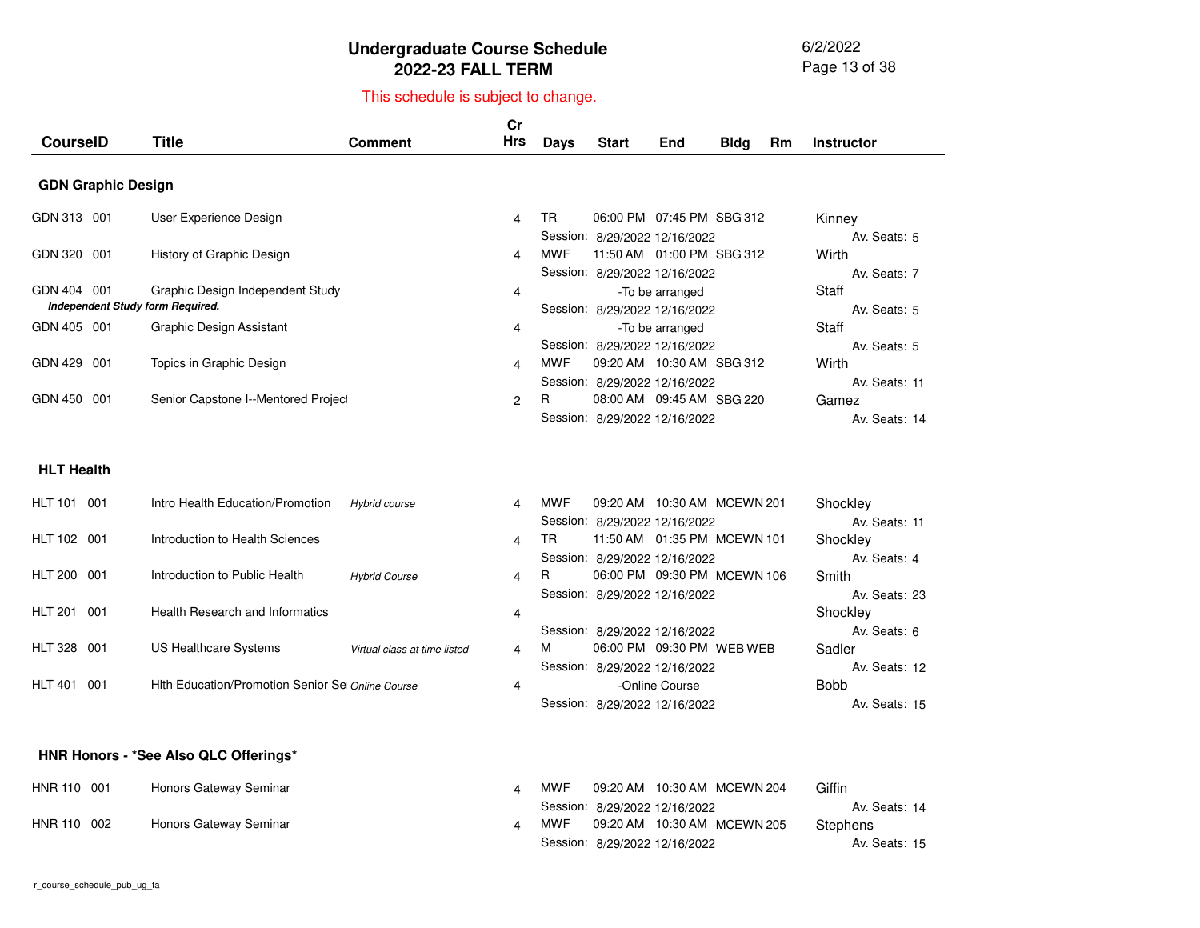# Undergraduate Course Schedule
## 2022-23 FALL TERM

This schedule is subject to change.

| CourseID | Title | Comment | Cr Hrs | Days | Start | End | Bldg | Rm | Instructor |
|---|---|---|---|---|---|---|---|---|---|
| **GDN Graphic Design** | | | | | | | | | |
| GDN 313 001 | User Experience Design | | 4 | TR | 06:00 PM | 07:45 PM | SBG | 312 | Kinney |
| | | | | Session: | 8/29/2022 | 12/16/2022 | | | Av. Seats: 5 |
| GDN 320 001 | History of Graphic Design | | 4 | MWF | 11:50 AM | 01:00 PM | SBG | 312 | Wirth |
| | | | | Session: | 8/29/2022 | 12/16/2022 | | | Av. Seats: 7 |
| GDN 404 001 | Graphic Design Independent Study | | 4 | | -To be arranged | | | | Staff |
| *Independent Study form Required.* | | | | Session: | 8/29/2022 | 12/16/2022 | | | Av. Seats: 5 |
| GDN 405 001 | Graphic Design Assistant | | 4 | | -To be arranged | | | | Staff |
| | | | | Session: | 8/29/2022 | 12/16/2022 | | | Av. Seats: 5 |
| GDN 429 001 | Topics in Graphic Design | | 4 | MWF | 09:20 AM | 10:30 AM | SBG | 312 | Wirth |
| | | | | Session: | 8/29/2022 | 12/16/2022 | | | Av. Seats: 11 |
| GDN 450 001 | Senior Capstone I--Mentored Project | | 2 | R | 08:00 AM | 09:45 AM | SBG | 220 | Gamez |
| | | | | Session: | 8/29/2022 | 12/16/2022 | | | Av. Seats: 14 |
| **HLT Health** | | | | | | | | | |
| HLT 101 001 | Intro Health Education/Promotion | *Hybrid course* | 4 | MWF | 09:20 AM | 10:30 AM | MCEWN | 201 | Shockley |
| | | | | Session: | 8/29/2022 | 12/16/2022 | | | Av. Seats: 11 |
| HLT 102 001 | Introduction to Health Sciences | | 4 | TR | 11:50 AM | 01:35 PM | MCEWN | 101 | Shockley |
| | | | | Session: | 8/29/2022 | 12/16/2022 | | | Av. Seats: 4 |
| HLT 200 001 | Introduction to Public Health | *Hybrid Course* | 4 | R | 06:00 PM | 09:30 PM | MCEWN | 106 | Smith |
| | | | | Session: | 8/29/2022 | 12/16/2022 | | | Av. Seats: 23 |
| HLT 201 001 | Health Research and Informatics | | 4 | | | | | | Shockley |
| | | | | Session: | 8/29/2022 | 12/16/2022 | | | Av. Seats: 6 |
| HLT 328 001 | US Healthcare Systems | *Virtual class at time listed* | 4 | M | 06:00 PM | 09:30 PM | WEB | WEB | Sadler |
| | | | | Session: | 8/29/2022 | 12/16/2022 | | | Av. Seats: 12 |
| HLT 401 001 | Hlth Education/Promotion Senior Se | *Online Course* | 4 | | -Online Course | | | | Bobb |
| | | | | Session: | 8/29/2022 | 12/16/2022 | | | Av. Seats: 15 |
| **HNR Honors - *See Also QLC Offerings*** | | | | | | | | | |
| HNR 110 001 | Honors Gateway Seminar | | 4 | MWF | 09:20 AM | 10:30 AM | MCEWN | 204 | Giffin |
| | | | | Session: | 8/29/2022 | 12/16/2022 | | | Av. Seats: 14 |
| HNR 110 002 | Honors Gateway Seminar | | 4 | MWF | 09:20 AM | 10:30 AM | MCEWN | 205 | Stephens |
| | | | | Session: | 8/29/2022 | 12/16/2022 | | | Av. Seats: 15 |

r_course_schedule_pub_ug_fa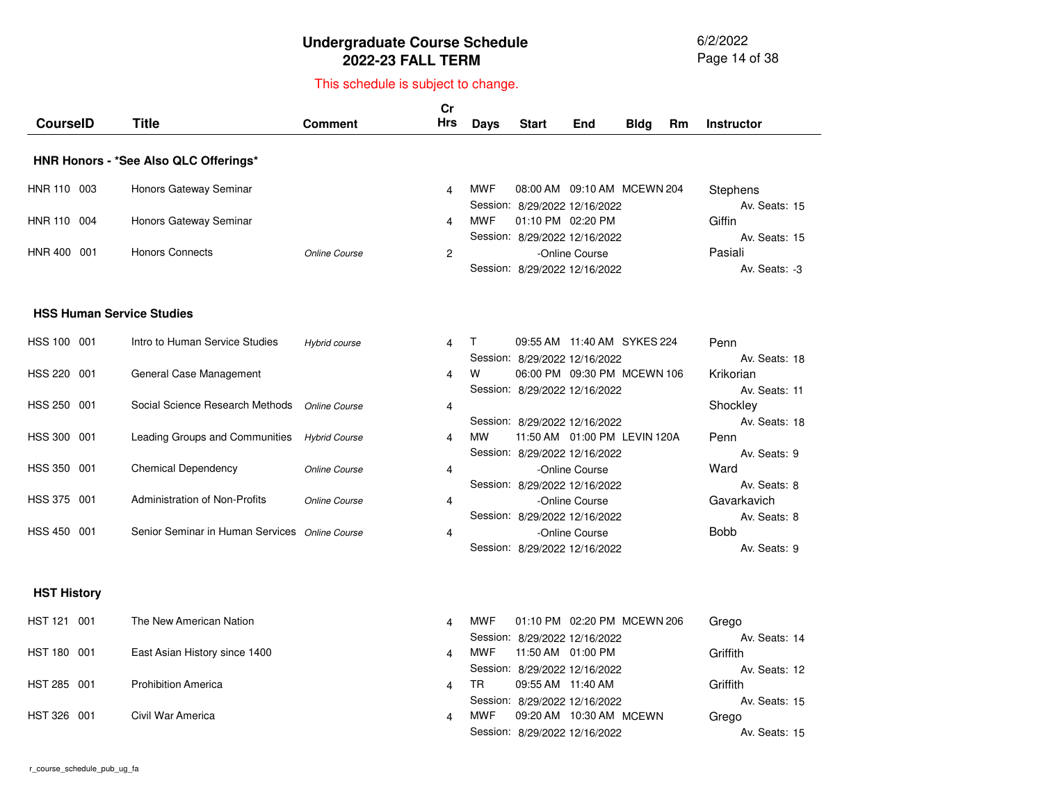# Undergraduate Course Schedule
## 2022-23 FALL TERM

This schedule is subject to change.

| CourseID | Title | Comment | Cr Hrs | Days | Start | End | Bldg | Rm | Instructor |
|---|---|---|---|---|---|---|---|---|---|
| **HNR Honors - \*See Also QLC Offerings\*** | | | | | | | | | |
| HNR 110 003 | Honors Gateway Seminar | | 4 | MWF | 08:00 AM | 09:10 AM | MCEWN | 204 | Stephens |
| | | | | Session: | 8/29/2022 | 12/16/2022 | | | Av. Seats: 15 |
| HNR 110 004 | Honors Gateway Seminar | | 4 | MWF | 01:10 PM | 02:20 PM | | | Giffin |
| | | | | Session: | 8/29/2022 | 12/16/2022 | | | Av. Seats: 15 |
| HNR 400 001 | Honors Connects | *Online Course* | 2 | | -Online Course | | | | Pasiali |
| | | | | Session: | 8/29/2022 | 12/16/2022 | | | Av. Seats: -3 |
| **HSS Human Service Studies** | | | | | | | | | |
| HSS 100 001 | Intro to Human Service Studies | *Hybrid course* | 4 | T | 09:55 AM | 11:40 AM | SYKES | 224 | Penn |
| | | | | Session: | 8/29/2022 | 12/16/2022 | | | Av. Seats: 18 |
| HSS 220 001 | General Case Management | | 4 | W | 06:00 PM | 09:30 PM | MCEWN | 106 | Krikorian |
| | | | | Session: | 8/29/2022 | 12/16/2022 | | | Av. Seats: 11 |
| HSS 250 001 | Social Science Research Methods | *Online Course* | 4 | | | | | | Shockley |
| | | | | Session: | 8/29/2022 | 12/16/2022 | | | Av. Seats: 18 |
| HSS 300 001 | Leading Groups and Communities | *Hybrid Course* | 4 | MW | 11:50 AM | 01:00 PM | LEVIN | 120A | Penn |
| | | | | Session: | 8/29/2022 | 12/16/2022 | | | Av. Seats: 9 |
| HSS 350 001 | Chemical Dependency | *Online Course* | 4 | | -Online Course | | | | Ward |
| | | | | Session: | 8/29/2022 | 12/16/2022 | | | Av. Seats: 8 |
| HSS 375 001 | Administration of Non-Profits | *Online Course* | 4 | | -Online Course | | | | Gavarkavich |
| | | | | Session: | 8/29/2022 | 12/16/2022 | | | Av. Seats: 8 |
| HSS 450 001 | Senior Seminar in Human Services | *Online Course* | 4 | | -Online Course | | | | Bobb |
| | | | | Session: | 8/29/2022 | 12/16/2022 | | | Av. Seats: 9 |
| **HST History** | | | | | | | | | |
| HST 121 001 | The New American Nation | | 4 | MWF | 01:10 PM | 02:20 PM | MCEWN | 206 | Grego |
| | | | | Session: | 8/29/2022 | 12/16/2022 | | | Av. Seats: 14 |
| HST 180 001 | East Asian History since 1400 | | 4 | MWF | 11:50 AM | 01:00 PM | | | Griffith |
| | | | | Session: | 8/29/2022 | 12/16/2022 | | | Av. Seats: 12 |
| HST 285 001 | Prohibition America | | 4 | TR | 09:55 AM | 11:40 AM | | | Griffith |
| | | | | Session: | 8/29/2022 | 12/16/2022 | | | Av. Seats: 15 |
| HST 326 001 | Civil War America | | 4 | MWF | 09:20 AM | 10:30 AM | MCEWN | | Grego |
| | | | | Session: | 8/29/2022 | 12/16/2022 | | | Av. Seats: 15 |

r_course_schedule_pub_ug_fa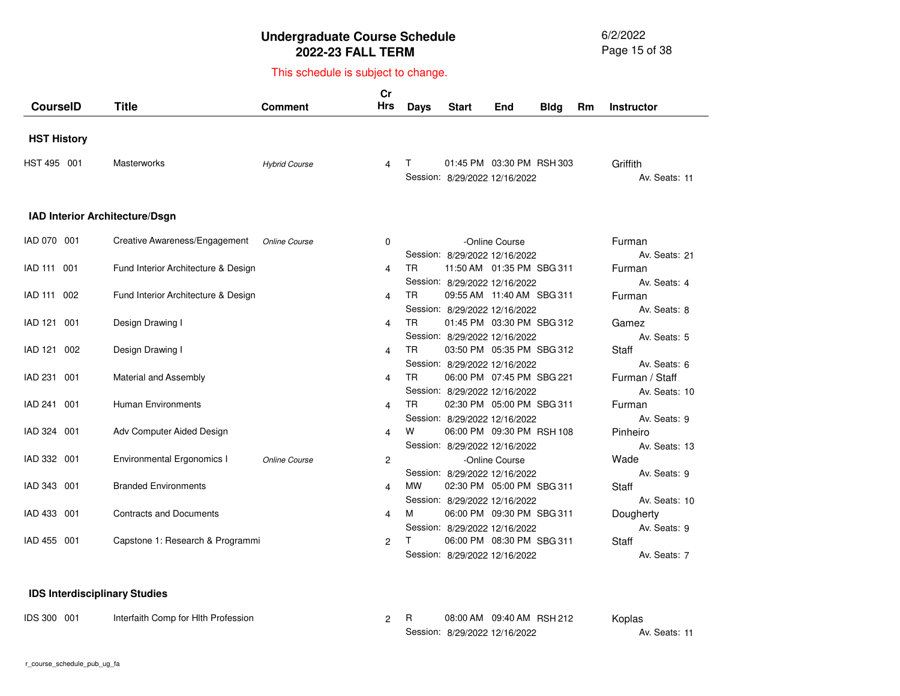# Undergraduate Course Schedule
## 2022-23 FALL TERM

This schedule is subject to change.

| CourseID | Title | Comment | Cr Hrs | Days | Start | End | Bldg | Rm | Instructor |
|---|---|---|---|---|---|---|---|---|---|
| **HST History** | | | | | | | | | |
| HST 495 001 | Masterworks | *Hybrid Course* | 4 | T | 01:45 PM | 03:30 PM | RSH 303 | | Griffith |
| | | | | Session: | 8/29/2022 | 12/16/2022 | | | Av. Seats: 11 |
| **IAD Interior Architecture/Dsgn** | | | | | | | | | |
| IAD 070 001 | Creative Awareness/Engagement | *Online Course* | 0 | | -Online Course | | | | Furman |
| | | | | Session: | 8/29/2022 | 12/16/2022 | | | Av. Seats: 21 |
| IAD 111 001 | Fund Interior Architecture & Design | | 4 | TR | 11:50 AM | 01:35 PM | SBG 311 | | Furman |
| | | | | Session: | 8/29/2022 | 12/16/2022 | | | Av. Seats: 4 |
| IAD 111 002 | Fund Interior Architecture & Design | | 4 | TR | 09:55 AM | 11:40 AM | SBG 311 | | Furman |
| | | | | Session: | 8/29/2022 | 12/16/2022 | | | Av. Seats: 8 |
| IAD 121 001 | Design Drawing I | | 4 | TR | 01:45 PM | 03:30 PM | SBG 312 | | Gamez |
| | | | | Session: | 8/29/2022 | 12/16/2022 | | | Av. Seats: 5 |
| IAD 121 002 | Design Drawing I | | 4 | TR | 03:50 PM | 05:35 PM | SBG 312 | | Staff |
| | | | | Session: | 8/29/2022 | 12/16/2022 | | | Av. Seats: 6 |
| IAD 231 001 | Material and Assembly | | 4 | TR | 06:00 PM | 07:45 PM | SBG 221 | | Furman / Staff |
| | | | | Session: | 8/29/2022 | 12/16/2022 | | | Av. Seats: 10 |
| IAD 241 001 | Human Environments | | 4 | TR | 02:30 PM | 05:00 PM | SBG 311 | | Furman |
| | | | | Session: | 8/29/2022 | 12/16/2022 | | | Av. Seats: 9 |
| IAD 324 001 | Adv Computer Aided Design | | 4 | W | 06:00 PM | 09:30 PM | RSH 108 | | Pinheiro |
| | | | | Session: | 8/29/2022 | 12/16/2022 | | | Av. Seats: 13 |
| IAD 332 001 | Environmental Ergonomics I | *Online Course* | 2 | | -Online Course | | | | Wade |
| | | | | Session: | 8/29/2022 | 12/16/2022 | | | Av. Seats: 9 |
| IAD 343 001 | Branded Environments | | 4 | MW | 02:30 PM | 05:00 PM | SBG 311 | | Staff |
| | | | | Session: | 8/29/2022 | 12/16/2022 | | | Av. Seats: 10 |
| IAD 433 001 | Contracts and Documents | | 4 | M | 06:00 PM | 09:30 PM | SBG 311 | | Dougherty |
| | | | | Session: | 8/29/2022 | 12/16/2022 | | | Av. Seats: 9 |
| IAD 455 001 | Capstone 1: Research & Programmi | | 2 | T | 06:00 PM | 08:30 PM | SBG 311 | | Staff |
| | | | | Session: | 8/29/2022 | 12/16/2022 | | | Av. Seats: 7 |
| **IDS Interdisciplinary Studies** | | | | | | | | | |
| IDS 300 001 | Interfaith Comp for Hlth Profession | | 2 | R | 08:00 AM | 09:40 AM | RSH 212 | | Koplas |
| | | | | Session: | 8/29/2022 | 12/16/2022 | | | Av. Seats: 11 |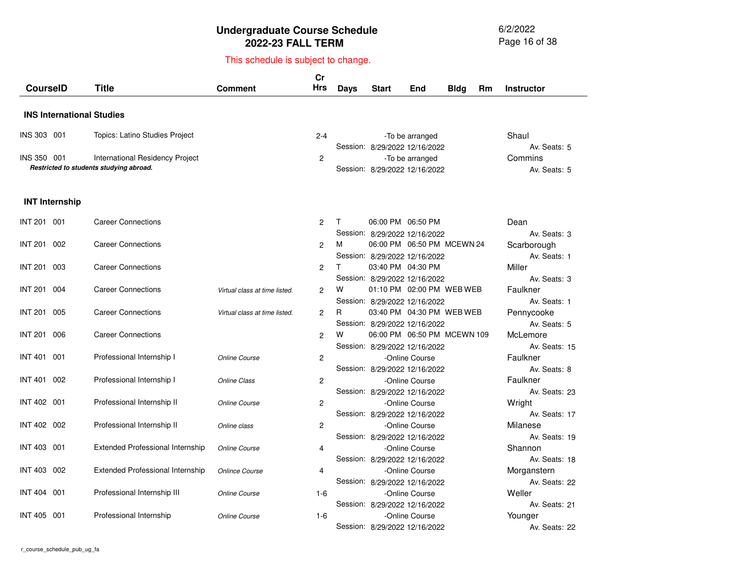# Undergraduate Course Schedule
## 2022-23 FALL TERM

This schedule is subject to change.

| CourseID | Title | Comment | Cr Hrs | Days | Start | End | Bldg | Rm | Instructor |
|---|---|---|---|---|---|---|---|---|---|
| **INS International Studies** | | | | | | | | | |
| INS 303 001 | Topics: Latino Studies Project | | 2-4 | | -To be arranged | | | | Shaul |
| | | | | Session: | 8/29/2022 | 12/16/2022 | | | Av. Seats: 5 |
| INS 350 001 | International Residency Project | | 2 | | -To be arranged | | | | Commins |
| *Restricted to students studying abroad.* | | | | Session: | 8/29/2022 | 12/16/2022 | | | Av. Seats: 5 |
| **INT Internship** | | | | | | | | | |
| INT 201 001 | Career Connections | | 2 | T | 06:00 PM | 06:50 PM | | | Dean |
| | | | | Session: | 8/29/2022 | 12/16/2022 | | | Av. Seats: 3 |
| INT 201 002 | Career Connections | | 2 | M | 06:00 PM | 06:50 PM | MCEWN | 24 | Scarborough |
| | | | | Session: | 8/29/2022 | 12/16/2022 | | | Av. Seats: 1 |
| INT 201 003 | Career Connections | | 2 | T | 03:40 PM | 04:30 PM | | | Miller |
| | | | | Session: | 8/29/2022 | 12/16/2022 | | | Av. Seats: 3 |
| INT 201 004 | Career Connections | *Virtual class at time listed.* | 2 | W | 01:10 PM | 02:00 PM | WEB | WEB | Faulkner |
| | | | | Session: | 8/29/2022 | 12/16/2022 | | | Av. Seats: 1 |
| INT 201 005 | Career Connections | *Virtual class at time listed.* | 2 | R | 03:40 PM | 04:30 PM | WEB | WEB | Pennycooke |
| | | | | Session: | 8/29/2022 | 12/16/2022 | | | Av. Seats: 5 |
| INT 201 006 | Career Connections | | 2 | W | 06:00 PM | 06:50 PM | MCEWN | 109 | McLemore |
| | | | | Session: | 8/29/2022 | 12/16/2022 | | | Av. Seats: 15 |
| INT 401 001 | Professional Internship I | *Online Course* | 2 | | -Online Course | | | | Faulkner |
| | | | | Session: | 8/29/2022 | 12/16/2022 | | | Av. Seats: 8 |
| INT 401 002 | Professional Internship I | *Online Class* | 2 | | -Online Course | | | | Faulkner |
| | | | | Session: | 8/29/2022 | 12/16/2022 | | | Av. Seats: 23 |
| INT 402 001 | Professional Internship II | *Online Course* | 2 | | -Online Course | | | | Wright |
| | | | | Session: | 8/29/2022 | 12/16/2022 | | | Av. Seats: 17 |
| INT 402 002 | Professional Internship II | *Online class* | 2 | | -Online Course | | | | Milanese |
| | | | | Session: | 8/29/2022 | 12/16/2022 | | | Av. Seats: 19 |
| INT 403 001 | Extended Professional Internship | *Online Course* | 4 | | -Online Course | | | | Shannon |
| | | | | Session: | 8/29/2022 | 12/16/2022 | | | Av. Seats: 18 |
| INT 403 002 | Extended Professional Internship | *Onlince Course* | 4 | | -Online Course | | | | Morganstern |
| | | | | Session: | 8/29/2022 | 12/16/2022 | | | Av. Seats: 22 |
| INT 404 001 | Professional Internship III | *Online Course* | 1-6 | | -Online Course | | | | Weller |
| | | | | Session: | 8/29/2022 | 12/16/2022 | | | Av. Seats: 21 |
| INT 405 001 | Professional Internship | *Online Course* | 1-6 | | -Online Course | | | | Younger |
| | | | | Session: | 8/29/2022 | 12/16/2022 | | | Av. Seats: 22 |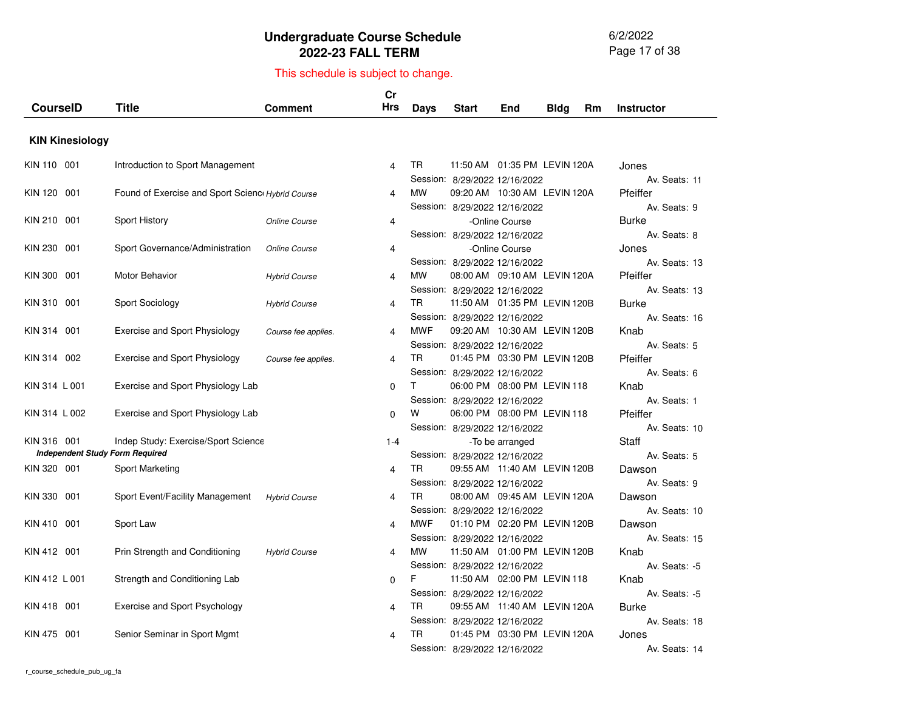# Undergraduate Course Schedule
## 2022-23 FALL TERM

This schedule is subject to change.

### KIN Kinesiology

| CourseID | Title | Comment | Cr Hrs | Days | Start | End | Bldg | Rm | Instructor |
|---|---|---|---|---|---|---|---|---|---|
| KIN 110 001 | Introduction to Sport Management | | 4 | TR | 11:50 AM | 01:35 PM | LEVIN | 120A | Jones |
| | | | | Session: | 8/29/2022 | 12/16/2022 | | | Av. Seats: 11 |
| KIN 120 001 | Found of Exercise and Sport Scienc | *Hybrid Course* | 4 | MW | 09:20 AM | 10:30 AM | LEVIN | 120A | Pfeiffer |
| | | | | Session: | 8/29/2022 | 12/16/2022 | | | Av. Seats: 9 |
| KIN 210 001 | Sport History | *Online Course* | 4 | | -Online Course | | | | Burke |
| | | | | Session: | 8/29/2022 | 12/16/2022 | | | Av. Seats: 8 |
| KIN 230 001 | Sport Governance/Administration | *Online Course* | 4 | | -Online Course | | | | Jones |
| | | | | Session: | 8/29/2022 | 12/16/2022 | | | Av. Seats: 13 |
| KIN 300 001 | Motor Behavior | *Hybrid Course* | 4 | MW | 08:00 AM | 09:10 AM | LEVIN | 120A | Pfeiffer |
| | | | | Session: | 8/29/2022 | 12/16/2022 | | | Av. Seats: 13 |
| KIN 310 001 | Sport Sociology | *Hybrid Course* | 4 | TR | 11:50 AM | 01:35 PM | LEVIN | 120B | Burke |
| | | | | Session: | 8/29/2022 | 12/16/2022 | | | Av. Seats: 16 |
| KIN 314 001 | Exercise and Sport Physiology | *Course fee applies.* | 4 | MWF | 09:20 AM | 10:30 AM | LEVIN | 120B | Knab |
| | | | | Session: | 8/29/2022 | 12/16/2022 | | | Av. Seats: 5 |
| KIN 314 002 | Exercise and Sport Physiology | *Course fee applies.* | 4 | TR | 01:45 PM | 03:30 PM | LEVIN | 120B | Pfeiffer |
| | | | | Session: | 8/29/2022 | 12/16/2022 | | | Av. Seats: 6 |
| KIN 314 L 001 | Exercise and Sport Physiology Lab | | 0 | T | 06:00 PM | 08:00 PM | LEVIN | 118 | Knab |
| | | | | Session: | 8/29/2022 | 12/16/2022 | | | Av. Seats: 1 |
| KIN 314 L 002 | Exercise and Sport Physiology Lab | | 0 | W | 06:00 PM | 08:00 PM | LEVIN | 118 | Pfeiffer |
| | | | | Session: | 8/29/2022 | 12/16/2022 | | | Av. Seats: 10 |
| KIN 316 001 | Indep Study: Exercise/Sport Science | | 1-4 | | -To be arranged | | | | Staff |
| ***Independent Study Form Required*** | | | | Session: | 8/29/2022 | 12/16/2022 | | | Av. Seats: 5 |
| KIN 320 001 | Sport Marketing | | 4 | TR | 09:55 AM | 11:40 AM | LEVIN | 120B | Dawson |
| | | | | Session: | 8/29/2022 | 12/16/2022 | | | Av. Seats: 9 |
| KIN 330 001 | Sport Event/Facility Management | *Hybrid Course* | 4 | TR | 08:00 AM | 09:45 AM | LEVIN | 120A | Dawson |
| | | | | Session: | 8/29/2022 | 12/16/2022 | | | Av. Seats: 10 |
| KIN 410 001 | Sport Law | | 4 | MWF | 01:10 PM | 02:20 PM | LEVIN | 120B | Dawson |
| | | | | Session: | 8/29/2022 | 12/16/2022 | | | Av. Seats: 15 |
| KIN 412 001 | Prin Strength and Conditioning | *Hybrid Course* | 4 | MW | 11:50 AM | 01:00 PM | LEVIN | 120B | Knab |
| | | | | Session: | 8/29/2022 | 12/16/2022 | | | Av. Seats: -5 |
| KIN 412 L 001 | Strength and Conditioning Lab | | 0 | F | 11:50 AM | 02:00 PM | LEVIN | 118 | Knab |
| | | | | Session: | 8/29/2022 | 12/16/2022 | | | Av. Seats: -5 |
| KIN 418 001 | Exercise and Sport Psychology | | 4 | TR | 09:55 AM | 11:40 AM | LEVIN | 120A | Burke |
| | | | | Session: | 8/29/2022 | 12/16/2022 | | | Av. Seats: 18 |
| KIN 475 001 | Senior Seminar in Sport Mgmt | | 4 | TR | 01:45 PM | 03:30 PM | LEVIN | 120A | Jones |
| | | | | Session: | 8/29/2022 | 12/16/2022 | | | Av. Seats: 14 |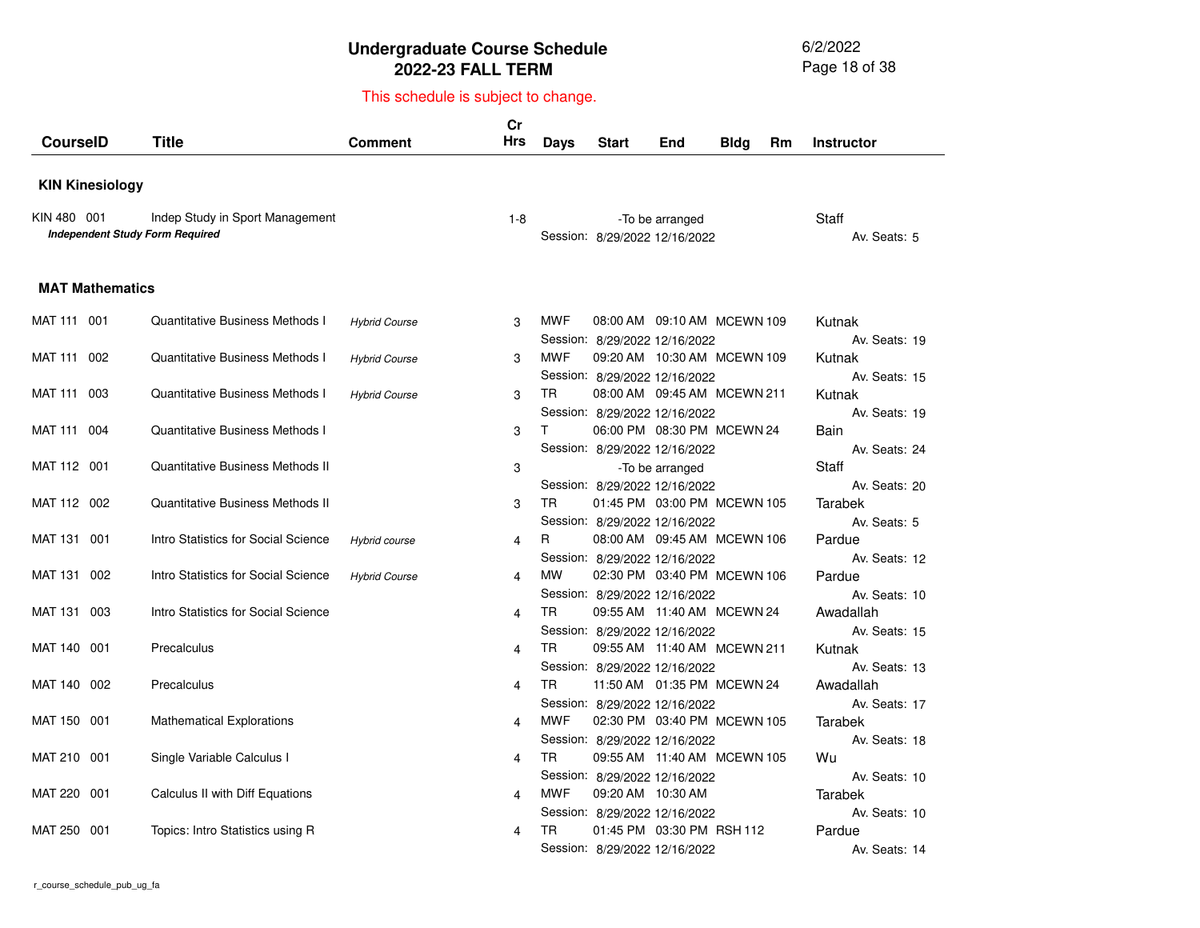# Undergraduate Course Schedule
## 2022-23 FALL TERM

This schedule is subject to change.

| CourseID | Title | Comment | Cr Hrs | Days | Start | End | Bldg | Rm | Instructor |
|---|---|---|---|---|---|---|---|---|---|
| **KIN Kinesiology** | | | | | | | | | |
| KIN 480 001 | Indep Study in Sport Management | | 1-8 | | -To be arranged | | | | Staff |
| *Independent Study Form Required* | | | | Session: | 8/29/2022 | 12/16/2022 | | | Av. Seats: 5 |
| **MAT Mathematics** | | | | | | | | | |
| MAT 111 001 | Quantitative Business Methods I | *Hybrid Course* | 3 | MWF | 08:00 AM | 09:10 AM | MCEWN | 109 | Kutnak |
| | | | | Session: | 8/29/2022 | 12/16/2022 | | | Av. Seats: 19 |
| MAT 111 002 | Quantitative Business Methods I | *Hybrid Course* | 3 | MWF | 09:20 AM | 10:30 AM | MCEWN | 109 | Kutnak |
| | | | | Session: | 8/29/2022 | 12/16/2022 | | | Av. Seats: 15 |
| MAT 111 003 | Quantitative Business Methods I | *Hybrid Course* | 3 | TR | 08:00 AM | 09:45 AM | MCEWN | 211 | Kutnak |
| | | | | Session: | 8/29/2022 | 12/16/2022 | | | Av. Seats: 19 |
| MAT 111 004 | Quantitative Business Methods I | | 3 | T | 06:00 PM | 08:30 PM | MCEWN | 24 | Bain |
| | | | | Session: | 8/29/2022 | 12/16/2022 | | | Av. Seats: 24 |
| MAT 112 001 | Quantitative Business Methods II | | 3 | | -To be arranged | | | | Staff |
| | | | | Session: | 8/29/2022 | 12/16/2022 | | | Av. Seats: 20 |
| MAT 112 002 | Quantitative Business Methods II | | 3 | TR | 01:45 PM | 03:00 PM | MCEWN | 105 | Tarabek |
| | | | | Session: | 8/29/2022 | 12/16/2022 | | | Av. Seats: 5 |
| MAT 131 001 | Intro Statistics for Social Science | *Hybrid course* | 4 | R | 08:00 AM | 09:45 AM | MCEWN | 106 | Pardue |
| | | | | Session: | 8/29/2022 | 12/16/2022 | | | Av. Seats: 12 |
| MAT 131 002 | Intro Statistics for Social Science | *Hybrid Course* | 4 | MW | 02:30 PM | 03:40 PM | MCEWN | 106 | Pardue |
| | | | | Session: | 8/29/2022 | 12/16/2022 | | | Av. Seats: 10 |
| MAT 131 003 | Intro Statistics for Social Science | | 4 | TR | 09:55 AM | 11:40 AM | MCEWN | 24 | Awadallah |
| | | | | Session: | 8/29/2022 | 12/16/2022 | | | Av. Seats: 15 |
| MAT 140 001 | Precalculus | | 4 | TR | 09:55 AM | 11:40 AM | MCEWN | 211 | Kutnak |
| | | | | Session: | 8/29/2022 | 12/16/2022 | | | Av. Seats: 13 |
| MAT 140 002 | Precalculus | | 4 | TR | 11:50 AM | 01:35 PM | MCEWN | 24 | Awadallah |
| | | | | Session: | 8/29/2022 | 12/16/2022 | | | Av. Seats: 17 |
| MAT 150 001 | Mathematical Explorations | | 4 | MWF | 02:30 PM | 03:40 PM | MCEWN | 105 | Tarabek |
| | | | | Session: | 8/29/2022 | 12/16/2022 | | | Av. Seats: 18 |
| MAT 210 001 | Single Variable Calculus I | | 4 | TR | 09:55 AM | 11:40 AM | MCEWN | 105 | Wu |
| | | | | Session: | 8/29/2022 | 12/16/2022 | | | Av. Seats: 10 |
| MAT 220 001 | Calculus II with Diff Equations | | 4 | MWF | 09:20 AM | 10:30 AM | | | Tarabek |
| | | | | Session: | 8/29/2022 | 12/16/2022 | | | Av. Seats: 10 |
| MAT 250 001 | Topics: Intro Statistics using R | | 4 | TR | 01:45 PM | 03:30 PM | RSH | 112 | Pardue |
| | | | | Session: | 8/29/2022 | 12/16/2022 | | | Av. Seats: 14 |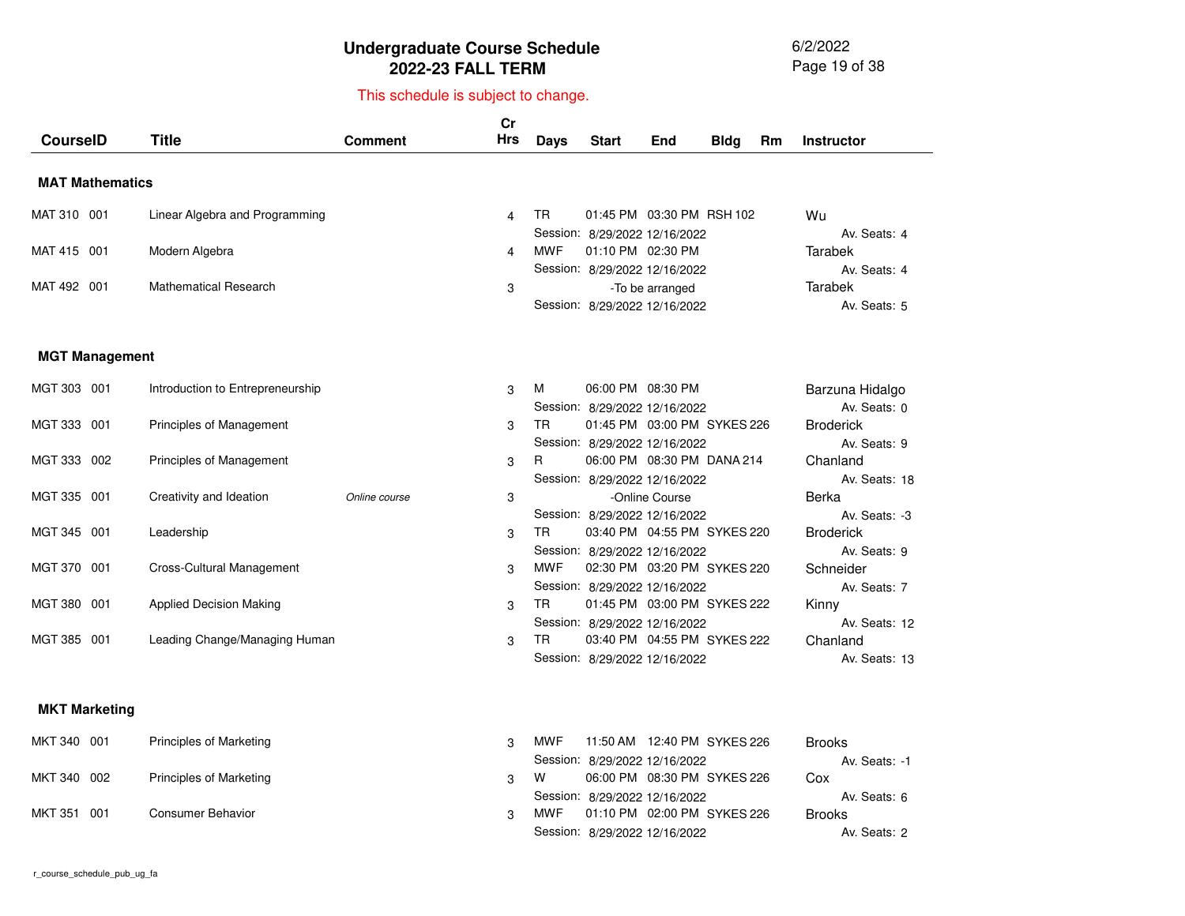# Undergraduate Course Schedule
## 2022-23 FALL TERM

This schedule is subject to change.

| CourseID | Title | Comment | Cr Hrs | Days | Start | End | Bldg | Rm | Instructor |
|---|---|---|---|---|---|---|---|---|---|
| **MAT Mathematics** | | | | | | | | | |
| MAT 310 001 | Linear Algebra and Programming | | 4 | TR | 01:45 PM | 03:30 PM | RSH | 102 | Wu |
| | | | | Session: | 8/29/2022 | 12/16/2022 | | | Av. Seats: 4 |
| MAT 415 001 | Modern Algebra | | 4 | MWF | 01:10 PM | 02:30 PM | | | Tarabek |
| | | | | Session: | 8/29/2022 | 12/16/2022 | | | Av. Seats: 4 |
| MAT 492 001 | Mathematical Research | | 3 | | -To be arranged | | | | Tarabek |
| | | | | Session: | 8/29/2022 | 12/16/2022 | | | Av. Seats: 5 |
| **MGT Management** | | | | | | | | | |
| MGT 303 001 | Introduction to Entrepreneurship | | 3 | M | 06:00 PM | 08:30 PM | | | Barzuna Hidalgo |
| | | | | Session: | 8/29/2022 | 12/16/2022 | | | Av. Seats: 0 |
| MGT 333 001 | Principles of Management | | 3 | TR | 01:45 PM | 03:00 PM | SYKES | 226 | Broderick |
| | | | | Session: | 8/29/2022 | 12/16/2022 | | | Av. Seats: 9 |
| MGT 333 002 | Principles of Management | | 3 | R | 06:00 PM | 08:30 PM | DANA | 214 | Chanland |
| | | | | Session: | 8/29/2022 | 12/16/2022 | | | Av. Seats: 18 |
| MGT 335 001 | Creativity and Ideation | *Online course* | 3 | | -Online Course | | | | Berka |
| | | | | Session: | 8/29/2022 | 12/16/2022 | | | Av. Seats: -3 |
| MGT 345 001 | Leadership | | 3 | TR | 03:40 PM | 04:55 PM | SYKES | 220 | Broderick |
| | | | | Session: | 8/29/2022 | 12/16/2022 | | | Av. Seats: 9 |
| MGT 370 001 | Cross-Cultural Management | | 3 | MWF | 02:30 PM | 03:20 PM | SYKES | 220 | Schneider |
| | | | | Session: | 8/29/2022 | 12/16/2022 | | | Av. Seats: 7 |
| MGT 380 001 | Applied Decision Making | | 3 | TR | 01:45 PM | 03:00 PM | SYKES | 222 | Kinny |
| | | | | Session: | 8/29/2022 | 12/16/2022 | | | Av. Seats: 12 |
| MGT 385 001 | Leading Change/Managing Human | | 3 | TR | 03:40 PM | 04:55 PM | SYKES | 222 | Chanland |
| | | | | Session: | 8/29/2022 | 12/16/2022 | | | Av. Seats: 13 |
| **MKT Marketing** | | | | | | | | | |
| MKT 340 001 | Principles of Marketing | | 3 | MWF | 11:50 AM | 12:40 PM | SYKES | 226 | Brooks |
| | | | | Session: | 8/29/2022 | 12/16/2022 | | | Av. Seats: -1 |
| MKT 340 002 | Principles of Marketing | | 3 | W | 06:00 PM | 08:30 PM | SYKES | 226 | Cox |
| | | | | Session: | 8/29/2022 | 12/16/2022 | | | Av. Seats: 6 |
| MKT 351 001 | Consumer Behavior | | 3 | MWF | 01:10 PM | 02:00 PM | SYKES | 226 | Brooks |
| | | | | Session: | 8/29/2022 | 12/16/2022 | | | Av. Seats: 2 |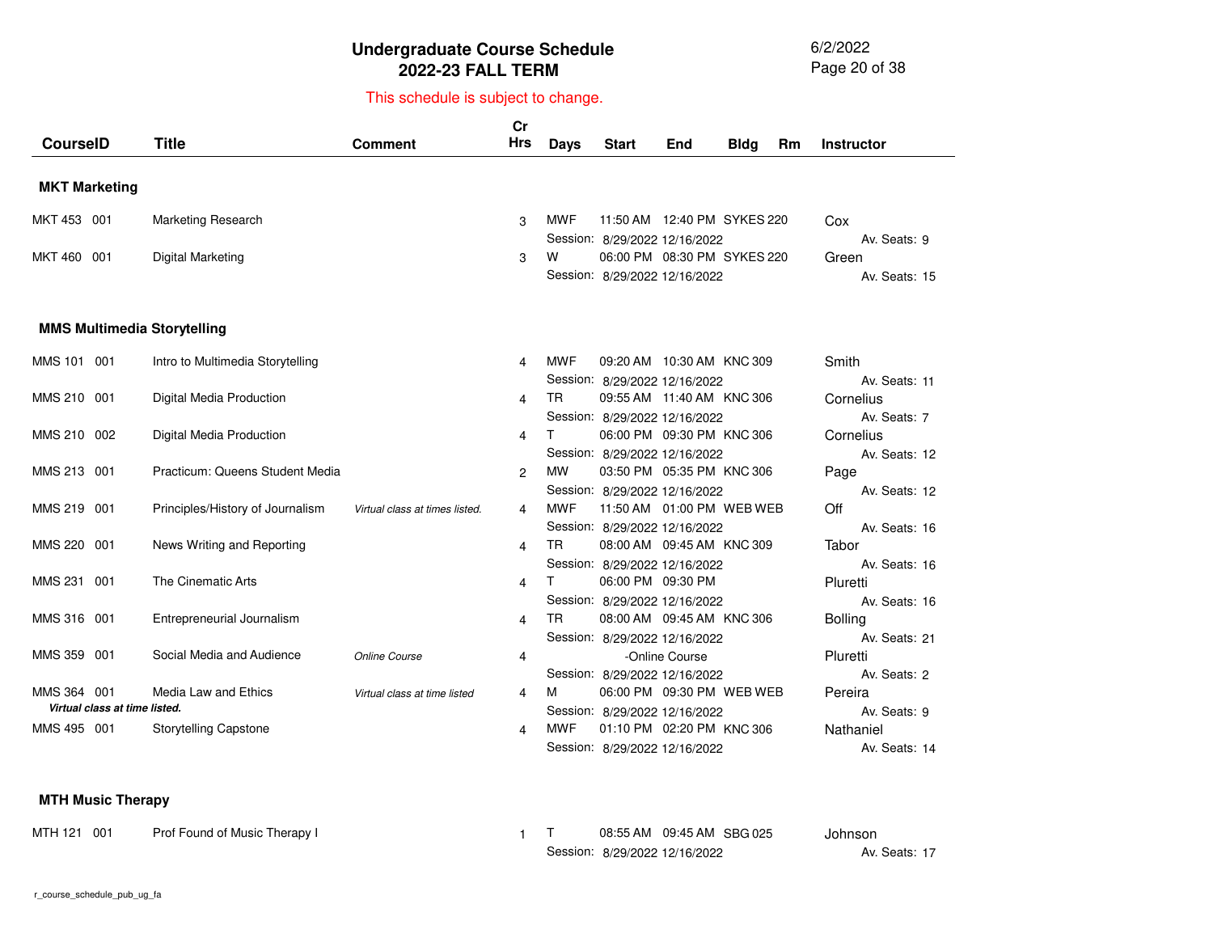# Undergraduate Course Schedule
## 2022-23 FALL TERM

6/2/2022

This schedule is subject to change.

| CourseID | Title | Comment | Cr Hrs | Days | Start | End | Bldg | Rm | Instructor |
|---|---|---|---|---|---|---|---|---|---|
| **MKT Marketing** | | | | | | | | | |
| MKT 453 001 | Marketing Research | | 3 | MWF | 11:50 AM | 12:40 PM | SYKES | 220 | Cox |
| | | | | Session: | 8/29/2022 | 12/16/2022 | | | Av. Seats: 9 |
| MKT 460 001 | Digital Marketing | | 3 | W | 06:00 PM | 08:30 PM | SYKES | 220 | Green |
| | | | | Session: | 8/29/2022 | 12/16/2022 | | | Av. Seats: 15 |
| **MMS Multimedia Storytelling** | | | | | | | | | |
| MMS 101 001 | Intro to Multimedia Storytelling | | 4 | MWF | 09:20 AM | 10:30 AM | KNC | 309 | Smith |
| | | | | Session: | 8/29/2022 | 12/16/2022 | | | Av. Seats: 11 |
| MMS 210 001 | Digital Media Production | | 4 | TR | 09:55 AM | 11:40 AM | KNC | 306 | Cornelius |
| | | | | Session: | 8/29/2022 | 12/16/2022 | | | Av. Seats: 7 |
| MMS 210 002 | Digital Media Production | | 4 | T | 06:00 PM | 09:30 PM | KNC | 306 | Cornelius |
| | | | | Session: | 8/29/2022 | 12/16/2022 | | | Av. Seats: 12 |
| MMS 213 001 | Practicum: Queens Student Media | | 2 | MW | 03:50 PM | 05:35 PM | KNC | 306 | Page |
| | | | | Session: | 8/29/2022 | 12/16/2022 | | | Av. Seats: 12 |
| MMS 219 001 | Principles/History of Journalism | *Virtual class at times listed.* | 4 | MWF | 11:50 AM | 01:00 PM | WEB | WEB | Off |
| | | | | Session: | 8/29/2022 | 12/16/2022 | | | Av. Seats: 16 |
| MMS 220 001 | News Writing and Reporting | | 4 | TR | 08:00 AM | 09:45 AM | KNC | 309 | Tabor |
| | | | | Session: | 8/29/2022 | 12/16/2022 | | | Av. Seats: 16 |
| MMS 231 001 | The Cinematic Arts | | 4 | T | 06:00 PM | 09:30 PM | | | Pluretti |
| | | | | Session: | 8/29/2022 | 12/16/2022 | | | Av. Seats: 16 |
| MMS 316 001 | Entrepreneurial Journalism | | 4 | TR | 08:00 AM | 09:45 AM | KNC | 306 | Bolling |
| | | | | Session: | 8/29/2022 | 12/16/2022 | | | Av. Seats: 21 |
| MMS 359 001 | Social Media and Audience | *Online Course* | 4 | | -Online Course | | | | Pluretti |
| | | | | Session: | 8/29/2022 | 12/16/2022 | | | Av. Seats: 2 |
| MMS 364 001 *Virtual class at time listed.* | Media Law and Ethics | *Virtual class at time listed* | 4 | M | 06:00 PM | 09:30 PM | WEB | WEB | Pereira |
| | | | | Session: | 8/29/2022 | 12/16/2022 | | | Av. Seats: 9 |
| MMS 495 001 | Storytelling Capstone | | 4 | MWF | 01:10 PM | 02:20 PM | KNC | 306 | Nathaniel |
| | | | | Session: | 8/29/2022 | 12/16/2022 | | | Av. Seats: 14 |
| **MTH Music Therapy** | | | | | | | | | |
| MTH 121 001 | Prof Found of Music Therapy I | | 1 | T | 08:55 AM | 09:45 AM | SBG | 025 | Johnson |
| | | | | Session: | 8/29/2022 | 12/16/2022 | | | Av. Seats: 17 |

r_course_schedule_pub_ug_fa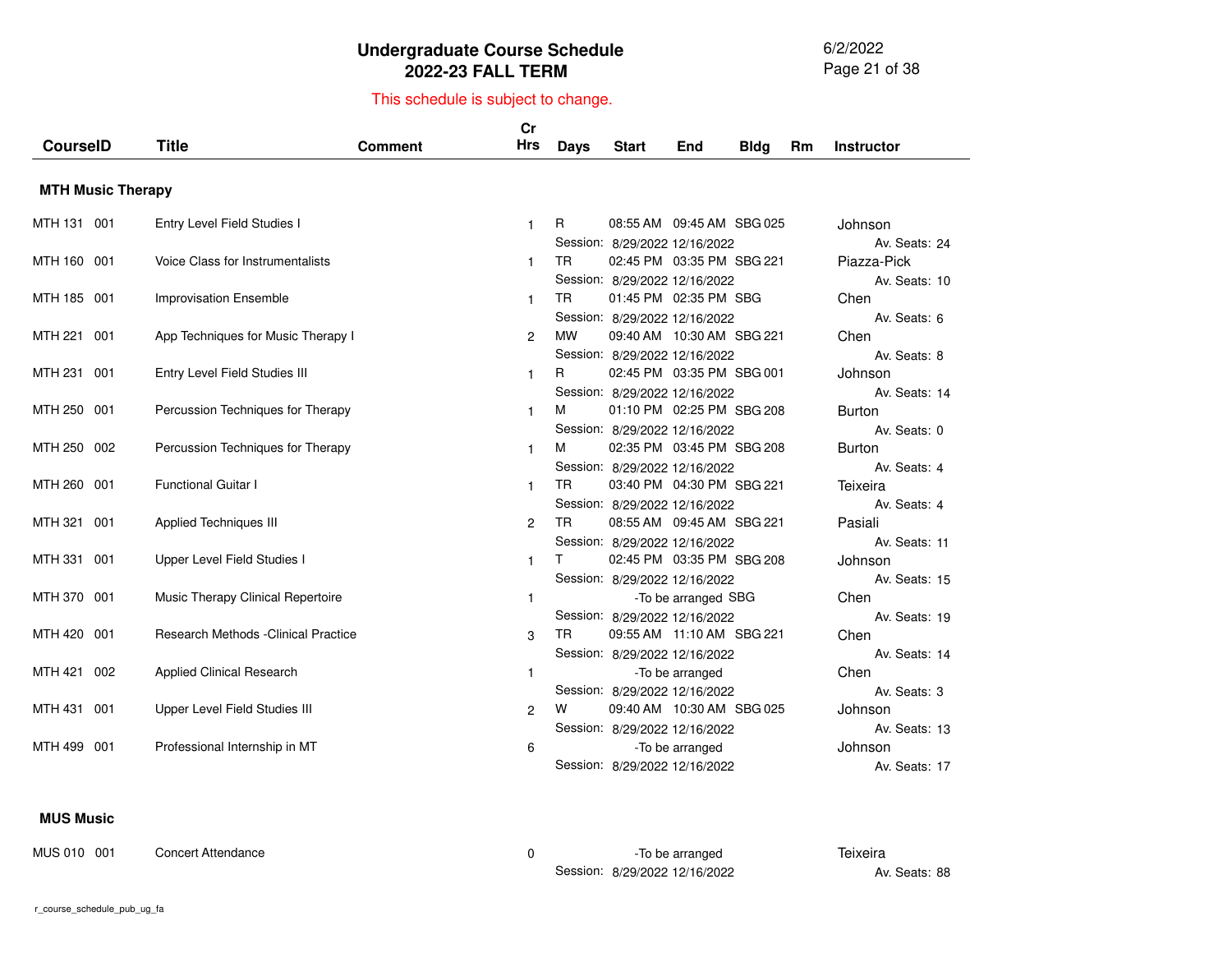# Undergraduate Course Schedule
## 2022-23 FALL TERM

This schedule is subject to change.

| CourseID | Title | Comment | Cr Hrs | Days | Start | End | Bldg | Rm | Instructor |
|---|---|---|---|---|---|---|---|---|---|
| **MTH Music Therapy** | | | | | | | | | |
| MTH 131 001 | Entry Level Field Studies I | | 1 | R | 08:55 AM | 09:45 AM | SBG | 025 | Johnson |
| | | | | Session: | 8/29/2022 | 12/16/2022 | | | Av. Seats: 24 |
| MTH 160 001 | Voice Class for Instrumentalists | | 1 | TR | 02:45 PM | 03:35 PM | SBG | 221 | Piazza-Pick |
| | | | | Session: | 8/29/2022 | 12/16/2022 | | | Av. Seats: 10 |
| MTH 185 001 | Improvisation Ensemble | | 1 | TR | 01:45 PM | 02:35 PM | SBG | | Chen |
| | | | | Session: | 8/29/2022 | 12/16/2022 | | | Av. Seats: 6 |
| MTH 221 001 | App Techniques for Music Therapy I | | 2 | MW | 09:40 AM | 10:30 AM | SBG | 221 | Chen |
| | | | | Session: | 8/29/2022 | 12/16/2022 | | | Av. Seats: 8 |
| MTH 231 001 | Entry Level Field Studies III | | 1 | R | 02:45 PM | 03:35 PM | SBG | 001 | Johnson |
| | | | | Session: | 8/29/2022 | 12/16/2022 | | | Av. Seats: 14 |
| MTH 250 001 | Percussion Techniques for Therapy | | 1 | M | 01:10 PM | 02:25 PM | SBG | 208 | Burton |
| | | | | Session: | 8/29/2022 | 12/16/2022 | | | Av. Seats: 0 |
| MTH 250 002 | Percussion Techniques for Therapy | | 1 | M | 02:35 PM | 03:45 PM | SBG | 208 | Burton |
| | | | | Session: | 8/29/2022 | 12/16/2022 | | | Av. Seats: 4 |
| MTH 260 001 | Functional Guitar I | | 1 | TR | 03:40 PM | 04:30 PM | SBG | 221 | Teixeira |
| | | | | Session: | 8/29/2022 | 12/16/2022 | | | Av. Seats: 4 |
| MTH 321 001 | Applied Techniques III | | 2 | TR | 08:55 AM | 09:45 AM | SBG | 221 | Pasiali |
| | | | | Session: | 8/29/2022 | 12/16/2022 | | | Av. Seats: 11 |
| MTH 331 001 | Upper Level Field Studies I | | 1 | T | 02:45 PM | 03:35 PM | SBG | 208 | Johnson |
| | | | | Session: | 8/29/2022 | 12/16/2022 | | | Av. Seats: 15 |
| MTH 370 001 | Music Therapy Clinical Repertoire | | 1 | | -To be arranged | | SBG | | Chen |
| | | | | Session: | 8/29/2022 | 12/16/2022 | | | Av. Seats: 19 |
| MTH 420 001 | Research Methods -Clinical Practice | | 3 | TR | 09:55 AM | 11:10 AM | SBG | 221 | Chen |
| | | | | Session: | 8/29/2022 | 12/16/2022 | | | Av. Seats: 14 |
| MTH 421 002 | Applied Clinical Research | | 1 | | -To be arranged | | | | Chen |
| | | | | Session: | 8/29/2022 | 12/16/2022 | | | Av. Seats: 3 |
| MTH 431 001 | Upper Level Field Studies III | | 2 | W | 09:40 AM | 10:30 AM | SBG | 025 | Johnson |
| | | | | Session: | 8/29/2022 | 12/16/2022 | | | Av. Seats: 13 |
| MTH 499 001 | Professional Internship in MT | | 6 | | -To be arranged | | | | Johnson |
| | | | | Session: | 8/29/2022 | 12/16/2022 | | | Av. Seats: 17 |
| **MUS Music** | | | | | | | | | |
| MUS 010 001 | Concert Attendance | | 0 | | -To be arranged | | | | Teixeira |
| | | | | Session: | 8/29/2022 | 12/16/2022 | | | Av. Seats: 88 |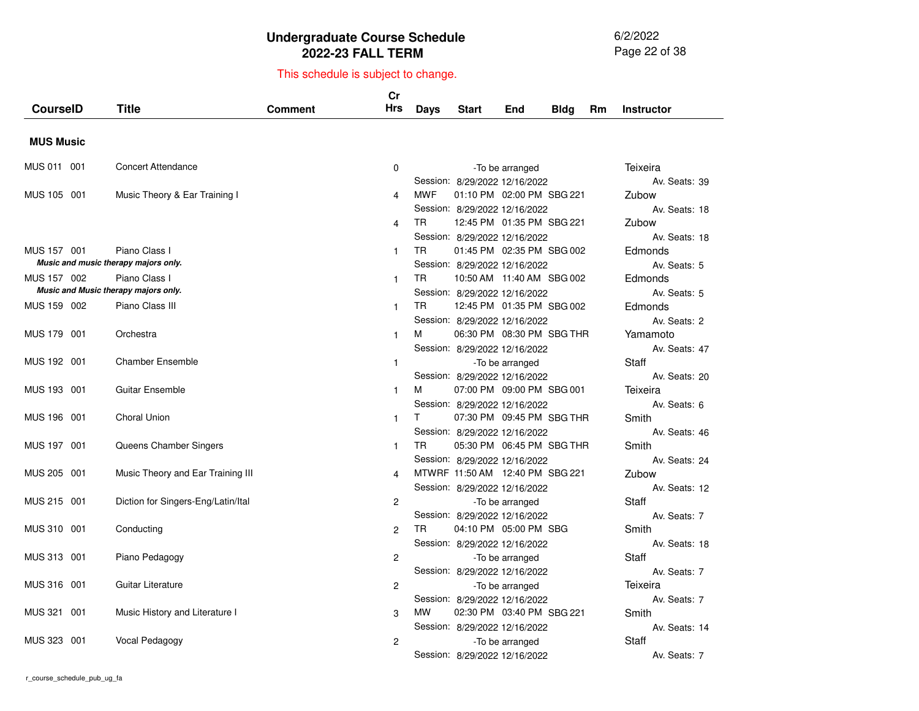# Undergraduate Course Schedule
## 2022-23 FALL TERM

This schedule is subject to change.

### MUS Music

| CourseID | Title | Comment | Cr Hrs | Days | Start | End | Bldg | Rm | Instructor |
|---|---|---|---|---|---|---|---|---|---|
| MUS 011 001 | Concert Attendance | | 0 | -To be arranged | | | | | Teixeira |
| | | | | Session: 8/29/2022 12/16/2022 | | | | | Av. Seats: 39 |
| MUS 105 001 | Music Theory & Ear Training I | | 4 | MWF | 01:10 PM | 02:00 PM | SBG | 221 | Zubow |
| | | | | Session: 8/29/2022 12/16/2022 | | | | | Av. Seats: 18 |
| | | | 4 | TR | 12:45 PM | 01:35 PM | SBG | 221 | Zubow |
| | | | | Session: 8/29/2022 12/16/2022 | | | | | Av. Seats: 18 |
| MUS 157 001 | Piano Class I | | 1 | TR | 01:45 PM | 02:35 PM | SBG | 002 | Edmonds |
| *Music and music therapy majors only.* | | | | Session: 8/29/2022 12/16/2022 | | | | | Av. Seats: 5 |
| MUS 157 002 | Piano Class I | | 1 | TR | 10:50 AM | 11:40 AM | SBG | 002 | Edmonds |
| *Music and Music therapy majors only.* | | | | Session: 8/29/2022 12/16/2022 | | | | | Av. Seats: 5 |
| MUS 159 002 | Piano Class III | | 1 | TR | 12:45 PM | 01:35 PM | SBG | 002 | Edmonds |
| | | | | Session: 8/29/2022 12/16/2022 | | | | | Av. Seats: 2 |
| MUS 179 001 | Orchestra | | 1 | M | 06:30 PM | 08:30 PM | SBG | THR | Yamamoto |
| | | | | Session: 8/29/2022 12/16/2022 | | | | | Av. Seats: 47 |
| MUS 192 001 | Chamber Ensemble | | 1 | -To be arranged | | | | | Staff |
| | | | | Session: 8/29/2022 12/16/2022 | | | | | Av. Seats: 20 |
| MUS 193 001 | Guitar Ensemble | | 1 | M | 07:00 PM | 09:00 PM | SBG | 001 | Teixeira |
| | | | | Session: 8/29/2022 12/16/2022 | | | | | Av. Seats: 6 |
| MUS 196 001 | Choral Union | | 1 | T | 07:30 PM | 09:45 PM | SBG | THR | Smith |
| | | | | Session: 8/29/2022 12/16/2022 | | | | | Av. Seats: 46 |
| MUS 197 001 | Queens Chamber Singers | | 1 | TR | 05:30 PM | 06:45 PM | SBG | THR | Smith |
| | | | | Session: 8/29/2022 12/16/2022 | | | | | Av. Seats: 24 |
| MUS 205 001 | Music Theory and Ear Training III | | 4 | MTWRF | 11:50 AM | 12:40 PM | SBG | 221 | Zubow |
| | | | | Session: 8/29/2022 12/16/2022 | | | | | Av. Seats: 12 |
| MUS 215 001 | Diction for Singers-Eng/Latin/Ital | | 2 | -To be arranged | | | | | Staff |
| | | | | Session: 8/29/2022 12/16/2022 | | | | | Av. Seats: 7 |
| MUS 310 001 | Conducting | | 2 | TR | 04:10 PM | 05:00 PM | SBG | | Smith |
| | | | | Session: 8/29/2022 12/16/2022 | | | | | Av. Seats: 18 |
| MUS 313 001 | Piano Pedagogy | | 2 | -To be arranged | | | | | Staff |
| | | | | Session: 8/29/2022 12/16/2022 | | | | | Av. Seats: 7 |
| MUS 316 001 | Guitar Literature | | 2 | -To be arranged | | | | | Teixeira |
| | | | | Session: 8/29/2022 12/16/2022 | | | | | Av. Seats: 7 |
| MUS 321 001 | Music History and Literature I | | 3 | MW | 02:30 PM | 03:40 PM | SBG | 221 | Smith |
| | | | | Session: 8/29/2022 12/16/2022 | | | | | Av. Seats: 14 |
| MUS 323 001 | Vocal Pedagogy | | 2 | -To be arranged | | | | | Staff |
| | | | | Session: 8/29/2022 12/16/2022 | | | | | Av. Seats: 7 |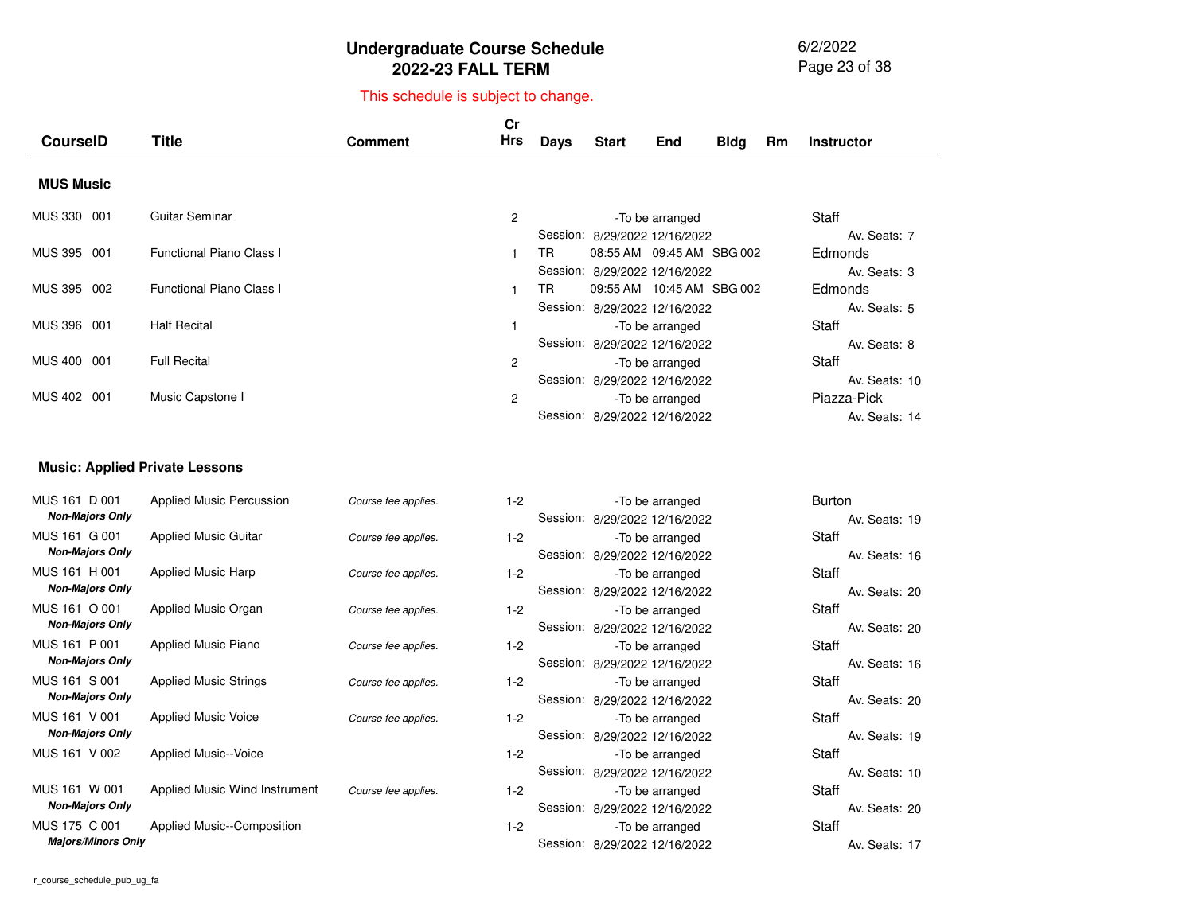# Undergraduate Course Schedule
## 2022-23 FALL TERM

This schedule is subject to change.

| CourseID | Title | Comment | Cr Hrs | Days | Start | End | Bldg | Rm | Instructor |
|---|---|---|---|---|---|---|---|---|---|
| **MUS Music** | | | | | | | | | |
| MUS 330 001 | Guitar Seminar | | 2 | | -To be arranged | | | | Staff |
| | | | | Session: | 8/29/2022 | 12/16/2022 | | | Av. Seats: 7 |
| MUS 395 001 | Functional Piano Class I | | 1 | TR | 08:55 AM | 09:45 AM | SBG | 002 | Edmonds |
| | | | | Session: | 8/29/2022 | 12/16/2022 | | | Av. Seats: 3 |
| MUS 395 002 | Functional Piano Class I | | 1 | TR | 09:55 AM | 10:45 AM | SBG | 002 | Edmonds |
| | | | | Session: | 8/29/2022 | 12/16/2022 | | | Av. Seats: 5 |
| MUS 396 001 | Half Recital | | 1 | | -To be arranged | | | | Staff |
| | | | | Session: | 8/29/2022 | 12/16/2022 | | | Av. Seats: 8 |
| MUS 400 001 | Full Recital | | 2 | | -To be arranged | | | | Staff |
| | | | | Session: | 8/29/2022 | 12/16/2022 | | | Av. Seats: 10 |
| MUS 402 001 | Music Capstone I | | 2 | | -To be arranged | | | | Piazza-Pick |
| | | | | Session: | 8/29/2022 | 12/16/2022 | | | Av. Seats: 14 |
| **Music: Applied Private Lessons** | | | | | | | | | |
| MUS 161 D 001 | Applied Music Percussion | *Course fee applies.* | 1-2 | | -To be arranged | | | | Burton |
| ***Non-Majors Only*** | | | | Session: | 8/29/2022 | 12/16/2022 | | | Av. Seats: 19 |
| MUS 161 G 001 | Applied Music Guitar | *Course fee applies.* | 1-2 | | -To be arranged | | | | Staff |
| ***Non-Majors Only*** | | | | Session: | 8/29/2022 | 12/16/2022 | | | Av. Seats: 16 |
| MUS 161 H 001 | Applied Music Harp | *Course fee applies.* | 1-2 | | -To be arranged | | | | Staff |
| ***Non-Majors Only*** | | | | Session: | 8/29/2022 | 12/16/2022 | | | Av. Seats: 20 |
| MUS 161 O 001 | Applied Music Organ | *Course fee applies.* | 1-2 | | -To be arranged | | | | Staff |
| ***Non-Majors Only*** | | | | Session: | 8/29/2022 | 12/16/2022 | | | Av. Seats: 20 |
| MUS 161 P 001 | Applied Music Piano | *Course fee applies.* | 1-2 | | -To be arranged | | | | Staff |
| ***Non-Majors Only*** | | | | Session: | 8/29/2022 | 12/16/2022 | | | Av. Seats: 16 |
| MUS 161 S 001 | Applied Music Strings | *Course fee applies.* | 1-2 | | -To be arranged | | | | Staff |
| ***Non-Majors Only*** | | | | Session: | 8/29/2022 | 12/16/2022 | | | Av. Seats: 20 |
| MUS 161 V 001 | Applied Music Voice | *Course fee applies.* | 1-2 | | -To be arranged | | | | Staff |
| ***Non-Majors Only*** | | | | Session: | 8/29/2022 | 12/16/2022 | | | Av. Seats: 19 |
| MUS 161 V 002 | Applied Music--Voice | | 1-2 | | -To be arranged | | | | Staff |
| | | | | Session: | 8/29/2022 | 12/16/2022 | | | Av. Seats: 10 |
| MUS 161 W 001 | Applied Music Wind Instrument | *Course fee applies.* | 1-2 | | -To be arranged | | | | Staff |
| ***Non-Majors Only*** | | | | Session: | 8/29/2022 | 12/16/2022 | | | Av. Seats: 20 |
| MUS 175 C 001 | Applied Music--Composition | | 1-2 | | -To be arranged | | | | Staff |
| ***Majors/Minors Only*** | | | | Session: | 8/29/2022 | 12/16/2022 | | | Av. Seats: 17 |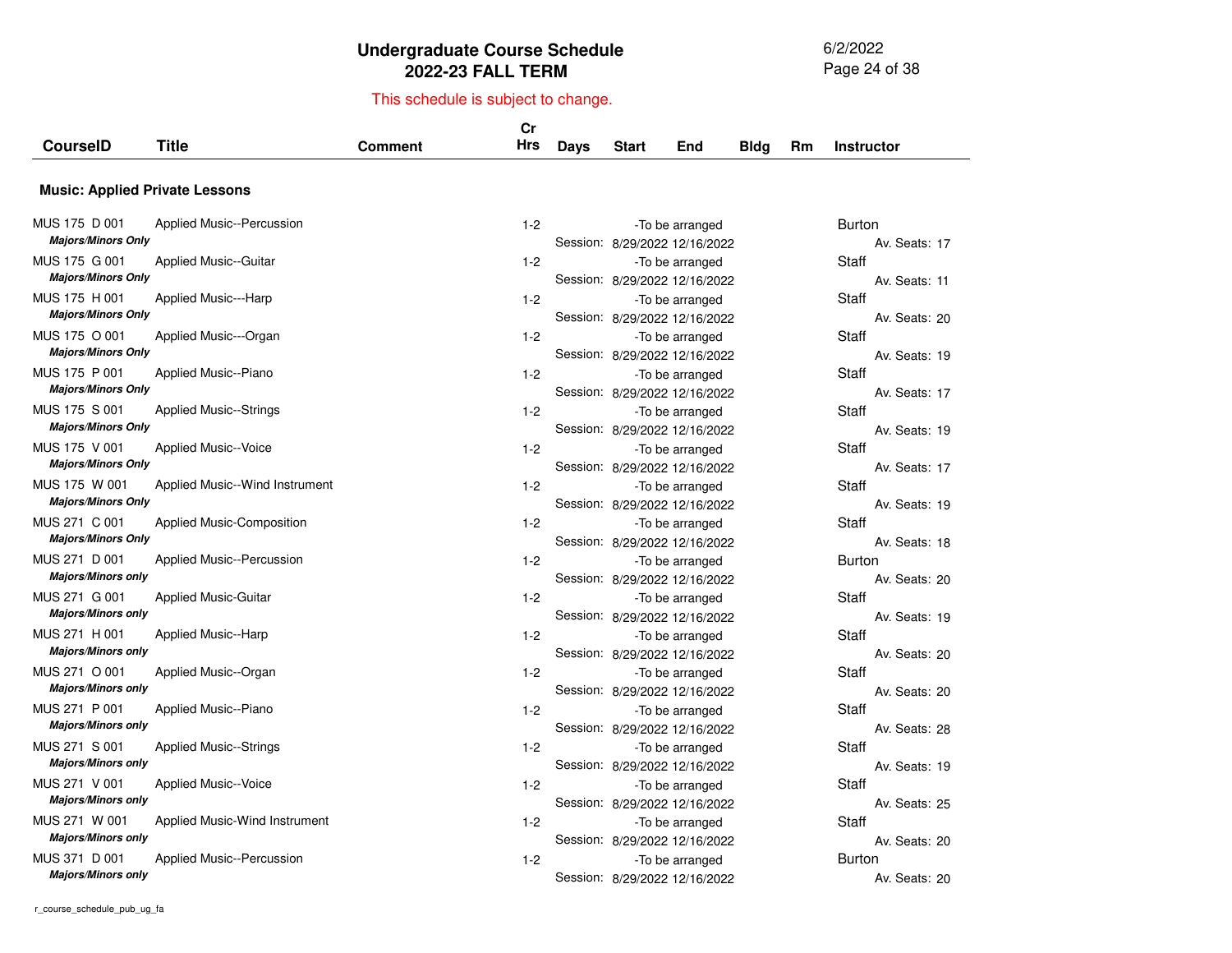# Undergraduate Course Schedule
## 2022-23 FALL TERM

This schedule is subject to change.

### Music: Applied Private Lessons

| CourseID | Title | Comment | Cr Hrs | Days | Start | End | Bldg | Rm | Instructor |
|---|---|---|---|---|---|---|---|---|---|
| MUS 175 D 001 | Applied Music--Percussion | | 1-2 | | -To be arranged | | | | Burton |
| *Majors/Minors Only* | | | | Session: | 8/29/2022 | 12/16/2022 | | | Av. Seats: 17 |
| MUS 175 G 001 | Applied Music--Guitar | | 1-2 | | -To be arranged | | | | Staff |
| *Majors/Minors Only* | | | | Session: | 8/29/2022 | 12/16/2022 | | | Av. Seats: 11 |
| MUS 175 H 001 | Applied Music---Harp | | 1-2 | | -To be arranged | | | | Staff |
| *Majors/Minors Only* | | | | Session: | 8/29/2022 | 12/16/2022 | | | Av. Seats: 20 |
| MUS 175 O 001 | Applied Music---Organ | | 1-2 | | -To be arranged | | | | Staff |
| *Majors/Minors Only* | | | | Session: | 8/29/2022 | 12/16/2022 | | | Av. Seats: 19 |
| MUS 175 P 001 | Applied Music--Piano | | 1-2 | | -To be arranged | | | | Staff |
| *Majors/Minors Only* | | | | Session: | 8/29/2022 | 12/16/2022 | | | Av. Seats: 17 |
| MUS 175 S 001 | Applied Music--Strings | | 1-2 | | -To be arranged | | | | Staff |
| *Majors/Minors Only* | | | | Session: | 8/29/2022 | 12/16/2022 | | | Av. Seats: 19 |
| MUS 175 V 001 | Applied Music--Voice | | 1-2 | | -To be arranged | | | | Staff |
| *Majors/Minors Only* | | | | Session: | 8/29/2022 | 12/16/2022 | | | Av. Seats: 17 |
| MUS 175 W 001 | Applied Music--Wind Instrument | | 1-2 | | -To be arranged | | | | Staff |
| *Majors/Minors Only* | | | | Session: | 8/29/2022 | 12/16/2022 | | | Av. Seats: 19 |
| MUS 271 C 001 | Applied Music-Composition | | 1-2 | | -To be arranged | | | | Staff |
| *Majors/Minors Only* | | | | Session: | 8/29/2022 | 12/16/2022 | | | Av. Seats: 18 |
| MUS 271 D 001 | Applied Music--Percussion | | 1-2 | | -To be arranged | | | | Burton |
| *Majors/Minors only* | | | | Session: | 8/29/2022 | 12/16/2022 | | | Av. Seats: 20 |
| MUS 271 G 001 | Applied Music-Guitar | | 1-2 | | -To be arranged | | | | Staff |
| *Majors/Minors only* | | | | Session: | 8/29/2022 | 12/16/2022 | | | Av. Seats: 19 |
| MUS 271 H 001 | Applied Music--Harp | | 1-2 | | -To be arranged | | | | Staff |
| *Majors/Minors only* | | | | Session: | 8/29/2022 | 12/16/2022 | | | Av. Seats: 20 |
| MUS 271 O 001 | Applied Music--Organ | | 1-2 | | -To be arranged | | | | Staff |
| *Majors/Minors only* | | | | Session: | 8/29/2022 | 12/16/2022 | | | Av. Seats: 20 |
| MUS 271 P 001 | Applied Music--Piano | | 1-2 | | -To be arranged | | | | Staff |
| *Majors/Minors only* | | | | Session: | 8/29/2022 | 12/16/2022 | | | Av. Seats: 28 |
| MUS 271 S 001 | Applied Music--Strings | | 1-2 | | -To be arranged | | | | Staff |
| *Majors/Minors only* | | | | Session: | 8/29/2022 | 12/16/2022 | | | Av. Seats: 19 |
| MUS 271 V 001 | Applied Music--Voice | | 1-2 | | -To be arranged | | | | Staff |
| *Majors/Minors only* | | | | Session: | 8/29/2022 | 12/16/2022 | | | Av. Seats: 25 |
| MUS 271 W 001 | Applied Music-Wind Instrument | | 1-2 | | -To be arranged | | | | Staff |
| *Majors/Minors only* | | | | Session: | 8/29/2022 | 12/16/2022 | | | Av. Seats: 20 |
| MUS 371 D 001 | Applied Music--Percussion | | 1-2 | | -To be arranged | | | | Burton |
| *Majors/Minors only* | | | | Session: | 8/29/2022 | 12/16/2022 | | | Av. Seats: 20 |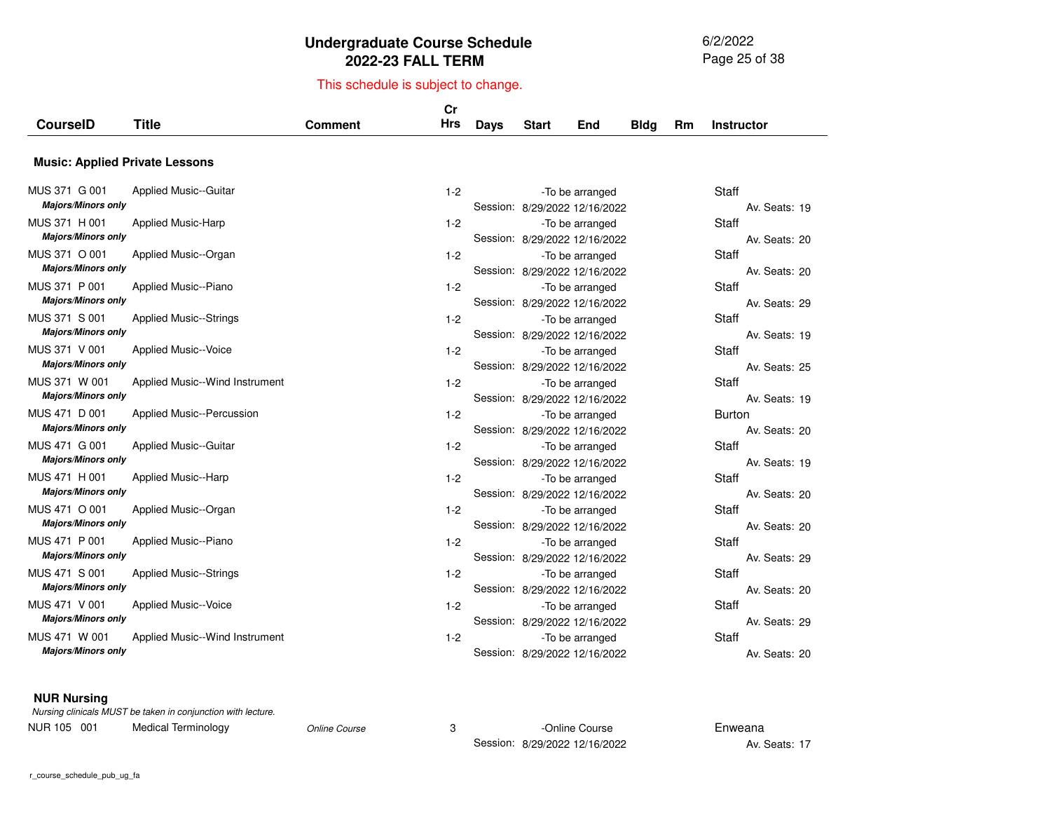# Undergraduate Course Schedule
## 2022-23 FALL TERM

This schedule is subject to change.

| CourseID | Title | Comment | Cr Hrs | Days | Start | End | Bldg | Rm | Instructor |
|---|---|---|---|---|---|---|---|---|---|

### Music: Applied Private Lessons

| CourseID | Title | Comment | Cr Hrs | Days | Start | End | Bldg | Rm | Instructor |
|---|---|---|---|---|---|---|---|---|---|
| MUS 371 G 001 | Applied Music--Guitar | | 1-2 | | -To be arranged | | | | Staff |
| *Majors/Minors only* | | | | Session: | 8/29/2022 | 12/16/2022 | | | Av. Seats: 19 |
| MUS 371 H 001 | Applied Music-Harp | | 1-2 | | -To be arranged | | | | Staff |
| *Majors/Minors only* | | | | Session: | 8/29/2022 | 12/16/2022 | | | Av. Seats: 20 |
| MUS 371 O 001 | Applied Music--Organ | | 1-2 | | -To be arranged | | | | Staff |
| *Majors/Minors only* | | | | Session: | 8/29/2022 | 12/16/2022 | | | Av. Seats: 20 |
| MUS 371 P 001 | Applied Music--Piano | | 1-2 | | -To be arranged | | | | Staff |
| *Majors/Minors only* | | | | Session: | 8/29/2022 | 12/16/2022 | | | Av. Seats: 29 |
| MUS 371 S 001 | Applied Music--Strings | | 1-2 | | -To be arranged | | | | Staff |
| *Majors/Minors only* | | | | Session: | 8/29/2022 | 12/16/2022 | | | Av. Seats: 19 |
| MUS 371 V 001 | Applied Music--Voice | | 1-2 | | -To be arranged | | | | Staff |
| *Majors/Minors only* | | | | Session: | 8/29/2022 | 12/16/2022 | | | Av. Seats: 25 |
| MUS 371 W 001 | Applied Music--Wind Instrument | | 1-2 | | -To be arranged | | | | Staff |
| *Majors/Minors only* | | | | Session: | 8/29/2022 | 12/16/2022 | | | Av. Seats: 19 |
| MUS 471 D 001 | Applied Music--Percussion | | 1-2 | | -To be arranged | | | | Burton |
| *Majors/Minors only* | | | | Session: | 8/29/2022 | 12/16/2022 | | | Av. Seats: 20 |
| MUS 471 G 001 | Applied Music--Guitar | | 1-2 | | -To be arranged | | | | Staff |
| *Majors/Minors only* | | | | Session: | 8/29/2022 | 12/16/2022 | | | Av. Seats: 19 |
| MUS 471 H 001 | Applied Music--Harp | | 1-2 | | -To be arranged | | | | Staff |
| *Majors/Minors only* | | | | Session: | 8/29/2022 | 12/16/2022 | | | Av. Seats: 20 |
| MUS 471 O 001 | Applied Music--Organ | | 1-2 | | -To be arranged | | | | Staff |
| *Majors/Minors only* | | | | Session: | 8/29/2022 | 12/16/2022 | | | Av. Seats: 20 |
| MUS 471 P 001 | Applied Music--Piano | | 1-2 | | -To be arranged | | | | Staff |
| *Majors/Minors only* | | | | Session: | 8/29/2022 | 12/16/2022 | | | Av. Seats: 29 |
| MUS 471 S 001 | Applied Music--Strings | | 1-2 | | -To be arranged | | | | Staff |
| *Majors/Minors only* | | | | Session: | 8/29/2022 | 12/16/2022 | | | Av. Seats: 20 |
| MUS 471 V 001 | Applied Music--Voice | | 1-2 | | -To be arranged | | | | Staff |
| *Majors/Minors only* | | | | Session: | 8/29/2022 | 12/16/2022 | | | Av. Seats: 29 |
| MUS 471 W 001 | Applied Music--Wind Instrument | | 1-2 | | -To be arranged | | | | Staff |
| *Majors/Minors only* | | | | Session: | 8/29/2022 | 12/16/2022 | | | Av. Seats: 20 |

### NUR Nursing

*Nursing clinicals MUST be taken in conjunction with lecture.*

| CourseID | Title | Comment | Cr Hrs | Days | Start | End | Bldg | Rm | Instructor |
|---|---|---|---|---|---|---|---|---|---|
| NUR 105 001 | Medical Terminology | *Online Course* | 3 | | -Online Course | | | | Enweana |
| | | | | Session: | 8/29/2022 | 12/16/2022 | | | Av. Seats: 17 |

r_course_schedule_pub_ug_fa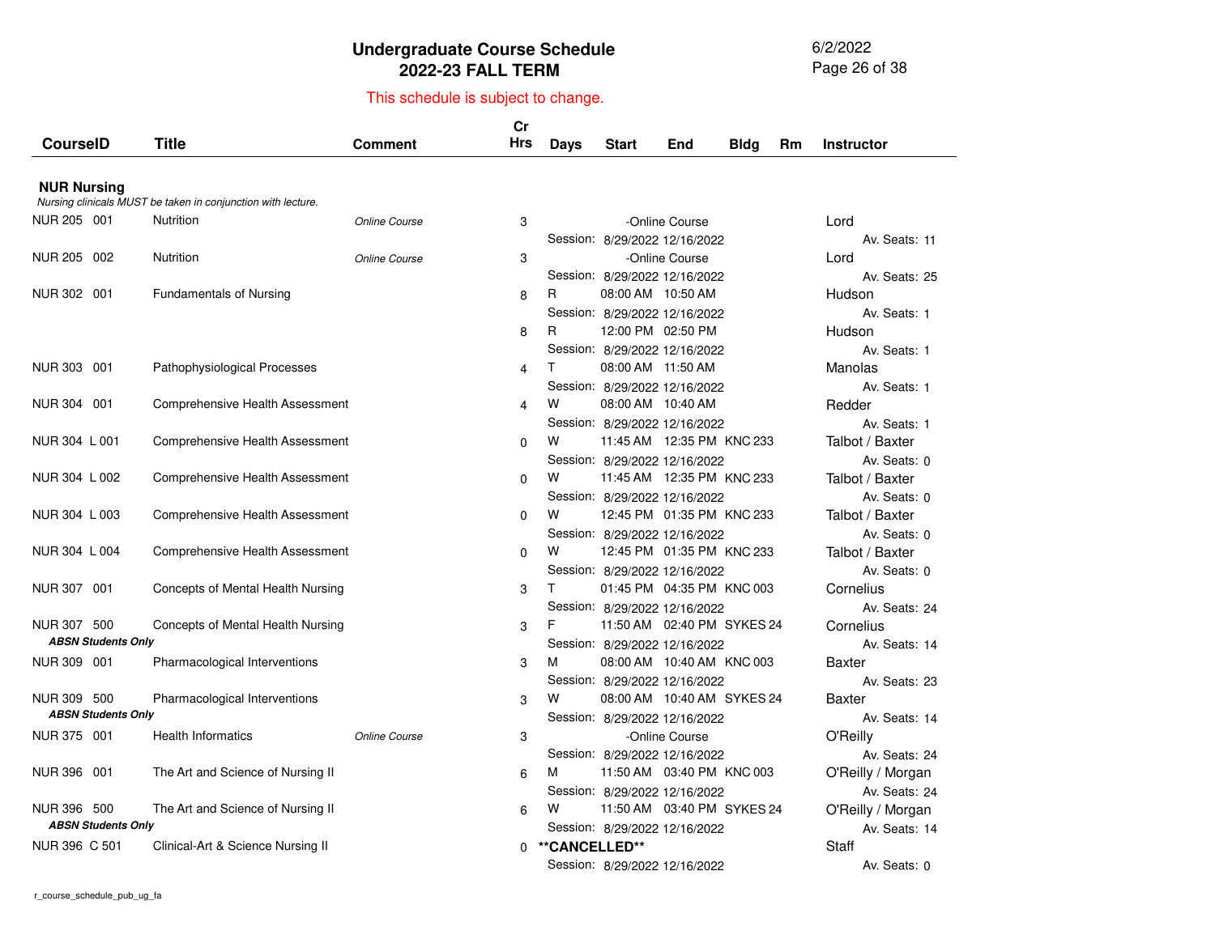# Undergraduate Course Schedule
## 2022-23 FALL TERM

6/2/2022

This schedule is subject to change.

| CourseID | Title | Comment | Cr Hrs | Days | Start | End | Bldg | Rm | Instructor |
|---|---|---|---|---|---|---|---|---|---|
| **NUR Nursing** | | | | | | | | | |
| *Nursing clinicals MUST be taken in conjunction with lecture.* | | | | | | | | | |
| NUR 205 001 | Nutrition | *Online Course* | 3 | | -Online Course | | | | Lord |
| | | | | Session: | 8/29/2022 | 12/16/2022 | | | Av. Seats: 11 |
| NUR 205 002 | Nutrition | *Online Course* | 3 | | -Online Course | | | | Lord |
| | | | | Session: | 8/29/2022 | 12/16/2022 | | | Av. Seats: 25 |
| NUR 302 001 | Fundamentals of Nursing | | 8 | R | 08:00 AM | 10:50 AM | | | Hudson |
| | | | | Session: | 8/29/2022 | 12/16/2022 | | | Av. Seats: 1 |
| | | | 8 | R | 12:00 PM | 02:50 PM | | | Hudson |
| | | | | Session: | 8/29/2022 | 12/16/2022 | | | Av. Seats: 1 |
| NUR 303 001 | Pathophysiological Processes | | 4 | T | 08:00 AM | 11:50 AM | | | Manolas |
| | | | | Session: | 8/29/2022 | 12/16/2022 | | | Av. Seats: 1 |
| NUR 304 001 | Comprehensive Health Assessment | | 4 | W | 08:00 AM | 10:40 AM | | | Redder |
| | | | | Session: | 8/29/2022 | 12/16/2022 | | | Av. Seats: 1 |
| NUR 304 L 001 | Comprehensive Health Assessment | | 0 | W | 11:45 AM | 12:35 PM | KNC | 233 | Talbot / Baxter |
| | | | | Session: | 8/29/2022 | 12/16/2022 | | | Av. Seats: 0 |
| NUR 304 L 002 | Comprehensive Health Assessment | | 0 | W | 11:45 AM | 12:35 PM | KNC | 233 | Talbot / Baxter |
| | | | | Session: | 8/29/2022 | 12/16/2022 | | | Av. Seats: 0 |
| NUR 304 L 003 | Comprehensive Health Assessment | | 0 | W | 12:45 PM | 01:35 PM | KNC | 233 | Talbot / Baxter |
| | | | | Session: | 8/29/2022 | 12/16/2022 | | | Av. Seats: 0 |
| NUR 304 L 004 | Comprehensive Health Assessment | | 0 | W | 12:45 PM | 01:35 PM | KNC | 233 | Talbot / Baxter |
| | | | | Session: | 8/29/2022 | 12/16/2022 | | | Av. Seats: 0 |
| NUR 307 001 | Concepts of Mental Health Nursing | | 3 | T | 01:45 PM | 04:35 PM | KNC | 003 | Cornelius |
| | | | | Session: | 8/29/2022 | 12/16/2022 | | | Av. Seats: 24 |
| NUR 307 500 | Concepts of Mental Health Nursing | | 3 | F | 11:50 AM | 02:40 PM | SYKES | 24 | Cornelius |
| ***ABSN Students Only*** | | | | Session: | 8/29/2022 | 12/16/2022 | | | Av. Seats: 14 |
| NUR 309 001 | Pharmacological Interventions | | 3 | M | 08:00 AM | 10:40 AM | KNC | 003 | Baxter |
| | | | | Session: | 8/29/2022 | 12/16/2022 | | | Av. Seats: 23 |
| NUR 309 500 | Pharmacological Interventions | | 3 | W | 08:00 AM | 10:40 AM | SYKES | 24 | Baxter |
| ***ABSN Students Only*** | | | | Session: | 8/29/2022 | 12/16/2022 | | | Av. Seats: 14 |
| NUR 375 001 | Health Informatics | *Online Course* | 3 | | -Online Course | | | | O'Reilly |
| | | | | Session: | 8/29/2022 | 12/16/2022 | | | Av. Seats: 24 |
| NUR 396 001 | The Art and Science of Nursing II | | 6 | M | 11:50 AM | 03:40 PM | KNC | 003 | O'Reilly / Morgan |
| | | | | Session: | 8/29/2022 | 12/16/2022 | | | Av. Seats: 24 |
| NUR 396 500 | The Art and Science of Nursing II | | 6 | W | 11:50 AM | 03:40 PM | SYKES | 24 | O'Reilly / Morgan |
| ***ABSN Students Only*** | | | | Session: | 8/29/2022 | 12/16/2022 | | | Av. Seats: 14 |
| NUR 396 C 501 | Clinical-Art & Science Nursing II | | 0 | **\*\*CANCELLED\*\*** | | | | | Staff |
| | | | | Session: | 8/29/2022 | 12/16/2022 | | | Av. Seats: 0 |

r_course_schedule_pub_ug_fa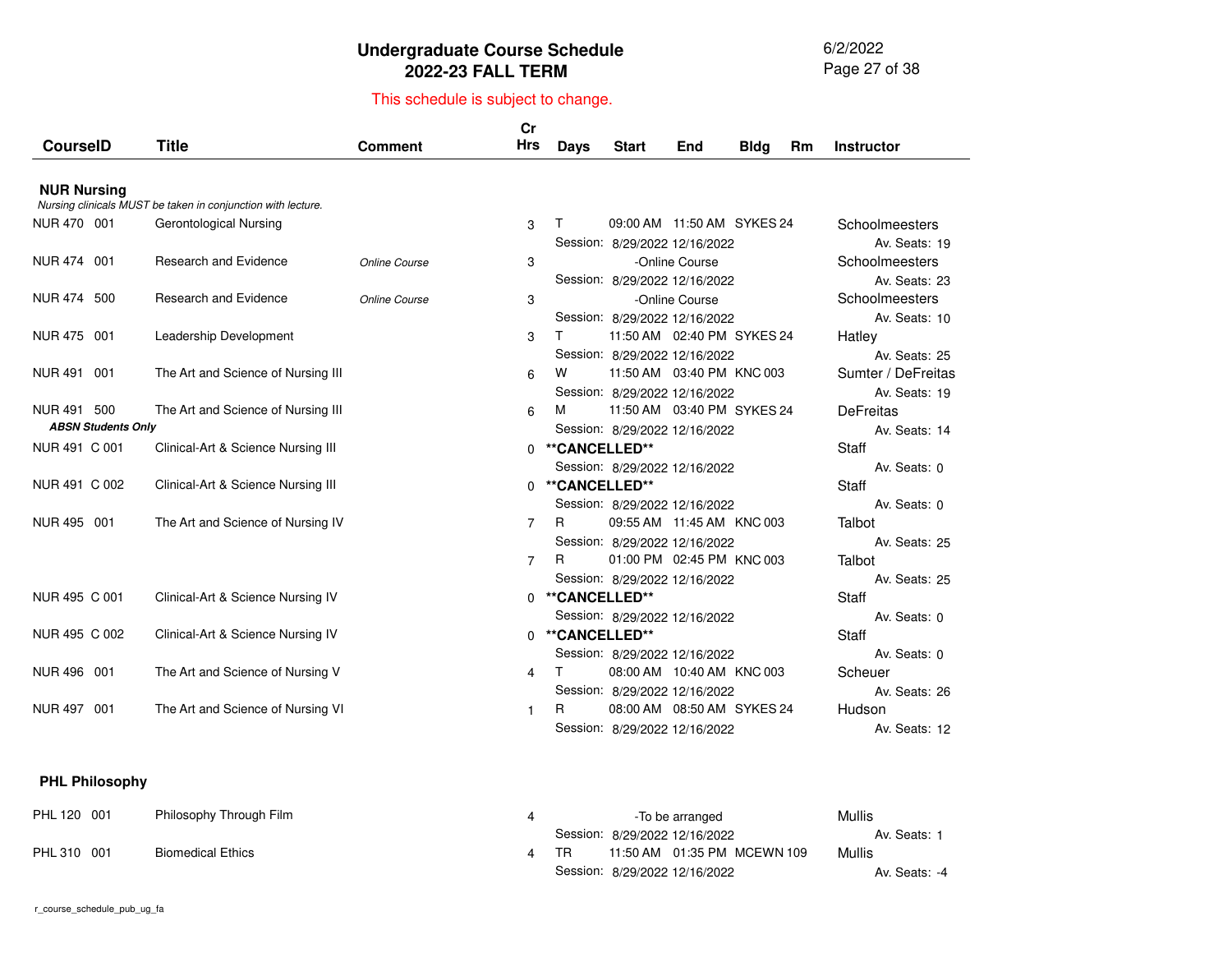# Undergraduate Course Schedule
## 2022-23 FALL TERM

This schedule is subject to change.

| CourseID | Title | Comment | Cr Hrs | Days | Start | End | Bldg | Rm | Instructor |
|---|---|---|---|---|---|---|---|---|---|
| **NUR Nursing** | | | | | | | | | |
| *Nursing clinicals MUST be taken in conjunction with lecture.* | | | | | | | | | |
| NUR 470 001 | Gerontological Nursing | | 3 | T | 09:00 AM | 11:50 AM | SYKES | 24 | Schoolmeesters |
| | | | | Session: 8/29/2022 12/16/2022 | | | | | Av. Seats: 19 |
| NUR 474 001 | Research and Evidence | *Online Course* | 3 | -Online Course | | | | | Schoolmeesters |
| | | | | Session: 8/29/2022 12/16/2022 | | | | | Av. Seats: 23 |
| NUR 474 500 | Research and Evidence | *Online Course* | 3 | -Online Course | | | | | Schoolmeesters |
| | | | | Session: 8/29/2022 12/16/2022 | | | | | Av. Seats: 10 |
| NUR 475 001 | Leadership Development | | 3 | T | 11:50 AM | 02:40 PM | SYKES | 24 | Hatley |
| | | | | Session: 8/29/2022 12/16/2022 | | | | | Av. Seats: 25 |
| NUR 491 001 | The Art and Science of Nursing III | | 6 | W | 11:50 AM | 03:40 PM | KNC | 003 | Sumter / DeFreitas |
| | | | | Session: 8/29/2022 12/16/2022 | | | | | Av. Seats: 19 |
| NUR 491 500 | The Art and Science of Nursing III | | 6 | M | 11:50 AM | 03:40 PM | SYKES | 24 | DeFreitas |
| ***ABSN Students Only*** | | | | Session: 8/29/2022 12/16/2022 | | | | | Av. Seats: 14 |
| NUR 491 C 001 | Clinical-Art & Science Nursing III | | 0 | **CANCELLED** | | | | | Staff |
| | | | | Session: 8/29/2022 12/16/2022 | | | | | Av. Seats: 0 |
| NUR 491 C 002 | Clinical-Art & Science Nursing III | | 0 | **CANCELLED** | | | | | Staff |
| | | | | Session: 8/29/2022 12/16/2022 | | | | | Av. Seats: 0 |
| NUR 495 001 | The Art and Science of Nursing IV | | 7 | R | 09:55 AM | 11:45 AM | KNC | 003 | Talbot |
| | | | | Session: 8/29/2022 12/16/2022 | | | | | Av. Seats: 25 |
| | | | 7 | R | 01:00 PM | 02:45 PM | KNC | 003 | Talbot |
| | | | | Session: 8/29/2022 12/16/2022 | | | | | Av. Seats: 25 |
| NUR 495 C 001 | Clinical-Art & Science Nursing IV | | 0 | **CANCELLED** | | | | | Staff |
| | | | | Session: 8/29/2022 12/16/2022 | | | | | Av. Seats: 0 |
| NUR 495 C 002 | Clinical-Art & Science Nursing IV | | 0 | **CANCELLED** | | | | | Staff |
| | | | | Session: 8/29/2022 12/16/2022 | | | | | Av. Seats: 0 |
| NUR 496 001 | The Art and Science of Nursing V | | 4 | T | 08:00 AM | 10:40 AM | KNC | 003 | Scheuer |
| | | | | Session: 8/29/2022 12/16/2022 | | | | | Av. Seats: 26 |
| NUR 497 001 | The Art and Science of Nursing VI | | 1 | R | 08:00 AM | 08:50 AM | SYKES | 24 | Hudson |
| | | | | Session: 8/29/2022 12/16/2022 | | | | | Av. Seats: 12 |
| **PHL Philosophy** | | | | | | | | | |
| PHL 120 001 | Philosophy Through Film | | 4 | -To be arranged | | | | | Mullis |
| | | | | Session: 8/29/2022 12/16/2022 | | | | | Av. Seats: 1 |
| PHL 310 001 | Biomedical Ethics | | 4 | TR | 11:50 AM | 01:35 PM | MCEWN | 109 | Mullis |
| | | | | Session: 8/29/2022 12/16/2022 | | | | | Av. Seats: -4 |

r_course_schedule_pub_ug_fa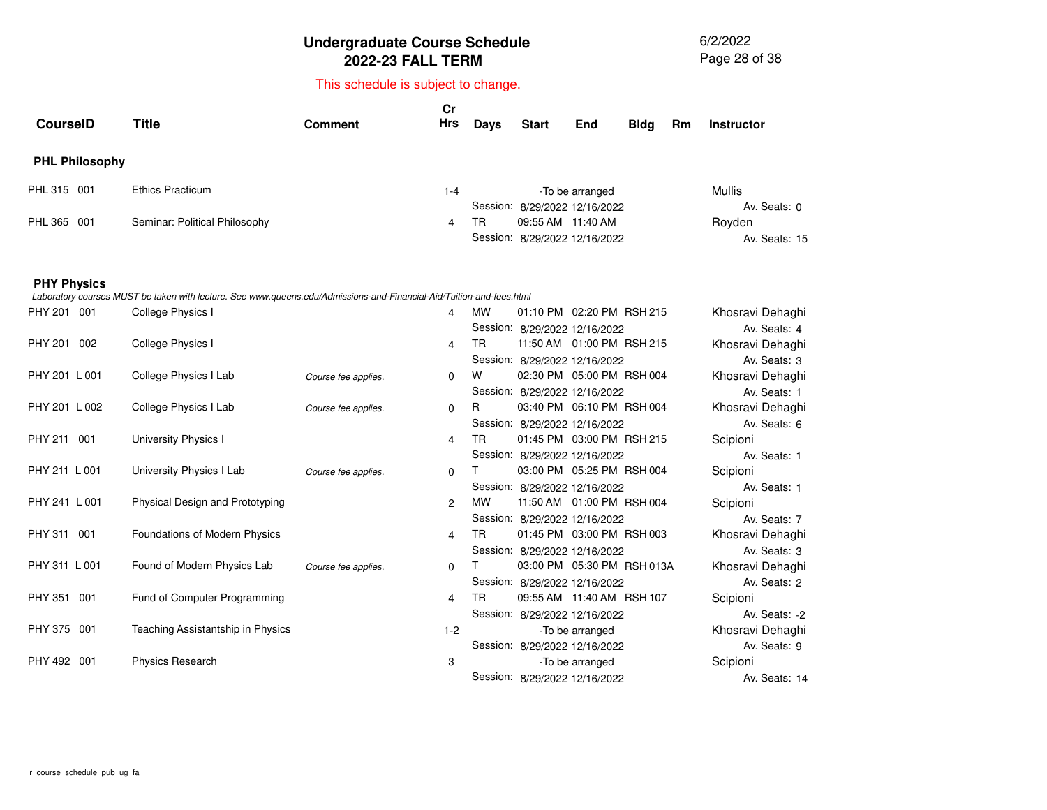# Undergraduate Course Schedule
## 2022-23 FALL TERM

This schedule is subject to change.

| CourseID | Title | Comment | Cr Hrs | Days | Start | End | Bldg | Rm | Instructor |
|---|---|---|---|---|---|---|---|---|---|
| **PHL Philosophy** | | | | | | | | | |
| PHL 315 001 | Ethics Practicum | | 1-4 | -To be arranged | | | | | Mullis |
| | | | | Session: | 8/29/2022 | 12/16/2022 | | | Av. Seats: 0 |
| PHL 365 001 | Seminar: Political Philosophy | | 4 | TR | 09:55 AM | 11:40 AM | | | Royden |
| | | | | Session: | 8/29/2022 | 12/16/2022 | | | Av. Seats: 15 |
| **PHY Physics** | | | | | | | | | |
| *Laboratory courses MUST be taken with lecture. See www.queens.edu/Admissions-and-Financial-Aid/Tuition-and-fees.html* | | | | | | | | | |
| PHY 201 001 | College Physics I | | 4 | MW | 01:10 PM | 02:20 PM | RSH | 215 | Khosravi Dehaghi |
| | | | | Session: | 8/29/2022 | 12/16/2022 | | | Av. Seats: 4 |
| PHY 201 002 | College Physics I | | 4 | TR | 11:50 AM | 01:00 PM | RSH | 215 | Khosravi Dehaghi |
| | | | | Session: | 8/29/2022 | 12/16/2022 | | | Av. Seats: 3 |
| PHY 201 L 001 | College Physics I Lab | *Course fee applies.* | 0 | W | 02:30 PM | 05:00 PM | RSH | 004 | Khosravi Dehaghi |
| | | | | Session: | 8/29/2022 | 12/16/2022 | | | Av. Seats: 1 |
| PHY 201 L 002 | College Physics I Lab | *Course fee applies.* | 0 | R | 03:40 PM | 06:10 PM | RSH | 004 | Khosravi Dehaghi |
| | | | | Session: | 8/29/2022 | 12/16/2022 | | | Av. Seats: 6 |
| PHY 211 001 | University Physics I | | 4 | TR | 01:45 PM | 03:00 PM | RSH | 215 | Scipioni |
| | | | | Session: | 8/29/2022 | 12/16/2022 | | | Av. Seats: 1 |
| PHY 211 L 001 | University Physics I Lab | *Course fee applies.* | 0 | T | 03:00 PM | 05:25 PM | RSH | 004 | Scipioni |
| | | | | Session: | 8/29/2022 | 12/16/2022 | | | Av. Seats: 1 |
| PHY 241 L 001 | Physical Design and Prototyping | | 2 | MW | 11:50 AM | 01:00 PM | RSH | 004 | Scipioni |
| | | | | Session: | 8/29/2022 | 12/16/2022 | | | Av. Seats: 7 |
| PHY 311 001 | Foundations of Modern Physics | | 4 | TR | 01:45 PM | 03:00 PM | RSH | 003 | Khosravi Dehaghi |
| | | | | Session: | 8/29/2022 | 12/16/2022 | | | Av. Seats: 3 |
| PHY 311 L 001 | Found of Modern Physics Lab | *Course fee applies.* | 0 | T | 03:00 PM | 05:30 PM | RSH | 013A | Khosravi Dehaghi |
| | | | | Session: | 8/29/2022 | 12/16/2022 | | | Av. Seats: 2 |
| PHY 351 001 | Fund of Computer Programming | | 4 | TR | 09:55 AM | 11:40 AM | RSH | 107 | Scipioni |
| | | | | Session: | 8/29/2022 | 12/16/2022 | | | Av. Seats: -2 |
| PHY 375 001 | Teaching Assistantship in Physics | | 1-2 | -To be arranged | | | | | Khosravi Dehaghi |
| | | | | Session: | 8/29/2022 | 12/16/2022 | | | Av. Seats: 9 |
| PHY 492 001 | Physics Research | | 3 | -To be arranged | | | | | Scipioni |
| | | | | Session: | 8/29/2022 | 12/16/2022 | | | Av. Seats: 14 |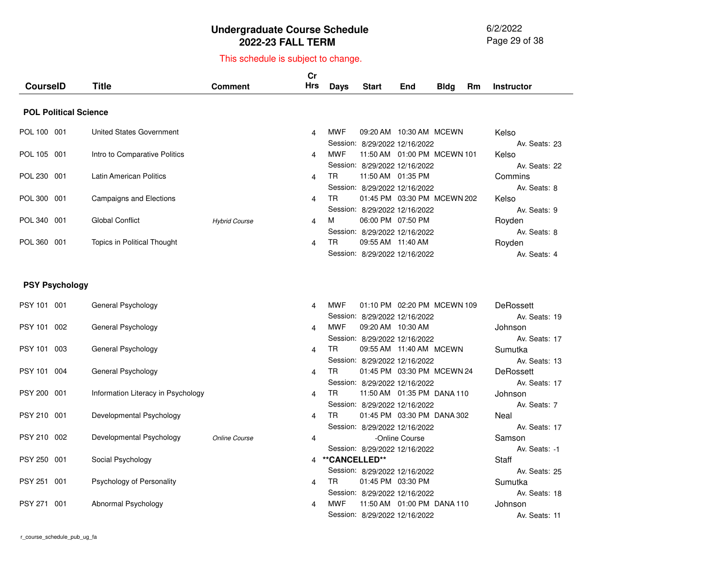# Undergraduate Course Schedule
## 2022-23 FALL TERM

This schedule is subject to change.

| CourseID | Title | Comment | Cr Hrs | Days | Start | End | Bldg | Rm | Instructor |
|---|---|---|---|---|---|---|---|---|---|
| **POL Political Science** | | | | | | | | | |
| POL 100 001 | United States Government | | 4 | MWF | 09:20 AM | 10:30 AM | MCEWN | | Kelso |
| | | | | Session: | 8/29/2022 | 12/16/2022 | | | Av. Seats: 23 |
| POL 105 001 | Intro to Comparative Politics | | 4 | MWF | 11:50 AM | 01:00 PM | MCEWN | 101 | Kelso |
| | | | | Session: | 8/29/2022 | 12/16/2022 | | | Av. Seats: 22 |
| POL 230 001 | Latin American Politics | | 4 | TR | 11:50 AM | 01:35 PM | | | Commins |
| | | | | Session: | 8/29/2022 | 12/16/2022 | | | Av. Seats: 8 |
| POL 300 001 | Campaigns and Elections | | 4 | TR | 01:45 PM | 03:30 PM | MCEWN | 202 | Kelso |
| | | | | Session: | 8/29/2022 | 12/16/2022 | | | Av. Seats: 9 |
| POL 340 001 | Global Conflict | *Hybrid Course* | 4 | M | 06:00 PM | 07:50 PM | | | Royden |
| | | | | Session: | 8/29/2022 | 12/16/2022 | | | Av. Seats: 8 |
| POL 360 001 | Topics in Political Thought | | 4 | TR | 09:55 AM | 11:40 AM | | | Royden |
| | | | | Session: | 8/29/2022 | 12/16/2022 | | | Av. Seats: 4 |
| **PSY Psychology** | | | | | | | | | |
| PSY 101 001 | General Psychology | | 4 | MWF | 01:10 PM | 02:20 PM | MCEWN | 109 | DeRossett |
| | | | | Session: | 8/29/2022 | 12/16/2022 | | | Av. Seats: 19 |
| PSY 101 002 | General Psychology | | 4 | MWF | 09:20 AM | 10:30 AM | | | Johnson |
| | | | | Session: | 8/29/2022 | 12/16/2022 | | | Av. Seats: 17 |
| PSY 101 003 | General Psychology | | 4 | TR | 09:55 AM | 11:40 AM | MCEWN | | Sumutka |
| | | | | Session: | 8/29/2022 | 12/16/2022 | | | Av. Seats: 13 |
| PSY 101 004 | General Psychology | | 4 | TR | 01:45 PM | 03:30 PM | MCEWN | 24 | DeRossett |
| | | | | Session: | 8/29/2022 | 12/16/2022 | | | Av. Seats: 17 |
| PSY 200 001 | Information Literacy in Psychology | | 4 | TR | 11:50 AM | 01:35 PM | DANA | 110 | Johnson |
| | | | | Session: | 8/29/2022 | 12/16/2022 | | | Av. Seats: 7 |
| PSY 210 001 | Developmental Psychology | | 4 | TR | 01:45 PM | 03:30 PM | DANA | 302 | Neal |
| | | | | Session: | 8/29/2022 | 12/16/2022 | | | Av. Seats: 17 |
| PSY 210 002 | Developmental Psychology | *Online Course* | 4 | | -Online Course | | | | Samson |
| | | | | Session: | 8/29/2022 | 12/16/2022 | | | Av. Seats: -1 |
| PSY 250 001 | Social Psychology | | 4 | **\*\*CANCELLED\*\*** | | | | | Staff |
| | | | | Session: | 8/29/2022 | 12/16/2022 | | | Av. Seats: 25 |
| PSY 251 001 | Psychology of Personality | | 4 | TR | 01:45 PM | 03:30 PM | | | Sumutka |
| | | | | Session: | 8/29/2022 | 12/16/2022 | | | Av. Seats: 18 |
| PSY 271 001 | Abnormal Psychology | | 4 | MWF | 11:50 AM | 01:00 PM | DANA | 110 | Johnson |
| | | | | Session: | 8/29/2022 | 12/16/2022 | | | Av. Seats: 11 |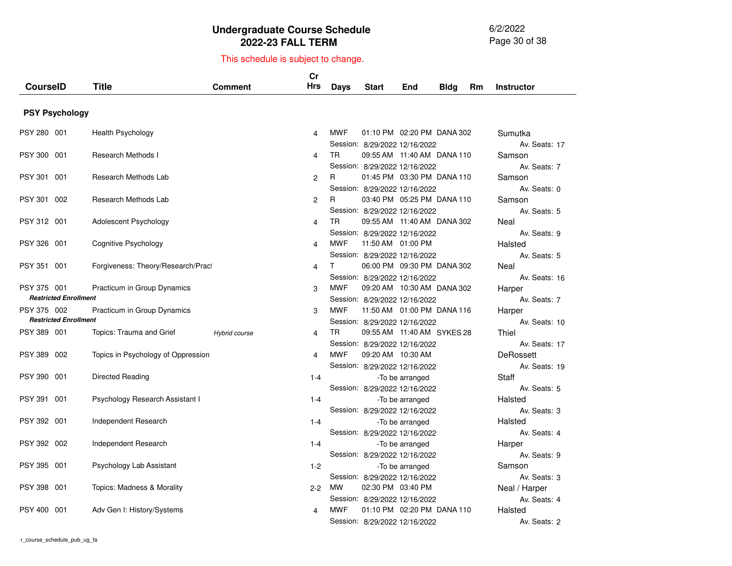# Undergraduate Course Schedule
## 2022-23 FALL TERM

This schedule is subject to change.

| CourseID | Title | Comment | Cr Hrs | Days | Start | End | Bldg | Rm | Instructor |
|---|---|---|---|---|---|---|---|---|---|
| **PSY Psychology** | | | | | | | | | |
| PSY 280 001 | Health Psychology | | 4 | MWF | 01:10 PM | 02:20 PM | DANA | 302 | Sumutka |
| | | | | Session: | 8/29/2022 | 12/16/2022 | | | Av. Seats: 17 |
| PSY 300 001 | Research Methods I | | 4 | TR | 09:55 AM | 11:40 AM | DANA | 110 | Samson |
| | | | | Session: | 8/29/2022 | 12/16/2022 | | | Av. Seats: 7 |
| PSY 301 001 | Research Methods Lab | | 2 | R | 01:45 PM | 03:30 PM | DANA | 110 | Samson |
| | | | | Session: | 8/29/2022 | 12/16/2022 | | | Av. Seats: 0 |
| PSY 301 002 | Research Methods Lab | | 2 | R | 03:40 PM | 05:25 PM | DANA | 110 | Samson |
| | | | | Session: | 8/29/2022 | 12/16/2022 | | | Av. Seats: 5 |
| PSY 312 001 | Adolescent Psychology | | 4 | TR | 09:55 AM | 11:40 AM | DANA | 302 | Neal |
| | | | | Session: | 8/29/2022 | 12/16/2022 | | | Av. Seats: 9 |
| PSY 326 001 | Cognitive Psychology | | 4 | MWF | 11:50 AM | 01:00 PM | | | Halsted |
| | | | | Session: | 8/29/2022 | 12/16/2022 | | | Av. Seats: 5 |
| PSY 351 001 | Forgiveness: Theory/Research/Pract | | 4 | T | 06:00 PM | 09:30 PM | DANA | 302 | Neal |
| | | | | Session: | 8/29/2022 | 12/16/2022 | | | Av. Seats: 16 |
| PSY 375 001 | Practicum in Group Dynamics | | 3 | MWF | 09:20 AM | 10:30 AM | DANA | 302 | Harper |
| ***Restricted Enrollment*** | | | | Session: | 8/29/2022 | 12/16/2022 | | | Av. Seats: 7 |
| PSY 375 002 | Practicum in Group Dynamics | | 3 | MWF | 11:50 AM | 01:00 PM | DANA | 116 | Harper |
| ***Restricted Enrollment*** | | | | Session: | 8/29/2022 | 12/16/2022 | | | Av. Seats: 10 |
| PSY 389 001 | Topics: Trauma and Grief | *Hybrid course* | 4 | TR | 09:55 AM | 11:40 AM | SYKES | 28 | Thiel |
| | | | | Session: | 8/29/2022 | 12/16/2022 | | | Av. Seats: 17 |
| PSY 389 002 | Topics in Psychology of Oppression | | 4 | MWF | 09:20 AM | 10:30 AM | | | DeRossett |
| | | | | Session: | 8/29/2022 | 12/16/2022 | | | Av. Seats: 19 |
| PSY 390 001 | Directed Reading | | 1-4 | | -To be arranged | | | | Staff |
| | | | | Session: | 8/29/2022 | 12/16/2022 | | | Av. Seats: 5 |
| PSY 391 001 | Psychology Research Assistant I | | 1-4 | | -To be arranged | | | | Halsted |
| | | | | Session: | 8/29/2022 | 12/16/2022 | | | Av. Seats: 3 |
| PSY 392 001 | Independent Research | | 1-4 | | -To be arranged | | | | Halsted |
| | | | | Session: | 8/29/2022 | 12/16/2022 | | | Av. Seats: 4 |
| PSY 392 002 | Independent Research | | 1-4 | | -To be arranged | | | | Harper |
| | | | | Session: | 8/29/2022 | 12/16/2022 | | | Av. Seats: 9 |
| PSY 395 001 | Psychology Lab Assistant | | 1-2 | | -To be arranged | | | | Samson |
| | | | | Session: | 8/29/2022 | 12/16/2022 | | | Av. Seats: 3 |
| PSY 398 001 | Topics: Madness & Morality | | 2-2 | MW | 02:30 PM | 03:40 PM | | | Neal / Harper |
| | | | | Session: | 8/29/2022 | 12/16/2022 | | | Av. Seats: 4 |
| PSY 400 001 | Adv Gen I: History/Systems | | 4 | MWF | 01:10 PM | 02:20 PM | DANA | 110 | Halsted |
| | | | | Session: | 8/29/2022 | 12/16/2022 | | | Av. Seats: 2 |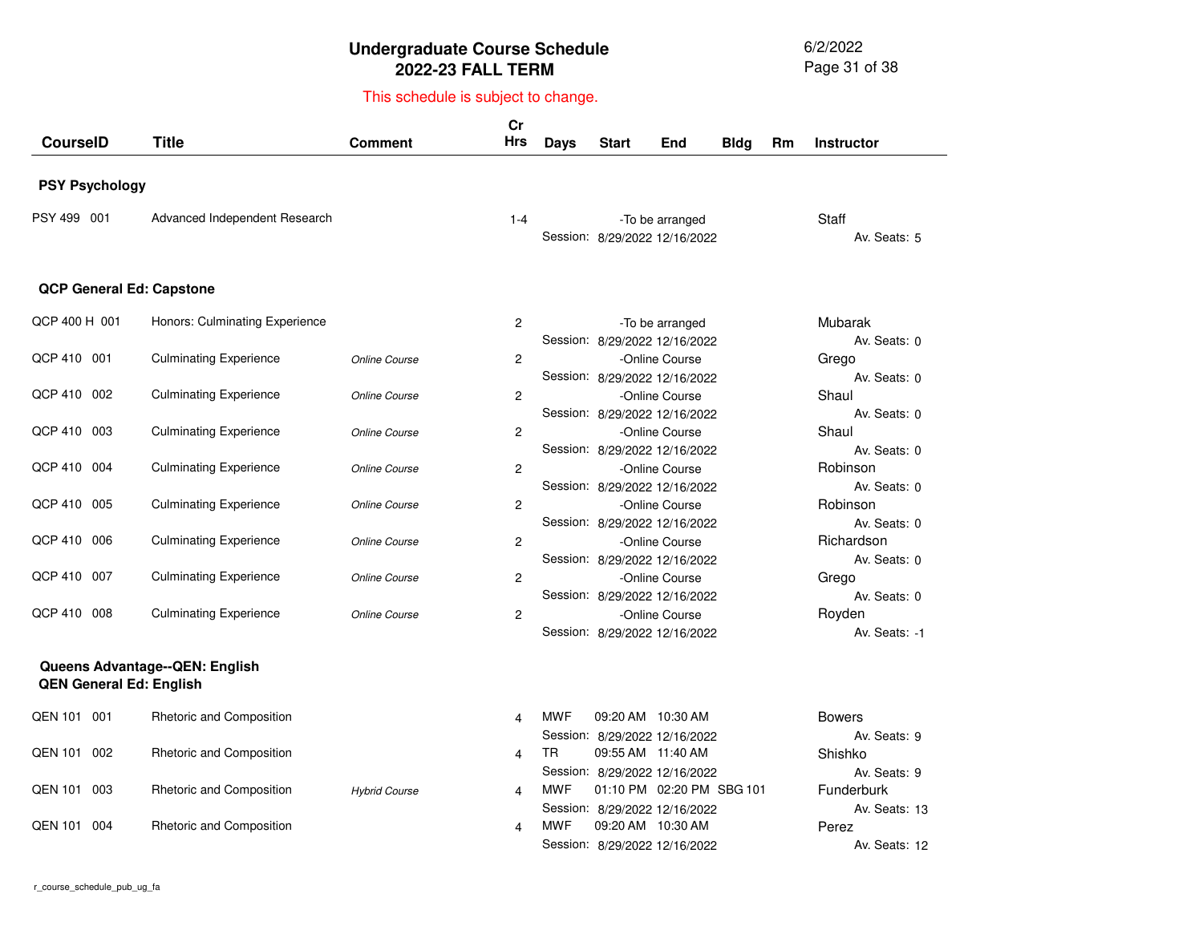# Undergraduate Course Schedule
## 2022-23 FALL TERM

This schedule is subject to change.

| CourseID | Title | Comment | Cr Hrs | Days | Start | End | Bldg | Rm | Instructor |
|---|---|---|---|---|---|---|---|---|---|
| **PSY Psychology** | | | | | | | | | |
| PSY 499 001 | Advanced Independent Research | | 1-4 | | -To be arranged | | | | Staff |
| | | | | Session: | 8/29/2022 | 12/16/2022 | | | Av. Seats: 5 |
| **QCP General Ed: Capstone** | | | | | | | | | |
| QCP 400 H 001 | Honors: Culminating Experience | | 2 | | -To be arranged | | | | Mubarak |
| | | | | Session: | 8/29/2022 | 12/16/2022 | | | Av. Seats: 0 |
| QCP 410 001 | Culminating Experience | *Online Course* | 2 | | -Online Course | | | | Grego |
| | | | | Session: | 8/29/2022 | 12/16/2022 | | | Av. Seats: 0 |
| QCP 410 002 | Culminating Experience | *Online Course* | 2 | | -Online Course | | | | Shaul |
| | | | | Session: | 8/29/2022 | 12/16/2022 | | | Av. Seats: 0 |
| QCP 410 003 | Culminating Experience | *Online Course* | 2 | | -Online Course | | | | Shaul |
| | | | | Session: | 8/29/2022 | 12/16/2022 | | | Av. Seats: 0 |
| QCP 410 004 | Culminating Experience | *Online Course* | 2 | | -Online Course | | | | Robinson |
| | | | | Session: | 8/29/2022 | 12/16/2022 | | | Av. Seats: 0 |
| QCP 410 005 | Culminating Experience | *Online Course* | 2 | | -Online Course | | | | Robinson |
| | | | | Session: | 8/29/2022 | 12/16/2022 | | | Av. Seats: 0 |
| QCP 410 006 | Culminating Experience | *Online Course* | 2 | | -Online Course | | | | Richardson |
| | | | | Session: | 8/29/2022 | 12/16/2022 | | | Av. Seats: 0 |
| QCP 410 007 | Culminating Experience | *Online Course* | 2 | | -Online Course | | | | Grego |
| | | | | Session: | 8/29/2022 | 12/16/2022 | | | Av. Seats: 0 |
| QCP 410 008 | Culminating Experience | *Online Course* | 2 | | -Online Course | | | | Royden |
| | | | | Session: | 8/29/2022 | 12/16/2022 | | | Av. Seats: -1 |
| **Queens Advantage--QEN: English** | | | | | | | | | |
| **QEN General Ed: English** | | | | | | | | | |
| QEN 101 001 | Rhetoric and Composition | | 4 | MWF | 09:20 AM | 10:30 AM | | | Bowers |
| | | | | Session: | 8/29/2022 | 12/16/2022 | | | Av. Seats: 9 |
| QEN 101 002 | Rhetoric and Composition | | 4 | TR | 09:55 AM | 11:40 AM | | | Shishko |
| | | | | Session: | 8/29/2022 | 12/16/2022 | | | Av. Seats: 9 |
| QEN 101 003 | Rhetoric and Composition | *Hybrid Course* | 4 | MWF | 01:10 PM | 02:20 PM | SBG | 101 | Funderburk |
| | | | | Session: | 8/29/2022 | 12/16/2022 | | | Av. Seats: 13 |
| QEN 101 004 | Rhetoric and Composition | | 4 | MWF | 09:20 AM | 10:30 AM | | | Perez |
| | | | | Session: | 8/29/2022 | 12/16/2022 | | | Av. Seats: 12 |

r_course_schedule_pub_ug_fa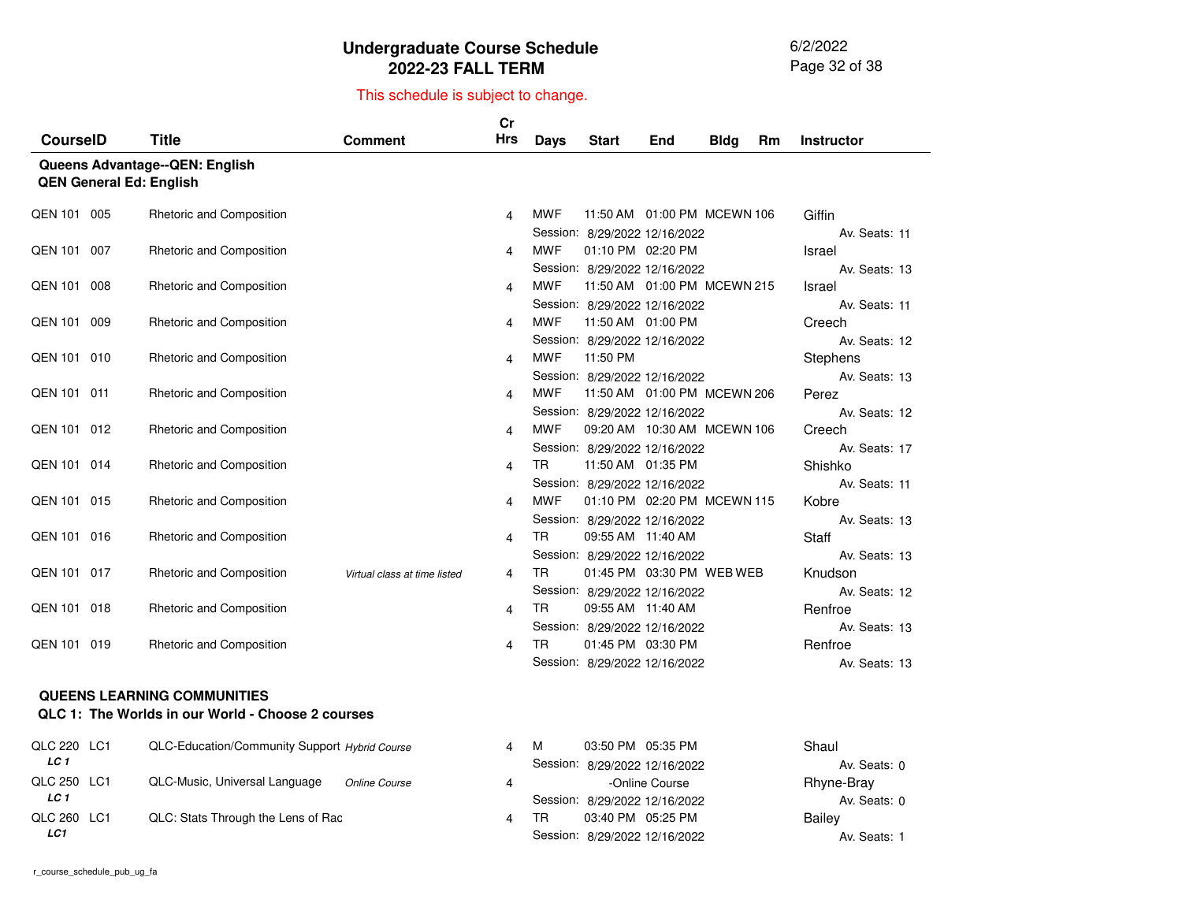# Undergraduate Course Schedule
## 2022-23 FALL TERM

This schedule is subject to change.

### Queens Advantage--QEN: English
### QEN General Ed: English

| CourseID | Title | Comment | Cr Hrs | Days | Start | End | Bldg | Rm | Instructor |
|---|---|---|---|---|---|---|---|---|---|
| QEN 101 005 | Rhetoric and Composition | | 4 | MWF | 11:50 AM | 01:00 PM | MCEWN | 106 | Giffin |
| | | | | Session: | 8/29/2022 | 12/16/2022 | | | Av. Seats: 11 |
| QEN 101 007 | Rhetoric and Composition | | 4 | MWF | 01:10 PM | 02:20 PM | | | Israel |
| | | | | Session: | 8/29/2022 | 12/16/2022 | | | Av. Seats: 13 |
| QEN 101 008 | Rhetoric and Composition | | 4 | MWF | 11:50 AM | 01:00 PM | MCEWN | 215 | Israel |
| | | | | Session: | 8/29/2022 | 12/16/2022 | | | Av. Seats: 11 |
| QEN 101 009 | Rhetoric and Composition | | 4 | MWF | 11:50 AM | 01:00 PM | | | Creech |
| | | | | Session: | 8/29/2022 | 12/16/2022 | | | Av. Seats: 12 |
| QEN 101 010 | Rhetoric and Composition | | 4 | MWF | 11:50 PM | | | | Stephens |
| | | | | Session: | 8/29/2022 | 12/16/2022 | | | Av. Seats: 13 |
| QEN 101 011 | Rhetoric and Composition | | 4 | MWF | 11:50 AM | 01:00 PM | MCEWN | 206 | Perez |
| | | | | Session: | 8/29/2022 | 12/16/2022 | | | Av. Seats: 12 |
| QEN 101 012 | Rhetoric and Composition | | 4 | MWF | 09:20 AM | 10:30 AM | MCEWN | 106 | Creech |
| | | | | Session: | 8/29/2022 | 12/16/2022 | | | Av. Seats: 17 |
| QEN 101 014 | Rhetoric and Composition | | 4 | TR | 11:50 AM | 01:35 PM | | | Shishko |
| | | | | Session: | 8/29/2022 | 12/16/2022 | | | Av. Seats: 11 |
| QEN 101 015 | Rhetoric and Composition | | 4 | MWF | 01:10 PM | 02:20 PM | MCEWN | 115 | Kobre |
| | | | | Session: | 8/29/2022 | 12/16/2022 | | | Av. Seats: 13 |
| QEN 101 016 | Rhetoric and Composition | | 4 | TR | 09:55 AM | 11:40 AM | | | Staff |
| | | | | Session: | 8/29/2022 | 12/16/2022 | | | Av. Seats: 13 |
| QEN 101 017 | Rhetoric and Composition | *Virtual class at time listed* | 4 | TR | 01:45 PM | 03:30 PM | WEB | WEB | Knudson |
| | | | | Session: | 8/29/2022 | 12/16/2022 | | | Av. Seats: 12 |
| QEN 101 018 | Rhetoric and Composition | | 4 | TR | 09:55 AM | 11:40 AM | | | Renfroe |
| | | | | Session: | 8/29/2022 | 12/16/2022 | | | Av. Seats: 13 |
| QEN 101 019 | Rhetoric and Composition | | 4 | TR | 01:45 PM | 03:30 PM | | | Renfroe |
| | | | | Session: | 8/29/2022 | 12/16/2022 | | | Av. Seats: 13 |

### QUEENS LEARNING COMMUNITIES
### QLC 1: The Worlds in our World - Choose 2 courses

| CourseID | Title | Comment | Cr Hrs | Days | Start | End | Bldg | Rm | Instructor |
|---|---|---|---|---|---|---|---|---|---|
| QLC 220 LC1 *LC 1* | QLC-Education/Community Support | *Hybrid Course* | 4 | M | 03:50 PM | 05:35 PM | | | Shaul |
| | | | | Session: | 8/29/2022 | 12/16/2022 | | | Av. Seats: 0 |
| QLC 250 LC1 *LC 1* | QLC-Music, Universal Language | *Online Course* | 4 | | -Online Course | | | | Rhyne-Bray |
| | | | | Session: | 8/29/2022 | 12/16/2022 | | | Av. Seats: 0 |
| QLC 260 LC1 *LC1* | QLC: Stats Through the Lens of Rac | | 4 | TR | 03:40 PM | 05:25 PM | | | Bailey |
| | | | | Session: | 8/29/2022 | 12/16/2022 | | | Av. Seats: 1 |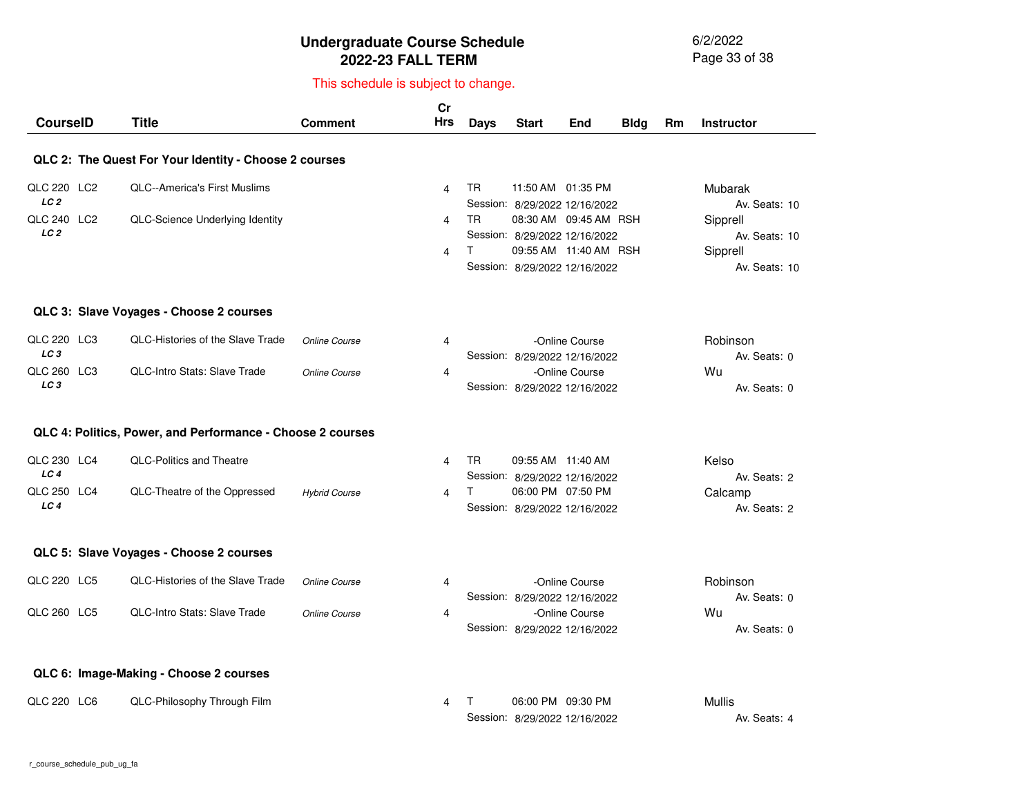# Undergraduate Course Schedule
## 2022-23 FALL TERM

This schedule is subject to change.

| CourseID | Title | Comment | Cr Hrs | Days | Start | End | Bldg | Rm | Instructor |
|---|---|---|---|---|---|---|---|---|---|
| **QLC 2: The Quest For Your Identity - Choose 2 courses** | | | | | | | | | |
| QLC 220 LC2 *LC 2* | QLC--America's First Muslims | | 4 | TR | 11:50 AM | 01:35 PM | | | Mubarak |
| | | | | Session: 8/29/2022 12/16/2022 | | | | | Av. Seats: 10 |
| QLC 240 LC2 *LC 2* | QLC-Science Underlying Identity | | 4 | TR | 08:30 AM | 09:45 AM | RSH | | Sipprell |
| | | | | Session: 8/29/2022 12/16/2022 | | | | | Av. Seats: 10 |
| | | | 4 | T | 09:55 AM | 11:40 AM | RSH | | Sipprell |
| | | | | Session: 8/29/2022 12/16/2022 | | | | | Av. Seats: 10 |
| **QLC 3: Slave Voyages - Choose 2 courses** | | | | | | | | | |
| QLC 220 LC3 *LC 3* | QLC-Histories of the Slave Trade | *Online Course* | 4 | | -Online Course | | | | Robinson |
| | | | | Session: 8/29/2022 12/16/2022 | | | | | Av. Seats: 0 |
| QLC 260 LC3 *LC 3* | QLC-Intro Stats: Slave Trade | *Online Course* | 4 | | -Online Course | | | | Wu |
| | | | | Session: 8/29/2022 12/16/2022 | | | | | Av. Seats: 0 |
| **QLC 4: Politics, Power, and Performance - Choose 2 courses** | | | | | | | | | |
| QLC 230 LC4 *LC 4* | QLC-Politics and Theatre | | 4 | TR | 09:55 AM | 11:40 AM | | | Kelso |
| | | | | Session: 8/29/2022 12/16/2022 | | | | | Av. Seats: 2 |
| QLC 250 LC4 *LC 4* | QLC-Theatre of the Oppressed | *Hybrid Course* | 4 | T | 06:00 PM | 07:50 PM | | | Calcamp |
| | | | | Session: 8/29/2022 12/16/2022 | | | | | Av. Seats: 2 |
| **QLC 5: Slave Voyages - Choose 2 courses** | | | | | | | | | |
| QLC 220 LC5 | QLC-Histories of the Slave Trade | *Online Course* | 4 | | -Online Course | | | | Robinson |
| | | | | Session: 8/29/2022 12/16/2022 | | | | | Av. Seats: 0 |
| QLC 260 LC5 | QLC-Intro Stats: Slave Trade | *Online Course* | 4 | | -Online Course | | | | Wu |
| | | | | Session: 8/29/2022 12/16/2022 | | | | | Av. Seats: 0 |
| **QLC 6: Image-Making - Choose 2 courses** | | | | | | | | | |
| QLC 220 LC6 | QLC-Philosophy Through Film | | 4 | T | 06:00 PM | 09:30 PM | | | Mullis |
| | | | | Session: 8/29/2022 12/16/2022 | | | | | Av. Seats: 4 |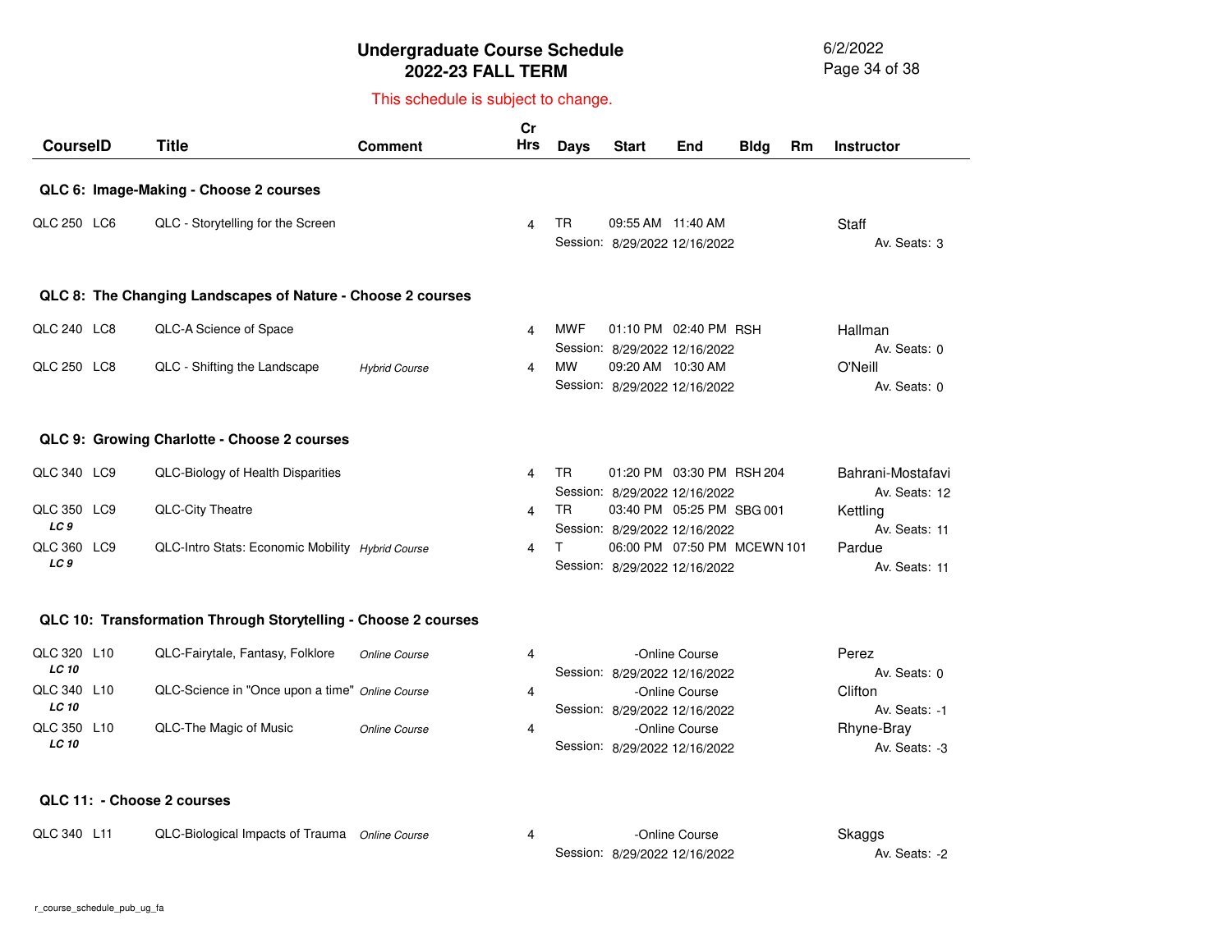# Undergraduate Course Schedule
## 2022-23 FALL TERM

This schedule is subject to change.

| CourseID | Title | Comment | Cr Hrs | Days | Start | End | Bldg | Rm | Instructor |
|---|---|---|---|---|---|---|---|---|---|
| **QLC 6: Image-Making - Choose 2 courses** | | | | | | | | | |
| QLC 250 LC6 | QLC - Storytelling for the Screen | | 4 | TR | 09:55 AM | 11:40 AM | | | Staff |
| | | | | Session: | 8/29/2022 | 12/16/2022 | | | Av. Seats: 3 |
| **QLC 8: The Changing Landscapes of Nature - Choose 2 courses** | | | | | | | | | |
| QLC 240 LC8 | QLC-A Science of Space | | 4 | MWF | 01:10 PM | 02:40 PM | RSH | | Hallman |
| | | | | Session: | 8/29/2022 | 12/16/2022 | | | Av. Seats: 0 |
| QLC 250 LC8 | QLC - Shifting the Landscape | *Hybrid Course* | 4 | MW | 09:20 AM | 10:30 AM | | | O'Neill |
| | | | | Session: | 8/29/2022 | 12/16/2022 | | | Av. Seats: 0 |
| **QLC 9: Growing Charlotte - Choose 2 courses** | | | | | | | | | |
| QLC 340 LC9 | QLC-Biology of Health Disparities | | 4 | TR | 01:20 PM | 03:30 PM | RSH | 204 | Bahrani-Mostafavi |
| | | | | Session: | 8/29/2022 | 12/16/2022 | | | Av. Seats: 12 |
| QLC 350 LC9 *LC 9* | QLC-City Theatre | | 4 | TR | 03:40 PM | 05:25 PM | SBG | 001 | Kettling |
| | | | | Session: | 8/29/2022 | 12/16/2022 | | | Av. Seats: 11 |
| QLC 360 LC9 *LC 9* | QLC-Intro Stats: Economic Mobility | *Hybrid Course* | 4 | T | 06:00 PM | 07:50 PM | MCEWN | 101 | Pardue |
| | | | | Session: | 8/29/2022 | 12/16/2022 | | | Av. Seats: 11 |
| **QLC 10: Transformation Through Storytelling - Choose 2 courses** | | | | | | | | | |
| QLC 320 L10 *LC 10* | QLC-Fairytale, Fantasy, Folklore | *Online Course* | 4 | | -Online Course | | | | Perez |
| | | | | Session: | 8/29/2022 | 12/16/2022 | | | Av. Seats: 0 |
| QLC 340 L10 *LC 10* | QLC-Science in "Once upon a time" | *Online Course* | 4 | | -Online Course | | | | Clifton |
| | | | | Session: | 8/29/2022 | 12/16/2022 | | | Av. Seats: -1 |
| QLC 350 L10 *LC 10* | QLC-The Magic of Music | *Online Course* | 4 | | -Online Course | | | | Rhyne-Bray |
| | | | | Session: | 8/29/2022 | 12/16/2022 | | | Av. Seats: -3 |
| **QLC 11: - Choose 2 courses** | | | | | | | | | |
| QLC 340 L11 | QLC-Biological Impacts of Trauma | *Online Course* | 4 | | -Online Course | | | | Skaggs |
| | | | | Session: | 8/29/2022 | 12/16/2022 | | | Av. Seats: -2 |

r_course_schedule_pub_ug_fa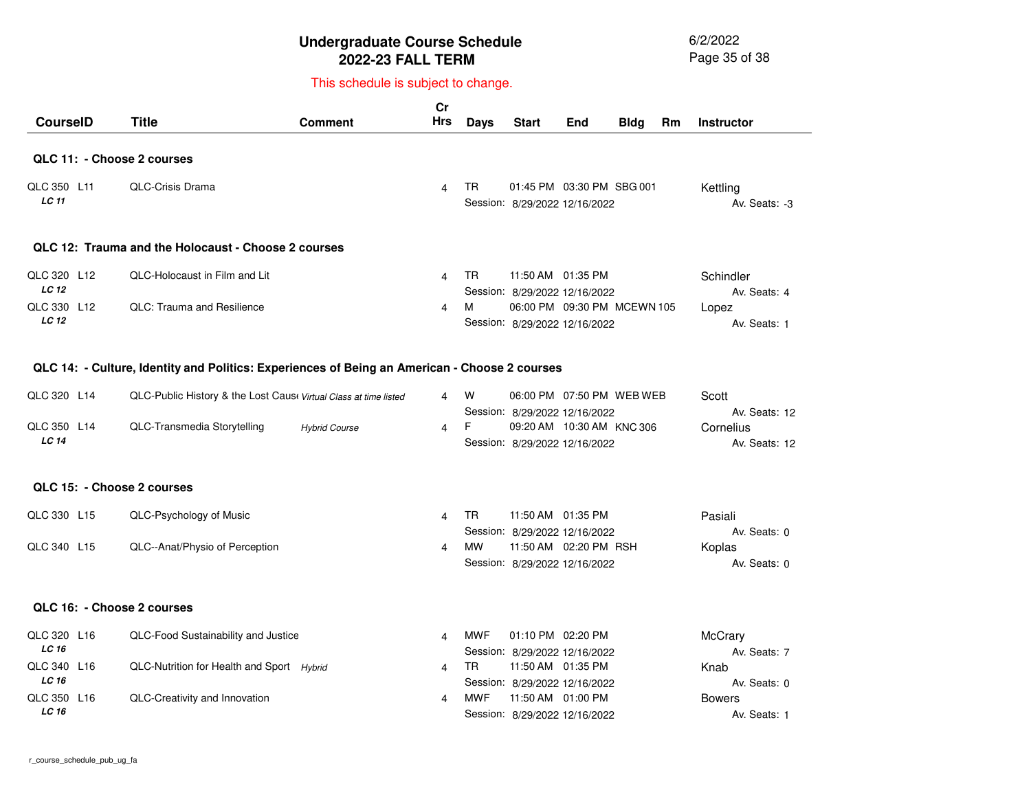# Undergraduate Course Schedule
## 2022-23 FALL TERM

6/2/2022

This schedule is subject to change.

| CourseID | Title | Comment | Cr Hrs | Days | Start | End | Bldg | Rm | Instructor |
|---|---|---|---|---|---|---|---|---|---|
| **QLC 11: - Choose 2 courses** | | | | | | | | | |
| QLC 350 L11 *LC 11* | QLC-Crisis Drama | | 4 | TR | 01:45 PM | 03:30 PM | SBG | 001 | Kettling |
| | | | | Session: | 8/29/2022 | 12/16/2022 | | | Av. Seats: -3 |
| **QLC 12: Trauma and the Holocaust - Choose 2 courses** | | | | | | | | | |
| QLC 320 L12 *LC 12* | QLC-Holocaust in Film and Lit | | 4 | TR | 11:50 AM | 01:35 PM | | | Schindler |
| | | | | Session: | 8/29/2022 | 12/16/2022 | | | Av. Seats: 4 |
| QLC 330 L12 *LC 12* | QLC: Trauma and Resilience | | 4 | M | 06:00 PM | 09:30 PM | MCEWN | 105 | Lopez |
| | | | | Session: | 8/29/2022 | 12/16/2022 | | | Av. Seats: 1 |
| **QLC 14: - Culture, Identity and Politics: Experiences of Being an American - Choose 2 courses** | | | | | | | | | |
| QLC 320 L14 | QLC-Public History & the Lost Caus | *Virtual Class at time listed* | 4 | W | 06:00 PM | 07:50 PM | WEB | WEB | Scott |
| | | | | Session: | 8/29/2022 | 12/16/2022 | | | Av. Seats: 12 |
| QLC 350 L14 *LC 14* | QLC-Transmedia Storytelling | *Hybrid Course* | 4 | F | 09:20 AM | 10:30 AM | KNC | 306 | Cornelius |
| | | | | Session: | 8/29/2022 | 12/16/2022 | | | Av. Seats: 12 |
| **QLC 15: - Choose 2 courses** | | | | | | | | | |
| QLC 330 L15 | QLC-Psychology of Music | | 4 | TR | 11:50 AM | 01:35 PM | | | Pasiali |
| | | | | Session: | 8/29/2022 | 12/16/2022 | | | Av. Seats: 0 |
| QLC 340 L15 | QLC--Anat/Physio of Perception | | 4 | MW | 11:50 AM | 02:20 PM | RSH | | Koplas |
| | | | | Session: | 8/29/2022 | 12/16/2022 | | | Av. Seats: 0 |
| **QLC 16: - Choose 2 courses** | | | | | | | | | |
| QLC 320 L16 *LC 16* | QLC-Food Sustainability and Justice | | 4 | MWF | 01:10 PM | 02:20 PM | | | McCrary |
| | | | | Session: | 8/29/2022 | 12/16/2022 | | | Av. Seats: 7 |
| QLC 340 L16 *LC 16* | QLC-Nutrition for Health and Sport | *Hybrid* | 4 | TR | 11:50 AM | 01:35 PM | | | Knab |
| | | | | Session: | 8/29/2022 | 12/16/2022 | | | Av. Seats: 0 |
| QLC 350 L16 *LC 16* | QLC-Creativity and Innovation | | 4 | MWF | 11:50 AM | 01:00 PM | | | Bowers |
| | | | | Session: | 8/29/2022 | 12/16/2022 | | | Av. Seats: 1 |

r_course_schedule_pub_ug_fa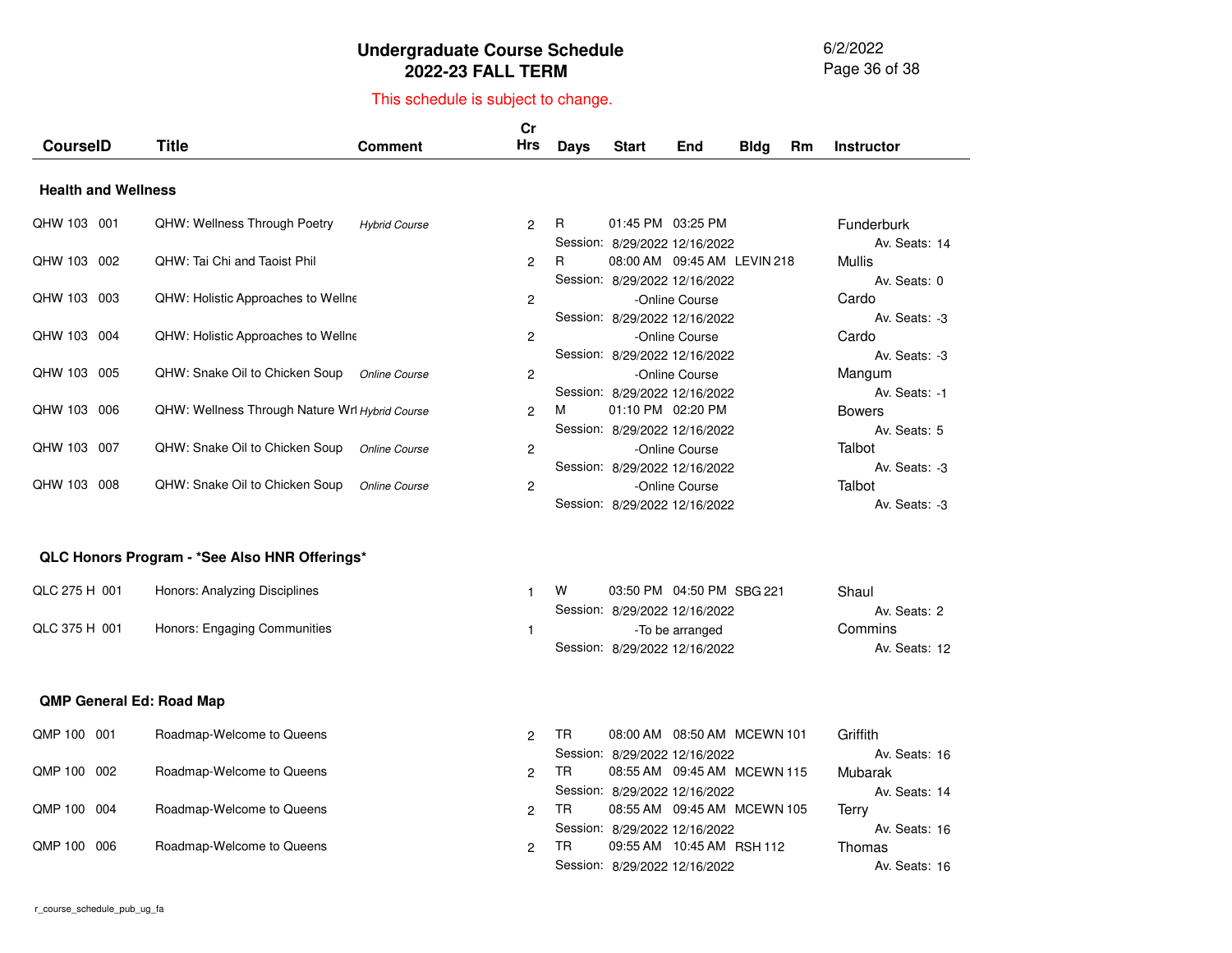# Undergraduate Course Schedule
## 2022-23 FALL TERM

This schedule is subject to change.

| CourseID | Title | Comment | Cr Hrs | Days | Start | End | Bldg | Rm | Instructor |
|---|---|---|---|---|---|---|---|---|---|
| **Health and Wellness** | | | | | | | | | |
| QHW 103 001 | QHW: Wellness Through Poetry | *Hybrid Course* | 2 | R | 01:45 PM | 03:25 PM | | | Funderburk |
| | | | | Session: | 8/29/2022 | 12/16/2022 | | | Av. Seats: 14 |
| QHW 103 002 | QHW: Tai Chi and Taoist Phil | | 2 | R | 08:00 AM | 09:45 AM | LEVIN | 218 | Mullis |
| | | | | Session: | 8/29/2022 | 12/16/2022 | | | Av. Seats: 0 |
| QHW 103 003 | QHW: Holistic Approaches to Wellne | | 2 | | -Online Course | | | | Cardo |
| | | | | Session: | 8/29/2022 | 12/16/2022 | | | Av. Seats: -3 |
| QHW 103 004 | QHW: Holistic Approaches to Wellne | | 2 | | -Online Course | | | | Cardo |
| | | | | Session: | 8/29/2022 | 12/16/2022 | | | Av. Seats: -3 |
| QHW 103 005 | QHW: Snake Oil to Chicken Soup | *Online Course* | 2 | | -Online Course | | | | Mangum |
| | | | | Session: | 8/29/2022 | 12/16/2022 | | | Av. Seats: -1 |
| QHW 103 006 | QHW: Wellness Through Nature Wri | *Hybrid Course* | 2 | M | 01:10 PM | 02:20 PM | | | Bowers |
| | | | | Session: | 8/29/2022 | 12/16/2022 | | | Av. Seats: 5 |
| QHW 103 007 | QHW: Snake Oil to Chicken Soup | *Online Course* | 2 | | -Online Course | | | | Talbot |
| | | | | Session: | 8/29/2022 | 12/16/2022 | | | Av. Seats: -3 |
| QHW 103 008 | QHW: Snake Oil to Chicken Soup | *Online Course* | 2 | | -Online Course | | | | Talbot |
| | | | | Session: | 8/29/2022 | 12/16/2022 | | | Av. Seats: -3 |
| **QLC Honors Program - *See Also HNR Offerings*** | | | | | | | | | |
| QLC 275 H 001 | Honors: Analyzing Disciplines | | 1 | W | 03:50 PM | 04:50 PM | SBG | 221 | Shaul |
| | | | | Session: | 8/29/2022 | 12/16/2022 | | | Av. Seats: 2 |
| QLC 375 H 001 | Honors: Engaging Communities | | 1 | | -To be arranged | | | | Commins |
| | | | | Session: | 8/29/2022 | 12/16/2022 | | | Av. Seats: 12 |
| **QMP General Ed: Road Map** | | | | | | | | | |
| QMP 100 001 | Roadmap-Welcome to Queens | | 2 | TR | 08:00 AM | 08:50 AM | MCEWN | 101 | Griffith |
| | | | | Session: | 8/29/2022 | 12/16/2022 | | | Av. Seats: 16 |
| QMP 100 002 | Roadmap-Welcome to Queens | | 2 | TR | 08:55 AM | 09:45 AM | MCEWN | 115 | Mubarak |
| | | | | Session: | 8/29/2022 | 12/16/2022 | | | Av. Seats: 14 |
| QMP 100 004 | Roadmap-Welcome to Queens | | 2 | TR | 08:55 AM | 09:45 AM | MCEWN | 105 | Terry |
| | | | | Session: | 8/29/2022 | 12/16/2022 | | | Av. Seats: 16 |
| QMP 100 006 | Roadmap-Welcome to Queens | | 2 | TR | 09:55 AM | 10:45 AM | RSH | 112 | Thomas |
| | | | | Session: | 8/29/2022 | 12/16/2022 | | | Av. Seats: 16 |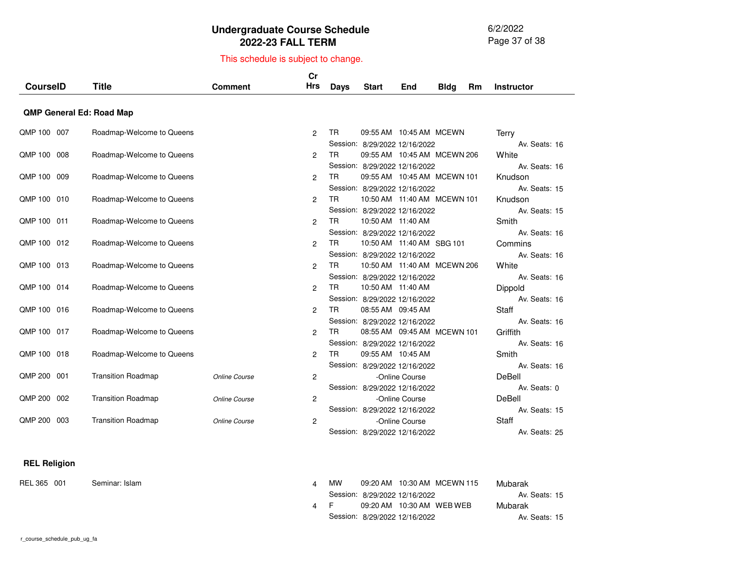# Undergraduate Course Schedule
## 2022-23 FALL TERM

This schedule is subject to change.

### QMP General Ed: Road Map

| CourseID | Title | Comment | Cr Hrs | Days | Start | End | Bldg | Rm | Instructor |
|---|---|---|---|---|---|---|---|---|---|
| QMP 100 007 | Roadmap-Welcome to Queens | | 2 | TR | 09:55 AM | 10:45 AM | MCEWN | | Terry |
| | | | | Session: 8/29/2022 12/16/2022 | | | | | Av. Seats: 16 |
| QMP 100 008 | Roadmap-Welcome to Queens | | 2 | TR | 09:55 AM | 10:45 AM | MCEWN | 206 | White |
| | | | | Session: 8/29/2022 12/16/2022 | | | | | Av. Seats: 16 |
| QMP 100 009 | Roadmap-Welcome to Queens | | 2 | TR | 09:55 AM | 10:45 AM | MCEWN | 101 | Knudson |
| | | | | Session: 8/29/2022 12/16/2022 | | | | | Av. Seats: 15 |
| QMP 100 010 | Roadmap-Welcome to Queens | | 2 | TR | 10:50 AM | 11:40 AM | MCEWN | 101 | Knudson |
| | | | | Session: 8/29/2022 12/16/2022 | | | | | Av. Seats: 15 |
| QMP 100 011 | Roadmap-Welcome to Queens | | 2 | TR | 10:50 AM | 11:40 AM | | | Smith |
| | | | | Session: 8/29/2022 12/16/2022 | | | | | Av. Seats: 16 |
| QMP 100 012 | Roadmap-Welcome to Queens | | 2 | TR | 10:50 AM | 11:40 AM | SBG | 101 | Commins |
| | | | | Session: 8/29/2022 12/16/2022 | | | | | Av. Seats: 16 |
| QMP 100 013 | Roadmap-Welcome to Queens | | 2 | TR | 10:50 AM | 11:40 AM | MCEWN | 206 | White |
| | | | | Session: 8/29/2022 12/16/2022 | | | | | Av. Seats: 16 |
| QMP 100 014 | Roadmap-Welcome to Queens | | 2 | TR | 10:50 AM | 11:40 AM | | | Dippold |
| | | | | Session: 8/29/2022 12/16/2022 | | | | | Av. Seats: 16 |
| QMP 100 016 | Roadmap-Welcome to Queens | | 2 | TR | 08:55 AM | 09:45 AM | | | Staff |
| | | | | Session: 8/29/2022 12/16/2022 | | | | | Av. Seats: 16 |
| QMP 100 017 | Roadmap-Welcome to Queens | | 2 | TR | 08:55 AM | 09:45 AM | MCEWN | 101 | Griffith |
| | | | | Session: 8/29/2022 12/16/2022 | | | | | Av. Seats: 16 |
| QMP 100 018 | Roadmap-Welcome to Queens | | 2 | TR | 09:55 AM | 10:45 AM | | | Smith |
| | | | | Session: 8/29/2022 12/16/2022 | | | | | Av. Seats: 16 |
| QMP 200 001 | Transition Roadmap | *Online Course* | 2 | | -Online Course | | | | DeBell |
| | | | | Session: 8/29/2022 12/16/2022 | | | | | Av. Seats: 0 |
| QMP 200 002 | Transition Roadmap | *Online Course* | 2 | | -Online Course | | | | DeBell |
| | | | | Session: 8/29/2022 12/16/2022 | | | | | Av. Seats: 15 |
| QMP 200 003 | Transition Roadmap | *Online Course* | 2 | | -Online Course | | | | Staff |
| | | | | Session: 8/29/2022 12/16/2022 | | | | | Av. Seats: 25 |

### REL Religion

| CourseID | Title | Comment | Cr Hrs | Days | Start | End | Bldg | Rm | Instructor |
|---|---|---|---|---|---|---|---|---|---|
| REL 365 001 | Seminar: Islam | | 4 | MW | 09:20 AM | 10:30 AM | MCEWN | 115 | Mubarak |
| | | | | Session: 8/29/2022 12/16/2022 | | | | | Av. Seats: 15 |
| | | | 4 | F | 09:20 AM | 10:30 AM | WEB | WEB | Mubarak |
| | | | | Session: 8/29/2022 12/16/2022 | | | | | Av. Seats: 15 |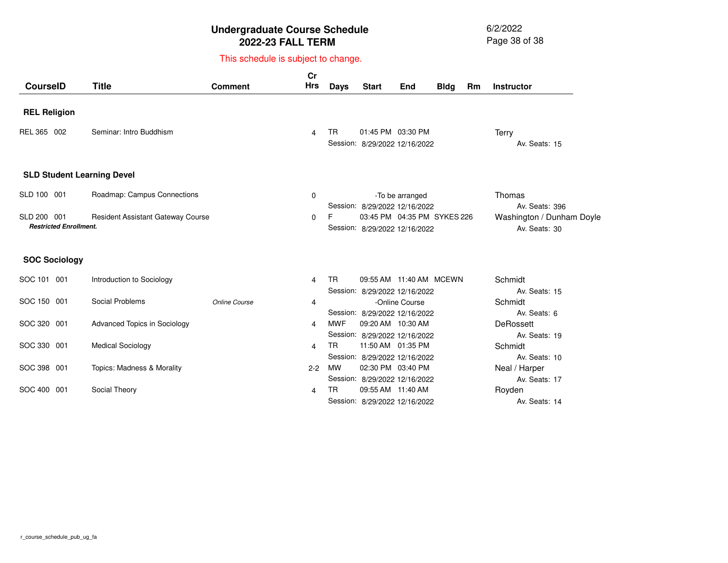# Undergraduate Course Schedule
## 2022-23 FALL TERM

6/2/2022

This schedule is subject to change.

| CourseID | Title | Comment | Cr Hrs | Days | Start | End | Bldg | Rm | Instructor |
|---|---|---|---|---|---|---|---|---|---|
| **REL Religion** | | | | | | | | | |
| REL 365 002 | Seminar: Intro Buddhism | | 4 | TR | 01:45 PM | 03:30 PM | | | Terry |
| | | | | Session: 8/29/2022 12/16/2022 | | | | | Av. Seats: 15 |
| **SLD Student Learning Devel** | | | | | | | | | |
| SLD 100 001 | Roadmap: Campus Connections | | 0 | | -To be arranged | | | | Thomas |
| | | | | Session: 8/29/2022 12/16/2022 | | | | | Av. Seats: 396 |
| SLD 200 001 | Resident Assistant Gateway Course | | 0 | F | 03:45 PM | 04:35 PM | SYKES | 226 | Washington / Dunham Doyle |
| *Restricted Enrollment.* | | | | Session: 8/29/2022 12/16/2022 | | | | | Av. Seats: 30 |
| **SOC Sociology** | | | | | | | | | |
| SOC 101 001 | Introduction to Sociology | | 4 | TR | 09:55 AM | 11:40 AM | MCEWN | | Schmidt |
| | | | | Session: 8/29/2022 12/16/2022 | | | | | Av. Seats: 15 |
| SOC 150 001 | Social Problems | *Online Course* | 4 | | -Online Course | | | | Schmidt |
| | | | | Session: 8/29/2022 12/16/2022 | | | | | Av. Seats: 6 |
| SOC 320 001 | Advanced Topics in Sociology | | 4 | MWF | 09:20 AM | 10:30 AM | | | DeRossett |
| | | | | Session: 8/29/2022 12/16/2022 | | | | | Av. Seats: 19 |
| SOC 330 001 | Medical Sociology | | 4 | TR | 11:50 AM | 01:35 PM | | | Schmidt |
| | | | | Session: 8/29/2022 12/16/2022 | | | | | Av. Seats: 10 |
| SOC 398 001 | Topics: Madness & Morality | | 2-2 | MW | 02:30 PM | 03:40 PM | | | Neal / Harper |
| | | | | Session: 8/29/2022 12/16/2022 | | | | | Av. Seats: 17 |
| SOC 400 001 | Social Theory | | 4 | TR | 09:55 AM | 11:40 AM | | | Royden |
| | | | | Session: 8/29/2022 12/16/2022 | | | | | Av. Seats: 14 |

r_course_schedule_pub_ug_fa